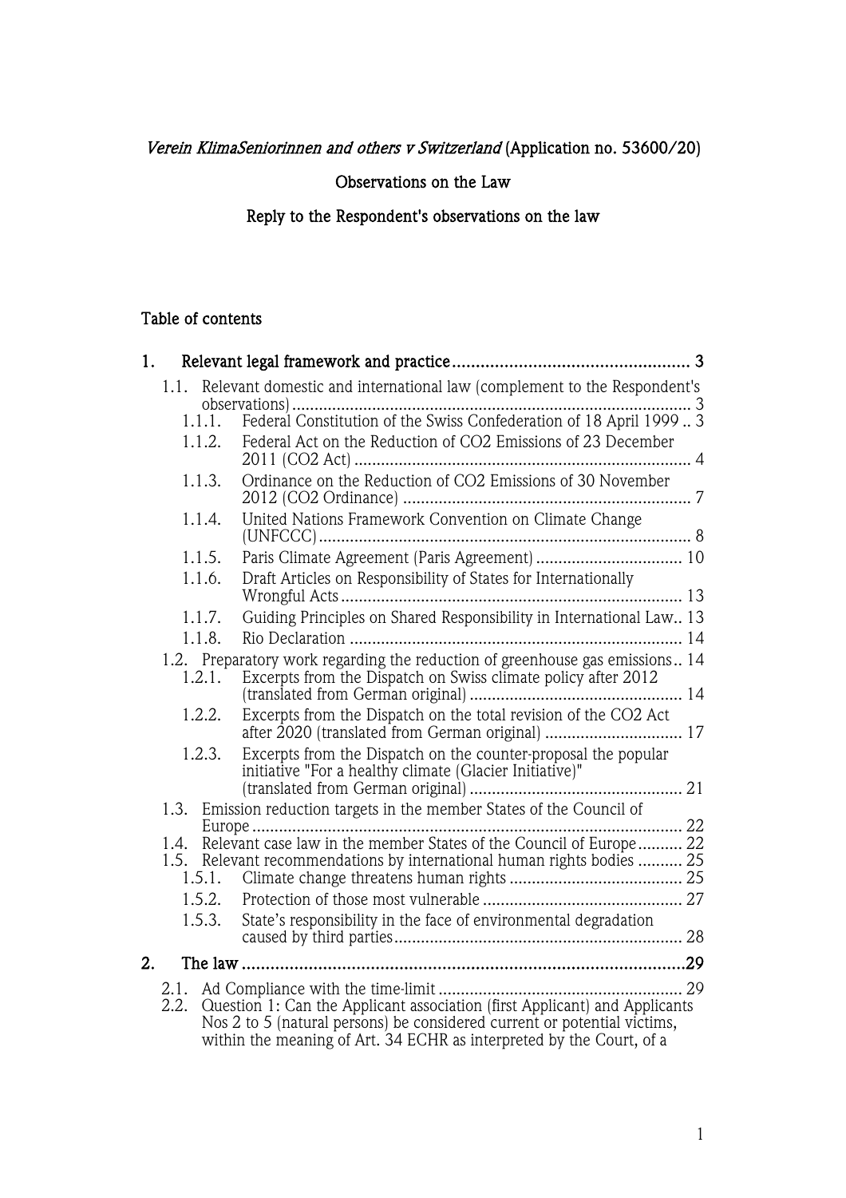*Verein KlimaSeniorinnen and others v Switzerland* (Application no. 53600/20)

Observations on the Law

Reply to the Respondent's observations on the law

## Table of contents

1. Relevant legal framework and practice .................................................. 3
   - 1.1. Relevant domestic and international law (complement to the Respondent's observations) ......................................................................................... 3
     - 1.1.1. Federal Constitution of the Swiss Confederation of 18 April 1999 .. 3
     - 1.1.2. Federal Act on the Reduction of CO2 Emissions of 23 December 2011 (CO2 Act) ........................................................................... 4
     - 1.1.3. Ordinance on the Reduction of CO2 Emissions of 30 November 2012 (CO2 Ordinance) ................................................................ 7
     - 1.1.4. United Nations Framework Convention on Climate Change (UNFCCC) ................................................................................... 8
     - 1.1.5. Paris Climate Agreement (Paris Agreement) ................................ 10
     - 1.1.6. Draft Articles on Responsibility of States for Internationally Wrongful Acts ............................................................................ 13
     - 1.1.7. Guiding Principles on Shared Responsibility in International Law.. 13
     - 1.1.8. Rio Declaration .......................................................................... 14
   - 1.2. Preparatory work regarding the reduction of greenhouse gas emissions.. 14
     - 1.2.1. Excerpts from the Dispatch on Swiss climate policy after 2012 (translated from German original) ................................................ 14
     - 1.2.2. Excerpts from the Dispatch on the total revision of the CO2 Act after 2020 (translated from German original) ............................... 17
     - 1.2.3. Excerpts from the Dispatch on the counter-proposal the popular initiative "For a healthy climate (Glacier Initiative)" (translated from German original) ................................................ 21
   - 1.3. Emission reduction targets in the member States of the Council of Europe ................................................................................................ 22
   - 1.4. Relevant case law in the member States of the Council of Europe.......... 22
   - 1.5. Relevant recommendations by international human rights bodies .......... 25
     - 1.5.1. Climate change threatens human rights ....................................... 25
     - 1.5.2. Protection of those most vulnerable ............................................ 27
     - 1.5.3. State's responsibility in the face of environmental degradation caused by third parties................................................................. 28
2. The law ..............................................................................................29
   - 2.1. Ad Compliance with the time-limit ....................................................... 29
   - 2.2. Question 1: Can the Applicant association (first Applicant) and Applicants Nos 2 to 5 (natural persons) be considered current or potential victims, within the meaning of Art. 34 ECHR as interpreted by the Court, of a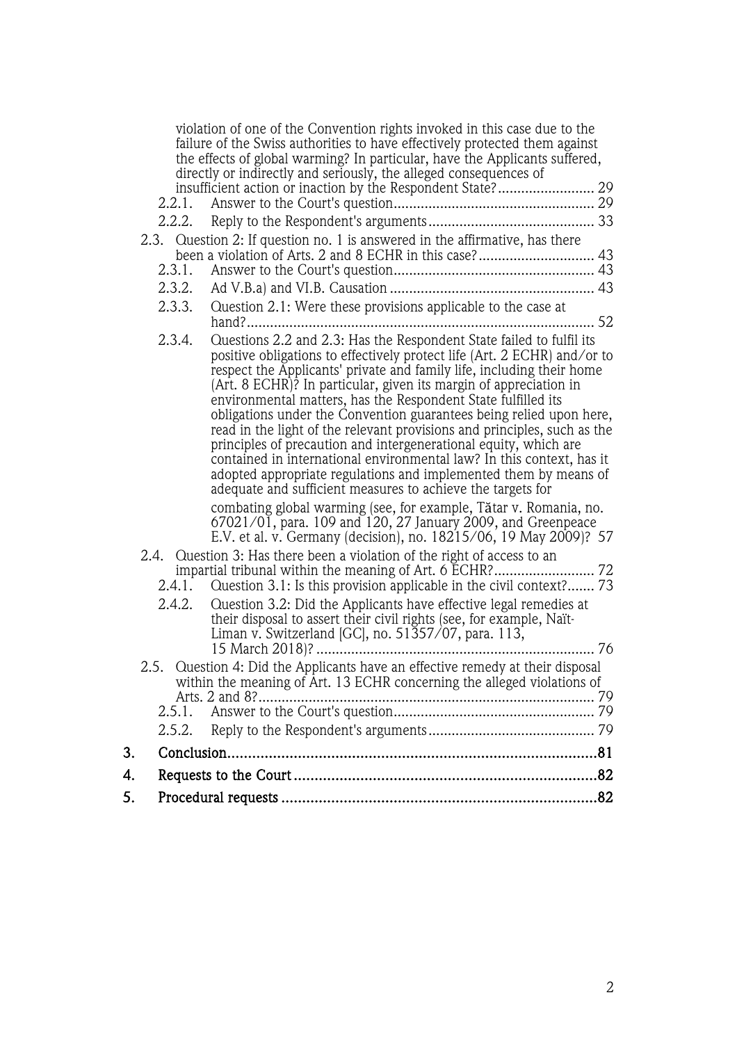violation of one of the Convention rights invoked in this case due to the failure of the Swiss authorities to have effectively protected them against the effects of global warming? In particular, have the Applicants suffered, directly or indirectly and seriously, the alleged consequences of insufficient action or inaction by the Respondent State? ........................ 29

2.2.1. Answer to the Court's question .................................................. 29

2.2.2. Reply to the Respondent's arguments .......................................... 33

2.3. Question 2: If question no. 1 is answered in the affirmative, has there been a violation of Arts. 2 and 8 ECHR in this case? ............................ 43

2.3.1. Answer to the Court's question .................................................. 43

2.3.2. Ad V.B.a) and VI.B. Causation .................................................. 43

2.3.3. Question 2.1: Were these provisions applicable to the case at hand? ......................................................................................... 52

2.3.4. Questions 2.2 and 2.3: Has the Respondent State failed to fulfil its positive obligations to effectively protect life (Art. 2 ECHR) and/or to respect the Applicants' private and family life, including their home (Art. 8 ECHR)? In particular, given its margin of appreciation in environmental matters, has the Respondent State fulfilled its obligations under the Convention guarantees being relied upon here, read in the light of the relevant provisions and principles, such as the principles of precaution and intergenerational equity, which are contained in international environmental law? In this context, has it adopted appropriate regulations and implemented them by means of adequate and sufficient measures to achieve the targets for combating global warming (see, for example, Tătar v. Romania, no. 67021/01, para. 109 and 120, 27 January 2009, and Greenpeace E.V. et al. v. Germany (decision), no. 18215/06, 19 May 2009)? 57

2.4. Question 3: Has there been a violation of the right of access to an impartial tribunal within the meaning of Art. 6 ECHR? ......................... 72

2.4.1. Question 3.1: Is this provision applicable in the civil context? ....... 73

2.4.2. Question 3.2: Did the Applicants have effective legal remedies at their disposal to assert their civil rights (see, for example, Naït-Liman v. Switzerland [GC], no. 51357/07, para. 113, 15 March 2018)? ...................................................................... 76

2.5. Question 4: Did the Applicants have an effective remedy at their disposal within the meaning of Art. 13 ECHR concerning the alleged violations of Arts. 2 and 8? ....................................................................................... 79

2.5.1. Answer to the Court's question .................................................. 79

2.5.2. Reply to the Respondent's arguments .......................................... 79

**3. Conclusion** ......................................................................................... **81**

**4. Requests to the Court** ......................................................................... **82**

**5. Procedural requests** ........................................................................... **82**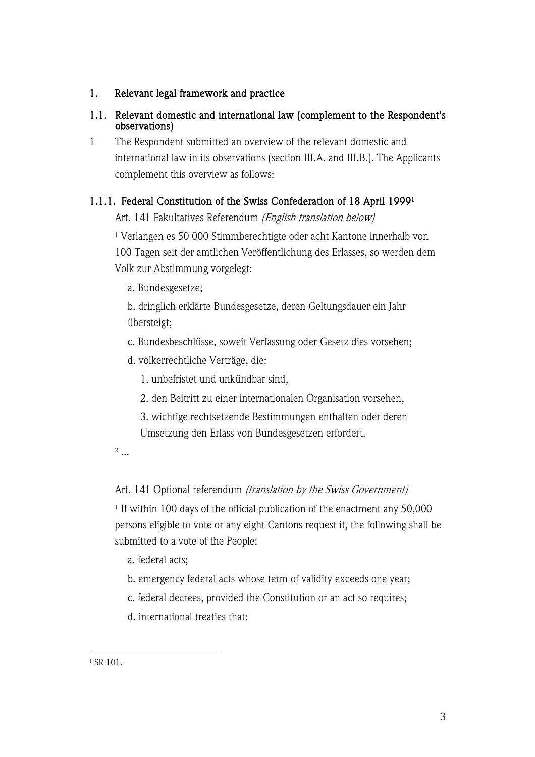## 1. Relevant legal framework and practice

### 1.1. Relevant domestic and international law (complement to the Respondent's observations)

1 The Respondent submitted an overview of the relevant domestic and international law in its observations (section III.A. and III.B.). The Applicants complement this overview as follows:

#### 1.1.1. Federal Constitution of the Swiss Confederation of 18 April 1999[1]

Art. 141 Fakultatives Referendum *(English translation below)*

[1] Verlangen es 50 000 Stimmberechtigte oder acht Kantone innerhalb von 100 Tagen seit der amtlichen Veröffentlichung des Erlasses, so werden dem Volk zur Abstimmung vorgelegt:

a. Bundesgesetze;

b. dringlich erklärte Bundesgesetze, deren Geltungsdauer ein Jahr übersteigt;

c. Bundesbeschlüsse, soweit Verfassung oder Gesetz dies vorsehen;

d. völkerrechtliche Verträge, die:

1. unbefristet und unkündbar sind,

2. den Beitritt zu einer internationalen Organisation vorsehen,

3. wichtige rechtsetzende Bestimmungen enthalten oder deren Umsetzung den Erlass von Bundesgesetzen erfordert.

[2] ...

Art. 141 Optional referendum *(translation by the Swiss Government)*

[1] If within 100 days of the official publication of the enactment any 50,000 persons eligible to vote or any eight Cantons request it, the following shall be submitted to a vote of the People:

a. federal acts;

b. emergency federal acts whose term of validity exceeds one year;

c. federal decrees, provided the Constitution or an act so requires;

d. international treaties that:

[1] SR 101.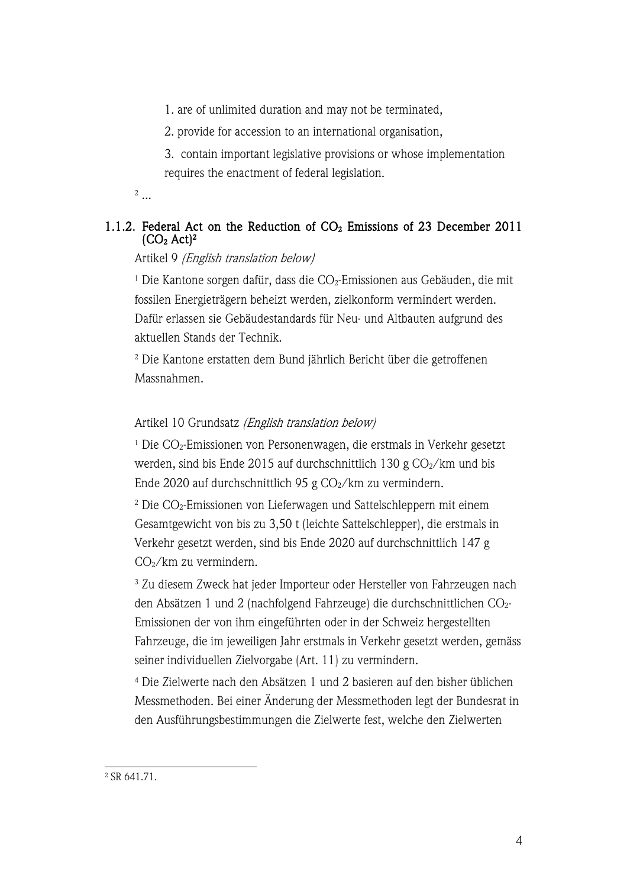1. are of unlimited duration and may not be terminated,

2. provide for accession to an international organisation,

3. contain important legislative provisions or whose implementation requires the enactment of federal legislation.

[2] ...

### 1.1.2. Federal Act on the Reduction of $CO_2$ Emissions of 23 December 2011 ($CO_2$ Act)[2]

Artikel 9 *(English translation below)*

[1] Die Kantone sorgen dafür, dass die $CO_2$-Emissionen aus Gebäuden, die mit fossilen Energieträgern beheizt werden, zielkonform vermindert werden. Dafür erlassen sie Gebäudestandards für Neu- und Altbauten aufgrund des aktuellen Stands der Technik.

[2] Die Kantone erstatten dem Bund jährlich Bericht über die getroffenen Massnahmen.

Artikel 10 Grundsatz *(English translation below)*

[1] Die $CO_2$-Emissionen von Personenwagen, die erstmals in Verkehr gesetzt werden, sind bis Ende 2015 auf durchschnittlich 130 g $CO_2$/km und bis Ende 2020 auf durchschnittlich 95 g $CO_2$/km zu vermindern.

[2] Die $CO_2$-Emissionen von Lieferwagen und Sattelschleppern mit einem Gesamtgewicht von bis zu 3,50 t (leichte Sattelschlepper), die erstmals in Verkehr gesetzt werden, sind bis Ende 2020 auf durchschnittlich 147 g $CO_2$/km zu vermindern.

[3] Zu diesem Zweck hat jeder Importeur oder Hersteller von Fahrzeugen nach den Absätzen 1 und 2 (nachfolgend Fahrzeuge) die durchschnittlichen $CO_2$-Emissionen der von ihm eingeführten oder in der Schweiz hergestellten Fahrzeuge, die im jeweiligen Jahr erstmals in Verkehr gesetzt werden, gemäss seiner individuellen Zielvorgabe (Art. 11) zu vermindern.

[4] Die Zielwerte nach den Absätzen 1 und 2 basieren auf den bisher üblichen Messmethoden. Bei einer Änderung der Messmethoden legt der Bundesrat in den Ausführungsbestimmungen die Zielwerte fest, welche den Zielwerten

---

[2] SR 641.71.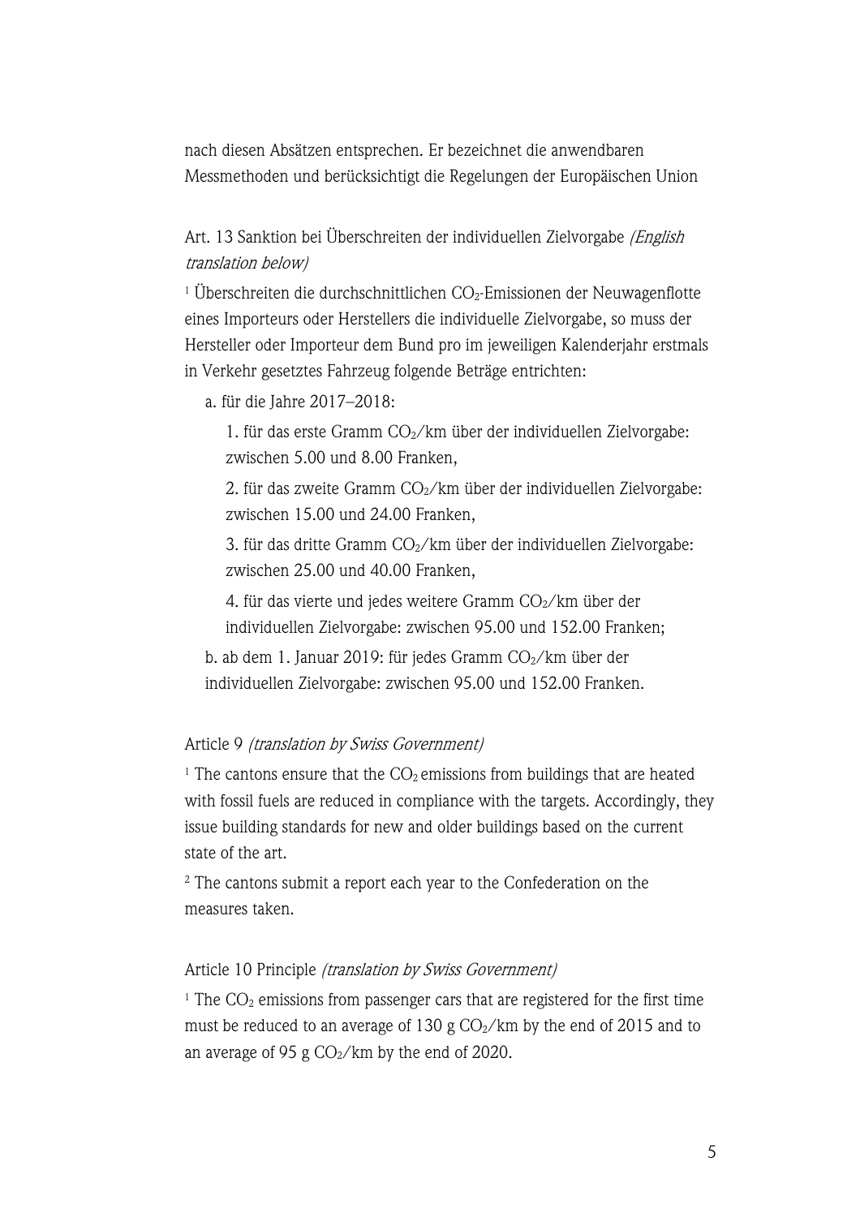nach diesen Absätzen entsprechen. Er bezeichnet die anwendbaren Messmethoden und berücksichtigt die Regelungen der Europäischen Union

Art. 13 Sanktion bei Überschreiten der individuellen Zielvorgabe *(English translation below)*

[1] Überschreiten die durchschnittlichen $CO_2$-Emissionen der Neuwagenflotte eines Importeurs oder Herstellers die individuelle Zielvorgabe, so muss der Hersteller oder Importeur dem Bund pro im jeweiligen Kalenderjahr erstmals in Verkehr gesetztes Fahrzeug folgende Beträge entrichten:

a. für die Jahre 2017–2018:

1. für das erste Gramm $CO_2$/km über der individuellen Zielvorgabe: zwischen 5.00 und 8.00 Franken,
2. für das zweite Gramm $CO_2$/km über der individuellen Zielvorgabe: zwischen 15.00 und 24.00 Franken,
3. für das dritte Gramm $CO_2$/km über der individuellen Zielvorgabe: zwischen 25.00 und 40.00 Franken,
4. für das vierte und jedes weitere Gramm $CO_2$/km über der individuellen Zielvorgabe: zwischen 95.00 und 152.00 Franken;

b. ab dem 1. Januar 2019: für jedes Gramm $CO_2$/km über der individuellen Zielvorgabe: zwischen 95.00 und 152.00 Franken.

Article 9 *(translation by Swiss Government)*

[1] The cantons ensure that the $CO_2$ emissions from buildings that are heated with fossil fuels are reduced in compliance with the targets. Accordingly, they issue building standards for new and older buildings based on the current state of the art.

[2] The cantons submit a report each year to the Confederation on the measures taken.

Article 10 Principle *(translation by Swiss Government)*

[1] The $CO_2$ emissions from passenger cars that are registered for the first time must be reduced to an average of 130 g $CO_2$/km by the end of 2015 and to an average of 95 g $CO_2$/km by the end of 2020.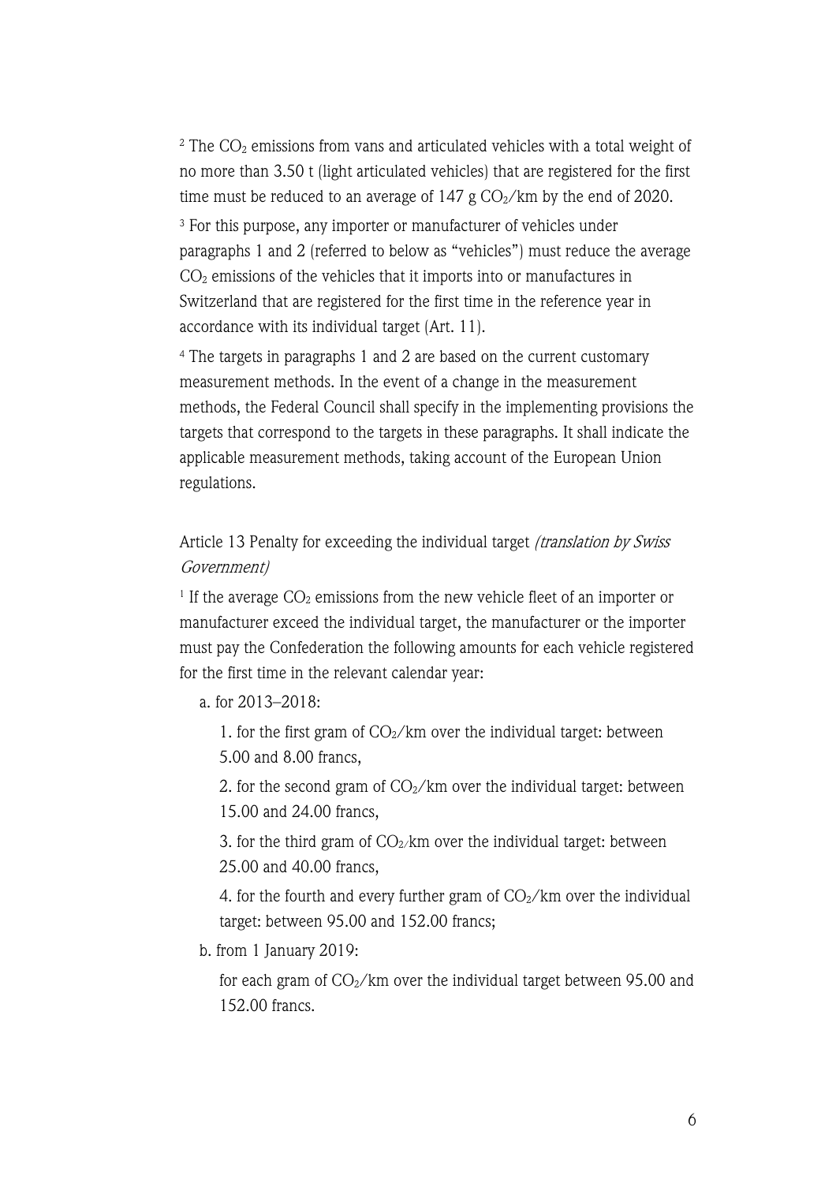[2] The $CO_2$ emissions from vans and articulated vehicles with a total weight of no more than 3.50 t (light articulated vehicles) that are registered for the first time must be reduced to an average of 147 g $CO_2$/km by the end of 2020.

[3] For this purpose, any importer or manufacturer of vehicles under paragraphs 1 and 2 (referred to below as "vehicles") must reduce the average $CO_2$ emissions of the vehicles that it imports into or manufactures in Switzerland that are registered for the first time in the reference year in accordance with its individual target (Art. 11).

[4] The targets in paragraphs 1 and 2 are based on the current customary measurement methods. In the event of a change in the measurement methods, the Federal Council shall specify in the implementing provisions the targets that correspond to the targets in these paragraphs. It shall indicate the applicable measurement methods, taking account of the European Union regulations.

Article 13 Penalty for exceeding the individual target *(translation by Swiss Government)*

[1] If the average $CO_2$ emissions from the new vehicle fleet of an importer or manufacturer exceed the individual target, the manufacturer or the importer must pay the Confederation the following amounts for each vehicle registered for the first time in the relevant calendar year:

a. for 2013–2018:

1. for the first gram of $CO_2$/km over the individual target: between 5.00 and 8.00 francs,
2. for the second gram of $CO_2$/km over the individual target: between 15.00 and 24.00 francs,
3. for the third gram of $CO_2$/km over the individual target: between 25.00 and 40.00 francs,
4. for the fourth and every further gram of $CO_2$/km over the individual target: between 95.00 and 152.00 francs;

b. from 1 January 2019:

for each gram of $CO_2$/km over the individual target between 95.00 and 152.00 francs.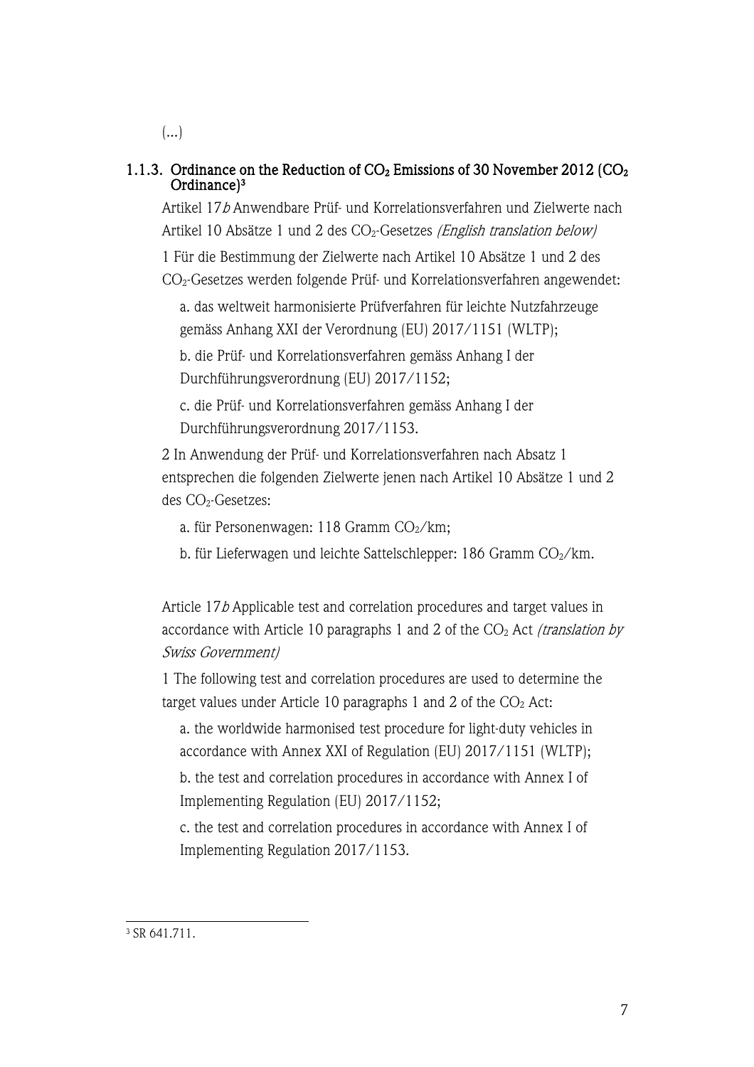(...)

### 1.1.3. Ordinance on the Reduction of $CO_2$ Emissions of 30 November 2012 ($CO_2$ Ordinance)[3]

Artikel 17*b* Anwendbare Prüf- und Korrelationsverfahren und Zielwerte nach Artikel 10 Absätze 1 und 2 des $CO_2$-Gesetzes *(English translation below)*

1 Für die Bestimmung der Zielwerte nach Artikel 10 Absätze 1 und 2 des $CO_2$-Gesetzes werden folgende Prüf- und Korrelationsverfahren angewendet:

a. das weltweit harmonisierte Prüfverfahren für leichte Nutzfahrzeuge gemäss Anhang XXI der Verordnung (EU) 2017/1151 (WLTP);

b. die Prüf- und Korrelationsverfahren gemäss Anhang I der Durchführungsverordnung (EU) 2017/1152;

c. die Prüf- und Korrelationsverfahren gemäss Anhang I der Durchführungsverordnung 2017/1153.

2 In Anwendung der Prüf- und Korrelationsverfahren nach Absatz 1 entsprechen die folgenden Zielwerte jenen nach Artikel 10 Absätze 1 und 2 des $CO_2$-Gesetzes:

a. für Personenwagen: 118 Gramm $CO_2$/km;

b. für Lieferwagen und leichte Sattelschlepper: 186 Gramm $CO_2$/km.

Article 17*b* Applicable test and correlation procedures and target values in accordance with Article 10 paragraphs 1 and 2 of the $CO_2$ Act *(translation by Swiss Government)*

1 The following test and correlation procedures are used to determine the target values under Article 10 paragraphs 1 and 2 of the $CO_2$ Act:

a. the worldwide harmonised test procedure for light-duty vehicles in accordance with Annex XXI of Regulation (EU) 2017/1151 (WLTP);

b. the test and correlation procedures in accordance with Annex I of Implementing Regulation (EU) 2017/1152;

c. the test and correlation procedures in accordance with Annex I of Implementing Regulation 2017/1153.

[3] SR 641.711.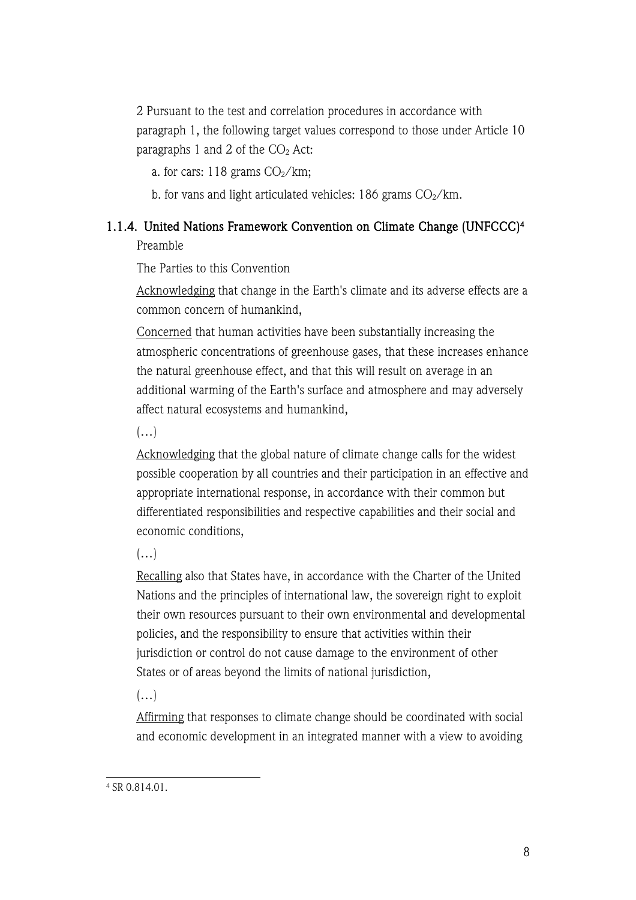2 Pursuant to the test and correlation procedures in accordance with paragraph 1, the following target values correspond to those under Article 10 paragraphs 1 and 2 of the $CO_2$ Act:

a. for cars: 118 grams $CO_2$/km;

b. for vans and light articulated vehicles: 186 grams $CO_2$/km.

### 1.1.4. United Nations Framework Convention on Climate Change (UNFCCC)[4]

Preamble

The Parties to this Convention

Acknowledging that change in the Earth's climate and its adverse effects are a common concern of humankind,

Concerned that human activities have been substantially increasing the atmospheric concentrations of greenhouse gases, that these increases enhance the natural greenhouse effect, and that this will result on average in an additional warming of the Earth's surface and atmosphere and may adversely affect natural ecosystems and humankind,

(…)

Acknowledging that the global nature of climate change calls for the widest possible cooperation by all countries and their participation in an effective and appropriate international response, in accordance with their common but differentiated responsibilities and respective capabilities and their social and economic conditions,

(…)

Recalling also that States have, in accordance with the Charter of the United Nations and the principles of international law, the sovereign right to exploit their own resources pursuant to their own environmental and developmental policies, and the responsibility to ensure that activities within their jurisdiction or control do not cause damage to the environment of other States or of areas beyond the limits of national jurisdiction,

(…)

Affirming that responses to climate change should be coordinated with social and economic development in an integrated manner with a view to avoiding

[4] SR 0.814.01.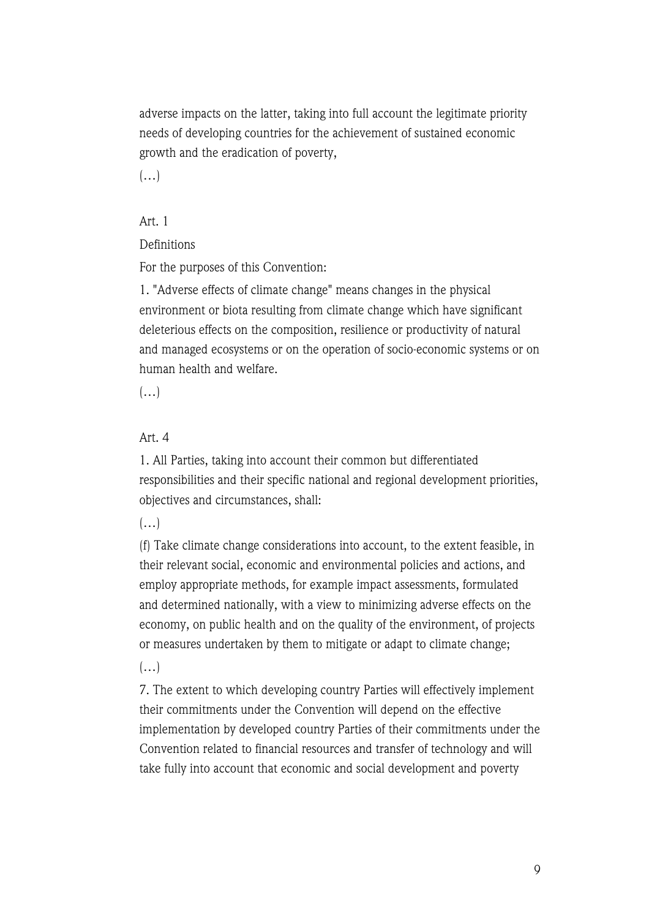adverse impacts on the latter, taking into full account the legitimate priority needs of developing countries for the achievement of sustained economic growth and the eradication of poverty,

(…)

Art. 1

Definitions

For the purposes of this Convention:

1. "Adverse effects of climate change" means changes in the physical environment or biota resulting from climate change which have significant deleterious effects on the composition, resilience or productivity of natural and managed ecosystems or on the operation of socio-economic systems or on human health and welfare.

(…)

Art. 4

1. All Parties, taking into account their common but differentiated responsibilities and their specific national and regional development priorities, objectives and circumstances, shall:

(…)

(f) Take climate change considerations into account, to the extent feasible, in their relevant social, economic and environmental policies and actions, and employ appropriate methods, for example impact assessments, formulated and determined nationally, with a view to minimizing adverse effects on the economy, on public health and on the quality of the environment, of projects or measures undertaken by them to mitigate or adapt to climate change;

(…)

7. The extent to which developing country Parties will effectively implement their commitments under the Convention will depend on the effective implementation by developed country Parties of their commitments under the Convention related to financial resources and transfer of technology and will take fully into account that economic and social development and poverty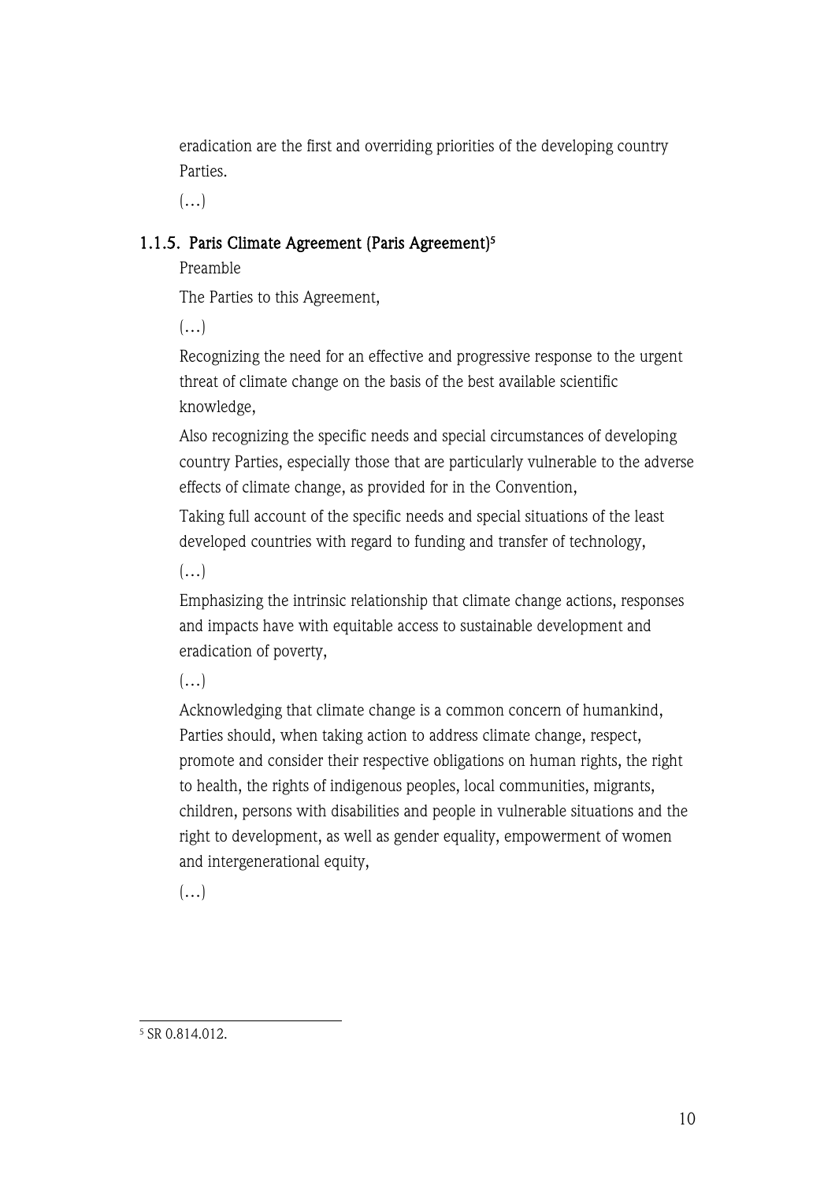eradication are the first and overriding priorities of the developing country Parties.

(…)

#### 1.1.5. Paris Climate Agreement (Paris Agreement)[5]

Preamble

The Parties to this Agreement,

(…)

Recognizing the need for an effective and progressive response to the urgent threat of climate change on the basis of the best available scientific knowledge,

Also recognizing the specific needs and special circumstances of developing country Parties, especially those that are particularly vulnerable to the adverse effects of climate change, as provided for in the Convention,

Taking full account of the specific needs and special situations of the least developed countries with regard to funding and transfer of technology,

(…)

Emphasizing the intrinsic relationship that climate change actions, responses and impacts have with equitable access to sustainable development and eradication of poverty,

(…)

Acknowledging that climate change is a common concern of humankind, Parties should, when taking action to address climate change, respect, promote and consider their respective obligations on human rights, the right to health, the rights of indigenous peoples, local communities, migrants, children, persons with disabilities and people in vulnerable situations and the right to development, as well as gender equality, empowerment of women and intergenerational equity,

(…)

---

[5] SR 0.814.012.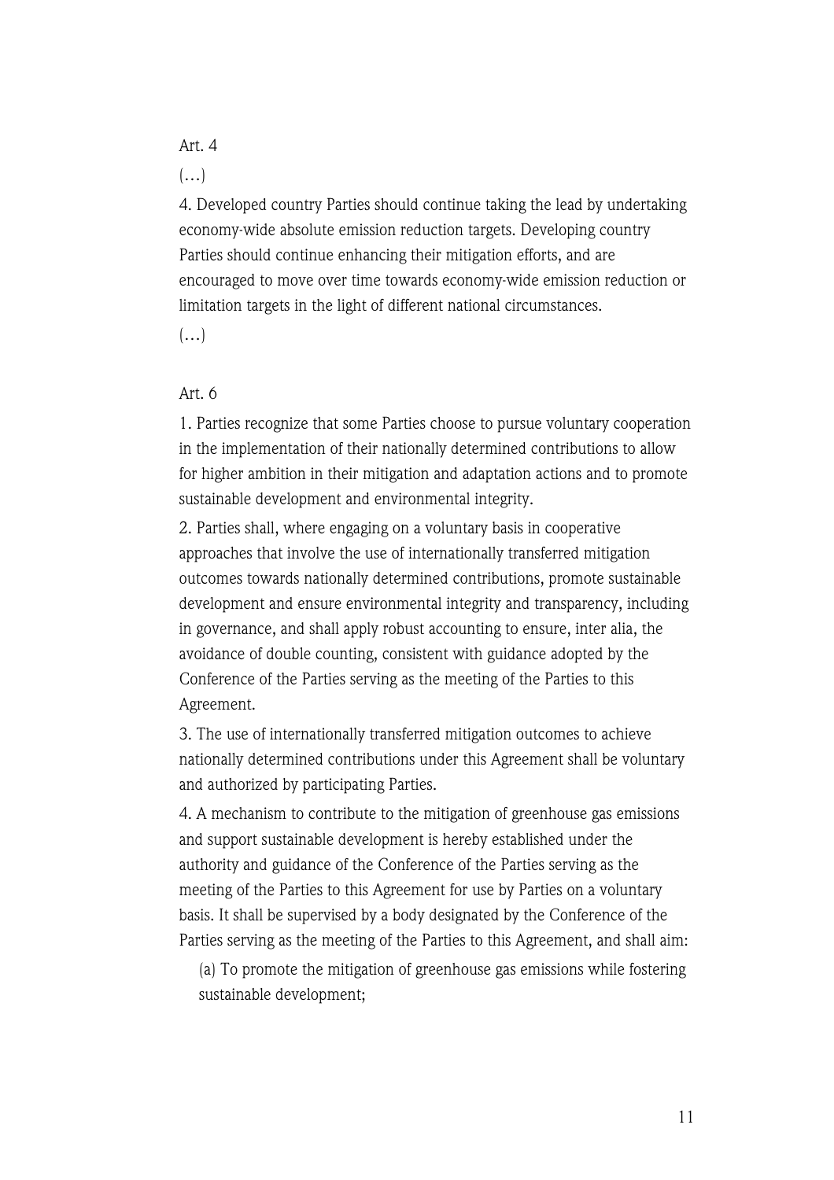Art. 4

(…)

4. Developed country Parties should continue taking the lead by undertaking economy-wide absolute emission reduction targets. Developing country Parties should continue enhancing their mitigation efforts, and are encouraged to move over time towards economy-wide emission reduction or limitation targets in the light of different national circumstances.

(…)

Art. 6

1. Parties recognize that some Parties choose to pursue voluntary cooperation in the implementation of their nationally determined contributions to allow for higher ambition in their mitigation and adaptation actions and to promote sustainable development and environmental integrity.

2. Parties shall, where engaging on a voluntary basis in cooperative approaches that involve the use of internationally transferred mitigation outcomes towards nationally determined contributions, promote sustainable development and ensure environmental integrity and transparency, including in governance, and shall apply robust accounting to ensure, inter alia, the avoidance of double counting, consistent with guidance adopted by the Conference of the Parties serving as the meeting of the Parties to this Agreement.

3. The use of internationally transferred mitigation outcomes to achieve nationally determined contributions under this Agreement shall be voluntary and authorized by participating Parties.

4. A mechanism to contribute to the mitigation of greenhouse gas emissions and support sustainable development is hereby established under the authority and guidance of the Conference of the Parties serving as the meeting of the Parties to this Agreement for use by Parties on a voluntary basis. It shall be supervised by a body designated by the Conference of the Parties serving as the meeting of the Parties to this Agreement, and shall aim:

(a) To promote the mitigation of greenhouse gas emissions while fostering sustainable development;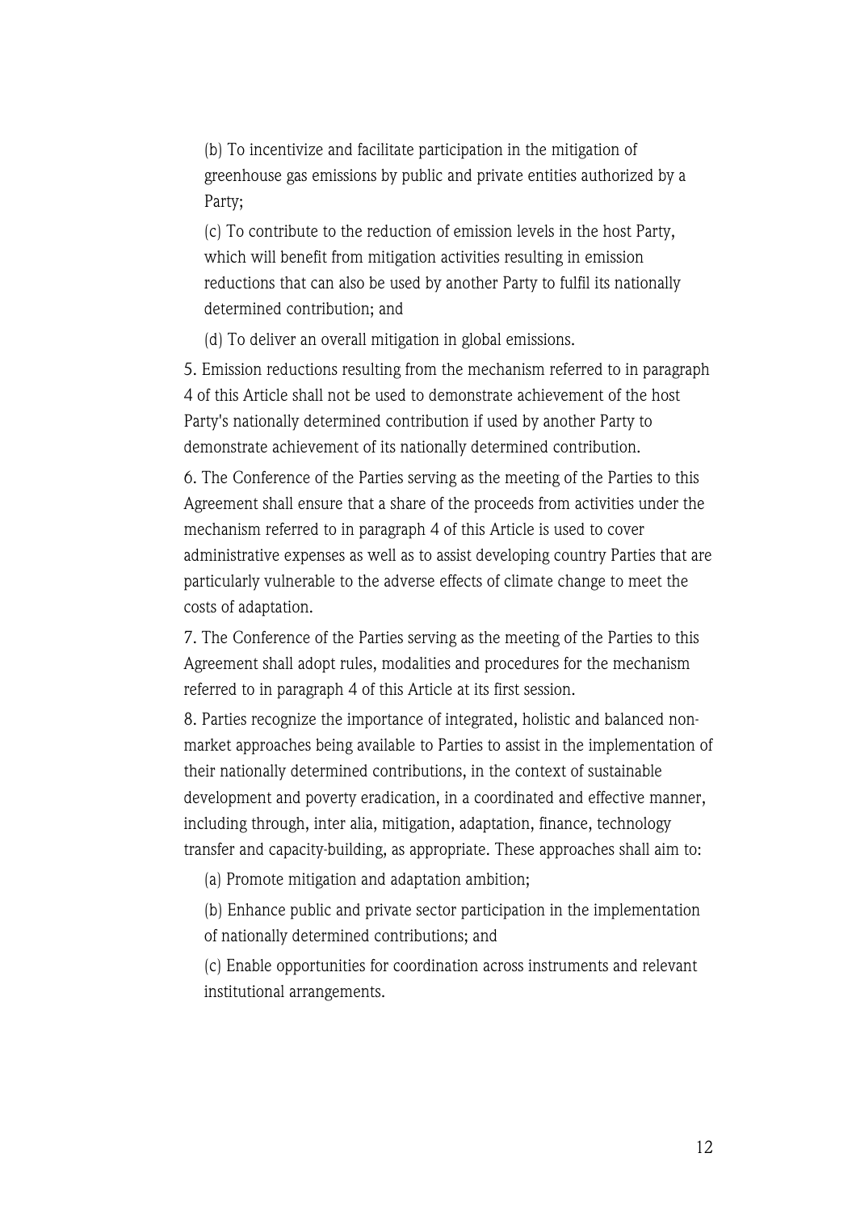(b) To incentivize and facilitate participation in the mitigation of greenhouse gas emissions by public and private entities authorized by a Party;

(c) To contribute to the reduction of emission levels in the host Party, which will benefit from mitigation activities resulting in emission reductions that can also be used by another Party to fulfil its nationally determined contribution; and

(d) To deliver an overall mitigation in global emissions.

5. Emission reductions resulting from the mechanism referred to in paragraph 4 of this Article shall not be used to demonstrate achievement of the host Party's nationally determined contribution if used by another Party to demonstrate achievement of its nationally determined contribution.

6. The Conference of the Parties serving as the meeting of the Parties to this Agreement shall ensure that a share of the proceeds from activities under the mechanism referred to in paragraph 4 of this Article is used to cover administrative expenses as well as to assist developing country Parties that are particularly vulnerable to the adverse effects of climate change to meet the costs of adaptation.

7. The Conference of the Parties serving as the meeting of the Parties to this Agreement shall adopt rules, modalities and procedures for the mechanism referred to in paragraph 4 of this Article at its first session.

8. Parties recognize the importance of integrated, holistic and balanced non-market approaches being available to Parties to assist in the implementation of their nationally determined contributions, in the context of sustainable development and poverty eradication, in a coordinated and effective manner, including through, inter alia, mitigation, adaptation, finance, technology transfer and capacity-building, as appropriate. These approaches shall aim to:

(a) Promote mitigation and adaptation ambition;

(b) Enhance public and private sector participation in the implementation of nationally determined contributions; and

(c) Enable opportunities for coordination across instruments and relevant institutional arrangements.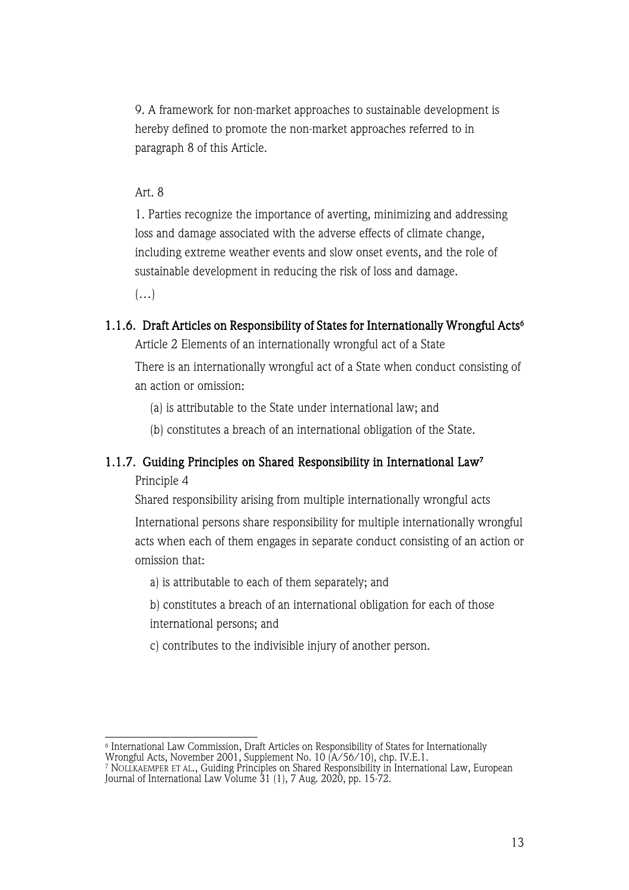9. A framework for non-market approaches to sustainable development is hereby defined to promote the non-market approaches referred to in paragraph 8 of this Article.

Art. 8

1. Parties recognize the importance of averting, minimizing and addressing loss and damage associated with the adverse effects of climate change, including extreme weather events and slow onset events, and the role of sustainable development in reducing the risk of loss and damage.

(…)

### 1.1.6. Draft Articles on Responsibility of States for Internationally Wrongful Acts[6]

Article 2 Elements of an internationally wrongful act of a State

There is an internationally wrongful act of a State when conduct consisting of an action or omission:

(a) is attributable to the State under international law; and

(b) constitutes a breach of an international obligation of the State.

### 1.1.7. Guiding Principles on Shared Responsibility in International Law[7]

Principle 4

Shared responsibility arising from multiple internationally wrongful acts

International persons share responsibility for multiple internationally wrongful acts when each of them engages in separate conduct consisting of an action or omission that:

a) is attributable to each of them separately; and

b) constitutes a breach of an international obligation for each of those international persons; and

c) contributes to the indivisible injury of another person.

---

[6] International Law Commission, Draft Articles on Responsibility of States for Internationally Wrongful Acts, November 2001, Supplement No. 10 (A/56/10), chp. IV.E.1.

[7] NOLLKAEMPER ET AL., Guiding Principles on Shared Responsibility in International Law, European Journal of International Law Volume 31 (1), 7 Aug. 2020, pp. 15-72.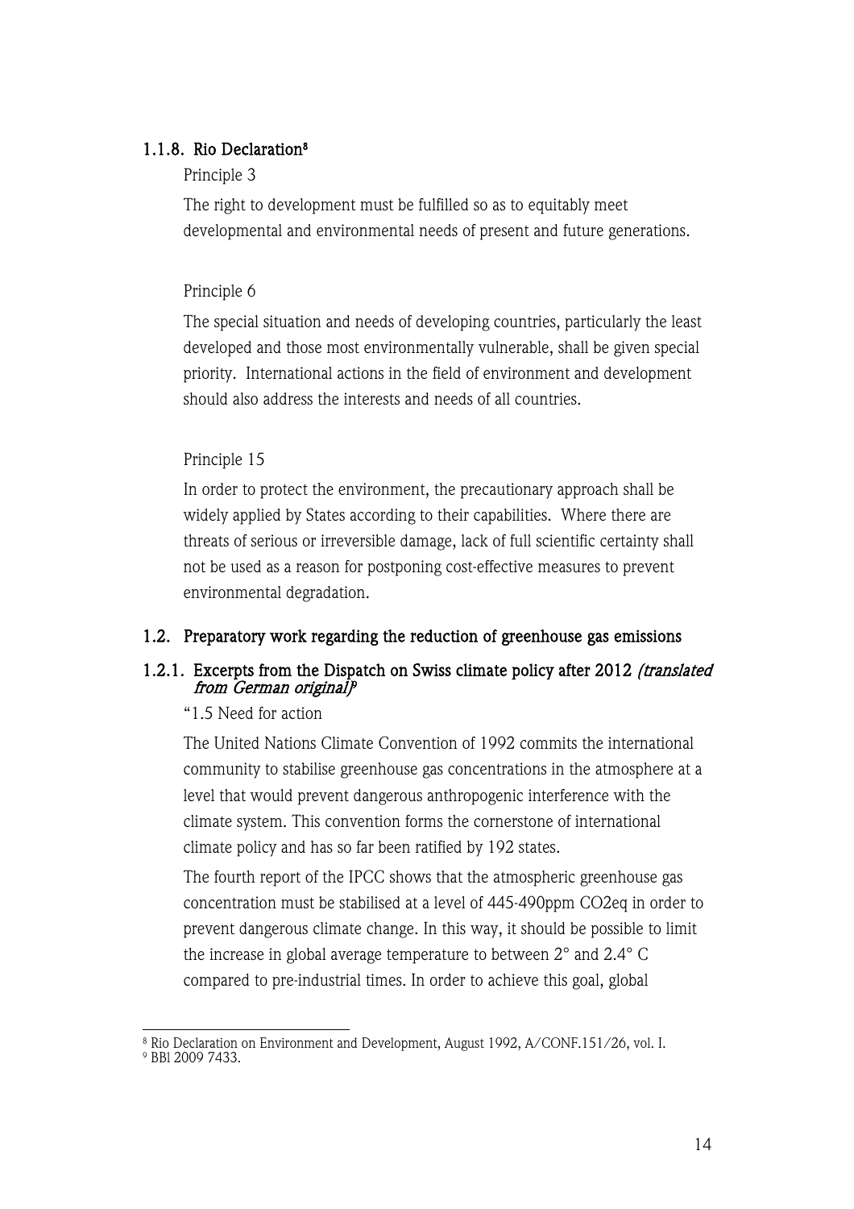### 1.1.8. Rio Declaration[8]

Principle 3

The right to development must be fulfilled so as to equitably meet developmental and environmental needs of present and future generations.

Principle 6

The special situation and needs of developing countries, particularly the least developed and those most environmentally vulnerable, shall be given special priority. International actions in the field of environment and development should also address the interests and needs of all countries.

Principle 15

In order to protect the environment, the precautionary approach shall be widely applied by States according to their capabilities. Where there are threats of serious or irreversible damage, lack of full scientific certainty shall not be used as a reason for postponing cost-effective measures to prevent environmental degradation.

## 1.2. Preparatory work regarding the reduction of greenhouse gas emissions

### 1.2.1. Excerpts from the Dispatch on Swiss climate policy after 2012 *(translated from German original)*[9]

"1.5 Need for action

The United Nations Climate Convention of 1992 commits the international community to stabilise greenhouse gas concentrations in the atmosphere at a level that would prevent dangerous anthropogenic interference with the climate system. This convention forms the cornerstone of international climate policy and has so far been ratified by 192 states.

The fourth report of the IPCC shows that the atmospheric greenhouse gas concentration must be stabilised at a level of 445-490ppm CO2eq in order to prevent dangerous climate change. In this way, it should be possible to limit the increase in global average temperature to between 2° and 2.4° C compared to pre-industrial times. In order to achieve this goal, global

---

[8] Rio Declaration on Environment and Development, August 1992, A/CONF.151/26, vol. I.

[9] BBl 2009 7433.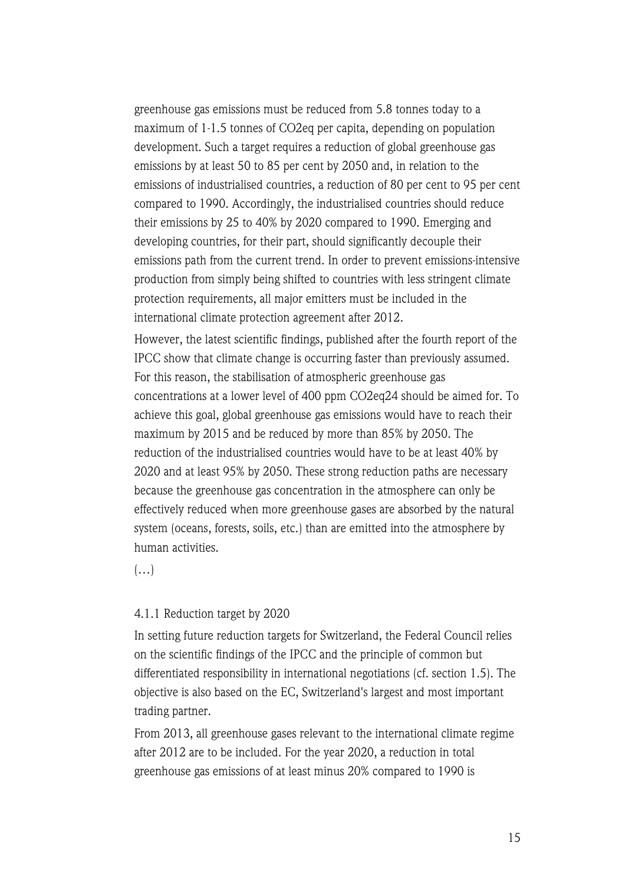greenhouse gas emissions must be reduced from 5.8 tonnes today to a maximum of 1-1.5 tonnes of $CO_2eq$ per capita, depending on population development. Such a target requires a reduction of global greenhouse gas emissions by at least 50 to 85 per cent by 2050 and, in relation to the emissions of industrialised countries, a reduction of 80 per cent to 95 per cent compared to 1990. Accordingly, the industrialised countries should reduce their emissions by 25 to 40% by 2020 compared to 1990. Emerging and developing countries, for their part, should significantly decouple their emissions path from the current trend. In order to prevent emissions-intensive production from simply being shifted to countries with less stringent climate protection requirements, all major emitters must be included in the international climate protection agreement after 2012.

However, the latest scientific findings, published after the fourth report of the IPCC show that climate change is occurring faster than previously assumed. For this reason, the stabilisation of atmospheric greenhouse gas concentrations at a lower level of 400 ppm $CO_2eq$[24] should be aimed for. To achieve this goal, global greenhouse gas emissions would have to reach their maximum by 2015 and be reduced by more than 85% by 2050. The reduction of the industrialised countries would have to be at least 40% by 2020 and at least 95% by 2050. These strong reduction paths are necessary because the greenhouse gas concentration in the atmosphere can only be effectively reduced when more greenhouse gases are absorbed by the natural system (oceans, forests, soils, etc.) than are emitted into the atmosphere by human activities.

(…)

#### 4.1.1 Reduction target by 2020

In setting future reduction targets for Switzerland, the Federal Council relies on the scientific findings of the IPCC and the principle of common but differentiated responsibility in international negotiations (cf. section 1.5). The objective is also based on the EC, Switzerland's largest and most important trading partner.

From 2013, all greenhouse gases relevant to the international climate regime after 2012 are to be included. For the year 2020, a reduction in total greenhouse gas emissions of at least minus 20% compared to 1990 is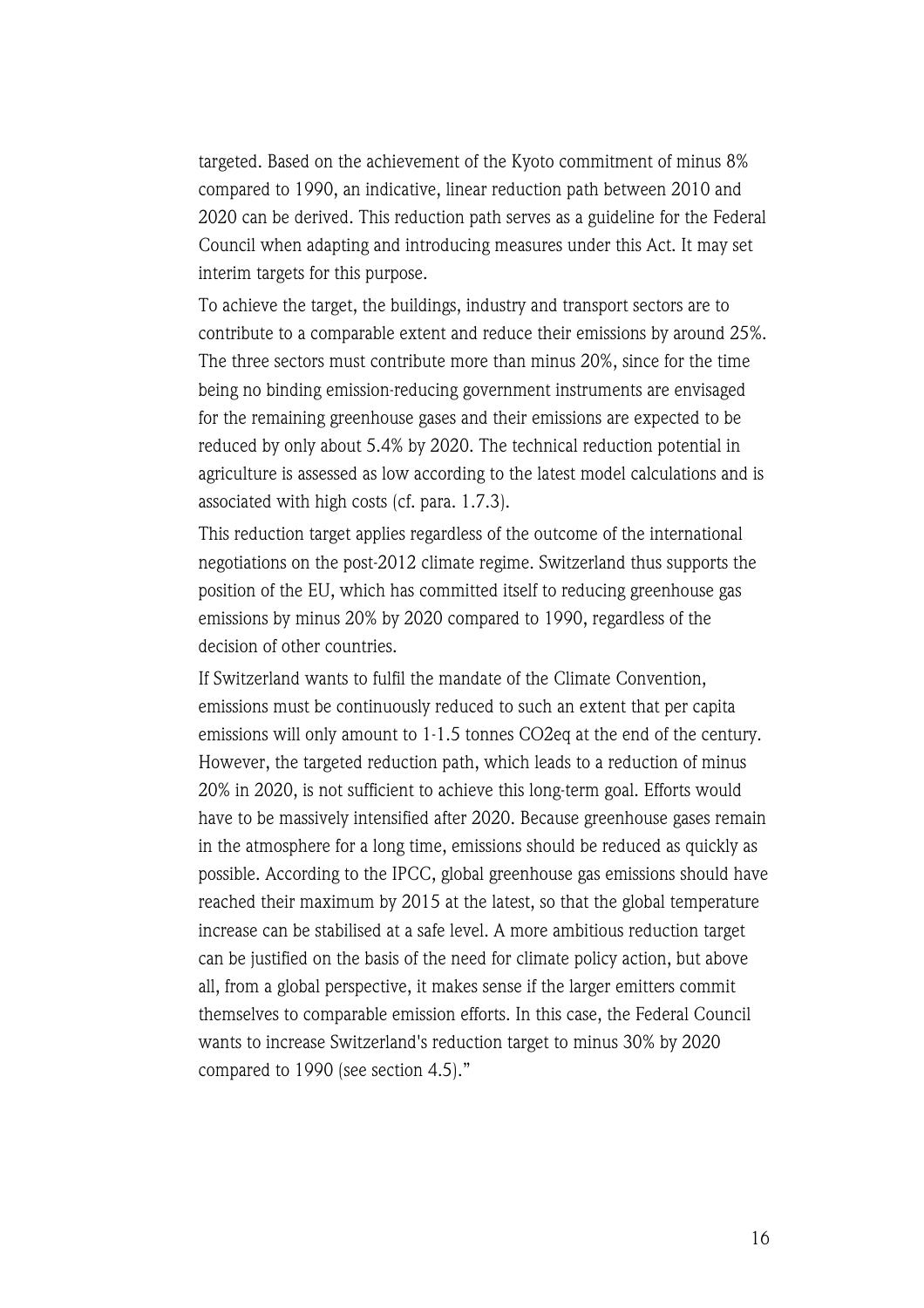targeted. Based on the achievement of the Kyoto commitment of minus 8% compared to 1990, an indicative, linear reduction path between 2010 and 2020 can be derived. This reduction path serves as a guideline for the Federal Council when adapting and introducing measures under this Act. It may set interim targets for this purpose.

To achieve the target, the buildings, industry and transport sectors are to contribute to a comparable extent and reduce their emissions by around 25%. The three sectors must contribute more than minus 20%, since for the time being no binding emission-reducing government instruments are envisaged for the remaining greenhouse gases and their emissions are expected to be reduced by only about 5.4% by 2020. The technical reduction potential in agriculture is assessed as low according to the latest model calculations and is associated with high costs (cf. para. 1.7.3).

This reduction target applies regardless of the outcome of the international negotiations on the post-2012 climate regime. Switzerland thus supports the position of the EU, which has committed itself to reducing greenhouse gas emissions by minus 20% by 2020 compared to 1990, regardless of the decision of other countries.

If Switzerland wants to fulfil the mandate of the Climate Convention, emissions must be continuously reduced to such an extent that per capita emissions will only amount to 1-1.5 tonnes $CO_2eq$ at the end of the century. However, the targeted reduction path, which leads to a reduction of minus 20% in 2020, is not sufficient to achieve this long-term goal. Efforts would have to be massively intensified after 2020. Because greenhouse gases remain in the atmosphere for a long time, emissions should be reduced as quickly as possible. According to the IPCC, global greenhouse gas emissions should have reached their maximum by 2015 at the latest, so that the global temperature increase can be stabilised at a safe level. A more ambitious reduction target can be justified on the basis of the need for climate policy action, but above all, from a global perspective, it makes sense if the larger emitters commit themselves to comparable emission efforts. In this case, the Federal Council wants to increase Switzerland's reduction target to minus 30% by 2020 compared to 1990 (see section 4.5)."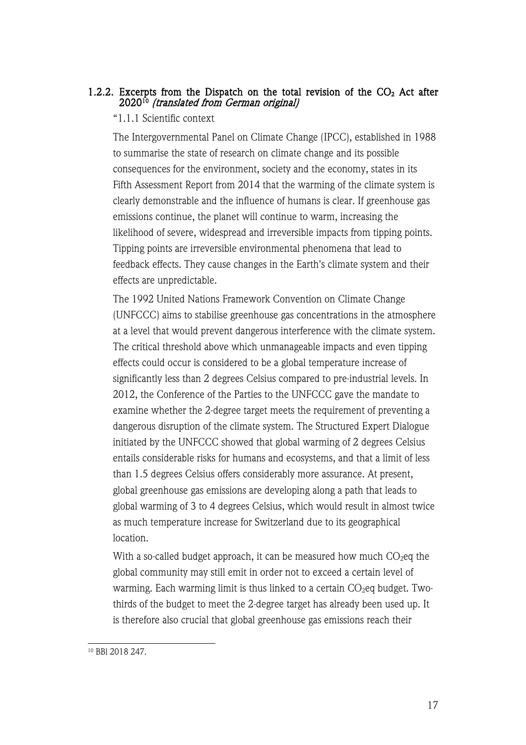#### 1.2.2. Excerpts from the Dispatch on the total revision of the $CO_2$ Act after 2020[10] *(translated from German original)*

"1.1.1 Scientific context

The Intergovernmental Panel on Climate Change (IPCC), established in 1988 to summarise the state of research on climate change and its possible consequences for the environment, society and the economy, states in its Fifth Assessment Report from 2014 that the warming of the climate system is clearly demonstrable and the influence of humans is clear. If greenhouse gas emissions continue, the planet will continue to warm, increasing the likelihood of severe, widespread and irreversible impacts from tipping points. Tipping points are irreversible environmental phenomena that lead to feedback effects. They cause changes in the Earth's climate system and their effects are unpredictable.

The 1992 United Nations Framework Convention on Climate Change (UNFCCC) aims to stabilise greenhouse gas concentrations in the atmosphere at a level that would prevent dangerous interference with the climate system. The critical threshold above which unmanageable impacts and even tipping effects could occur is considered to be a global temperature increase of significantly less than 2 degrees Celsius compared to pre-industrial levels. In 2012, the Conference of the Parties to the UNFCCC gave the mandate to examine whether the 2-degree target meets the requirement of preventing a dangerous disruption of the climate system. The Structured Expert Dialogue initiated by the UNFCCC showed that global warming of 2 degrees Celsius entails considerable risks for humans and ecosystems, and that a limit of less than 1.5 degrees Celsius offers considerably more assurance. At present, global greenhouse gas emissions are developing along a path that leads to global warming of 3 to 4 degrees Celsius, which would result in almost twice as much temperature increase for Switzerland due to its geographical location.

With a so-called budget approach, it can be measured how much $CO_2$eq the global community may still emit in order not to exceed a certain level of warming. Each warming limit is thus linked to a certain $CO_2$eq budget. Two-thirds of the budget to meet the 2-degree target has already been used up. It is therefore also crucial that global greenhouse gas emissions reach their

[10] BBl 2018 247.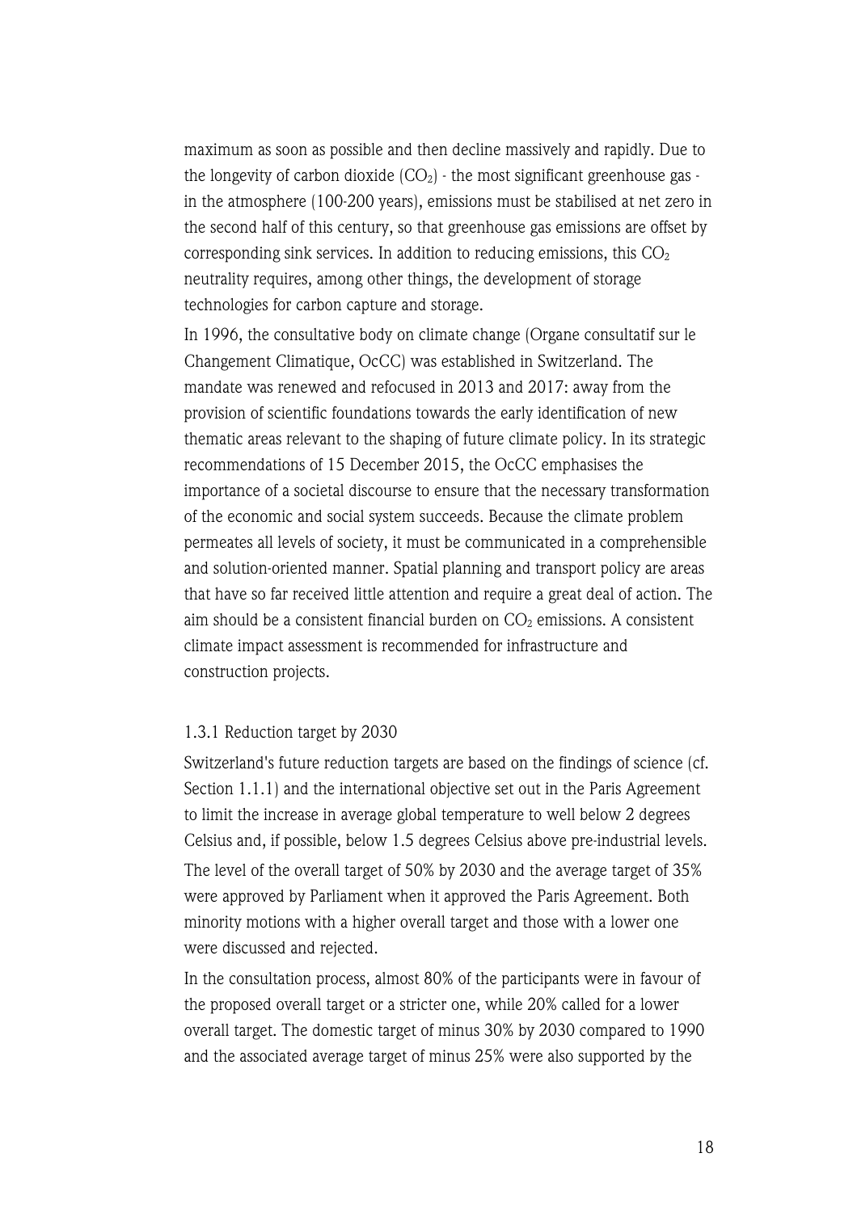maximum as soon as possible and then decline massively and rapidly. Due to the longevity of carbon dioxide ($CO_2$) - the most significant greenhouse gas - in the atmosphere (100-200 years), emissions must be stabilised at net zero in the second half of this century, so that greenhouse gas emissions are offset by corresponding sink services. In addition to reducing emissions, this $CO_2$ neutrality requires, among other things, the development of storage technologies for carbon capture and storage.

In 1996, the consultative body on climate change (Organe consultatif sur le Changement Climatique, OcCC) was established in Switzerland. The mandate was renewed and refocused in 2013 and 2017: away from the provision of scientific foundations towards the early identification of new thematic areas relevant to the shaping of future climate policy. In its strategic recommendations of 15 December 2015, the OcCC emphasises the importance of a societal discourse to ensure that the necessary transformation of the economic and social system succeeds. Because the climate problem permeates all levels of society, it must be communicated in a comprehensible and solution-oriented manner. Spatial planning and transport policy are areas that have so far received little attention and require a great deal of action. The aim should be a consistent financial burden on $CO_2$ emissions. A consistent climate impact assessment is recommended for infrastructure and construction projects.

### 1.3.1 Reduction target by 2030

Switzerland's future reduction targets are based on the findings of science (cf. Section 1.1.1) and the international objective set out in the Paris Agreement to limit the increase in average global temperature to well below 2 degrees Celsius and, if possible, below 1.5 degrees Celsius above pre-industrial levels. The level of the overall target of 50% by 2030 and the average target of 35% were approved by Parliament when it approved the Paris Agreement. Both minority motions with a higher overall target and those with a lower one were discussed and rejected.

In the consultation process, almost 80% of the participants were in favour of the proposed overall target or a stricter one, while 20% called for a lower overall target. The domestic target of minus 30% by 2030 compared to 1990 and the associated average target of minus 25% were also supported by the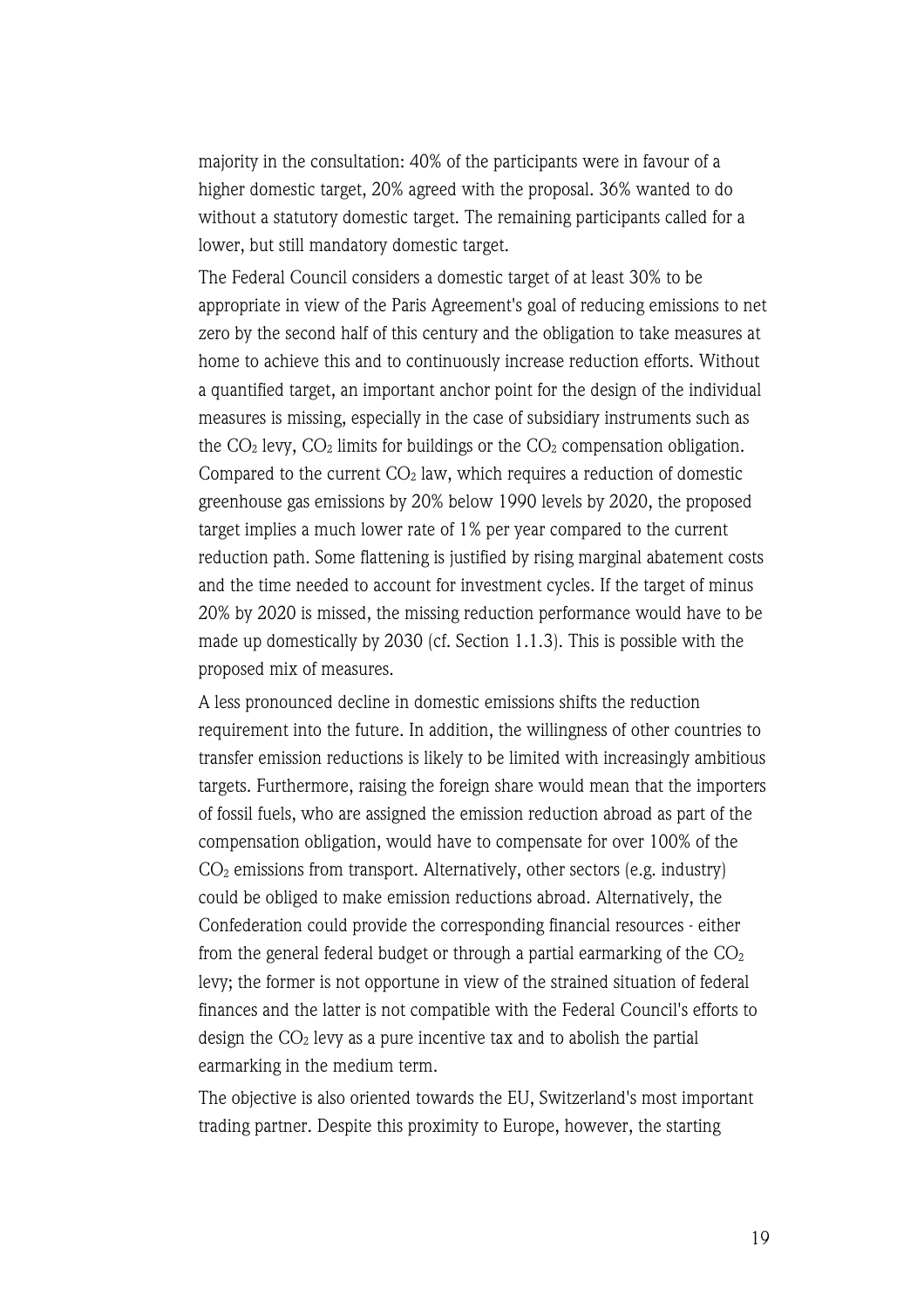majority in the consultation: 40% of the participants were in favour of a higher domestic target, 20% agreed with the proposal. 36% wanted to do without a statutory domestic target. The remaining participants called for a lower, but still mandatory domestic target.

The Federal Council considers a domestic target of at least 30% to be appropriate in view of the Paris Agreement's goal of reducing emissions to net zero by the second half of this century and the obligation to take measures at home to achieve this and to continuously increase reduction efforts. Without a quantified target, an important anchor point for the design of the individual measures is missing, especially in the case of subsidiary instruments such as the $CO_2$ levy, $CO_2$ limits for buildings or the $CO_2$ compensation obligation. Compared to the current $CO_2$ law, which requires a reduction of domestic greenhouse gas emissions by 20% below 1990 levels by 2020, the proposed target implies a much lower rate of 1% per year compared to the current reduction path. Some flattening is justified by rising marginal abatement costs and the time needed to account for investment cycles. If the target of minus 20% by 2020 is missed, the missing reduction performance would have to be made up domestically by 2030 (cf. Section 1.1.3). This is possible with the proposed mix of measures.

A less pronounced decline in domestic emissions shifts the reduction requirement into the future. In addition, the willingness of other countries to transfer emission reductions is likely to be limited with increasingly ambitious targets. Furthermore, raising the foreign share would mean that the importers of fossil fuels, who are assigned the emission reduction abroad as part of the compensation obligation, would have to compensate for over 100% of the $CO_2$ emissions from transport. Alternatively, other sectors (e.g. industry) could be obliged to make emission reductions abroad. Alternatively, the Confederation could provide the corresponding financial resources - either from the general federal budget or through a partial earmarking of the $CO_2$ levy; the former is not opportune in view of the strained situation of federal finances and the latter is not compatible with the Federal Council's efforts to design the $CO_2$ levy as a pure incentive tax and to abolish the partial earmarking in the medium term.

The objective is also oriented towards the EU, Switzerland's most important trading partner. Despite this proximity to Europe, however, the starting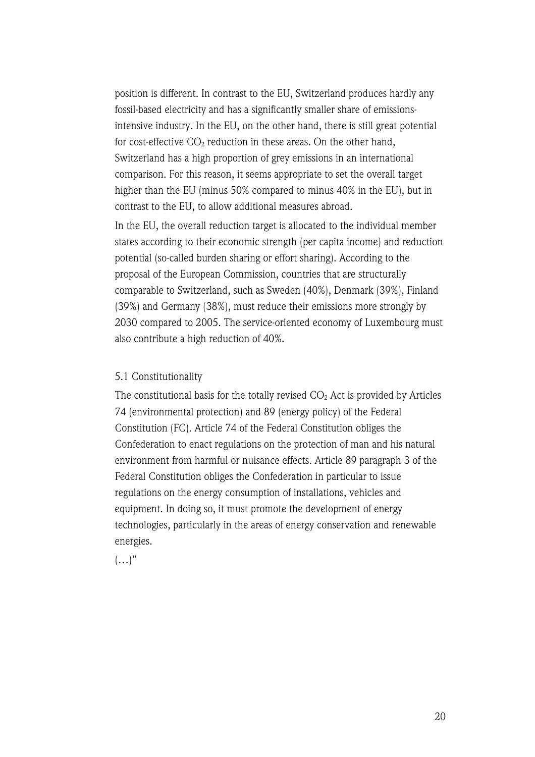position is different. In contrast to the EU, Switzerland produces hardly any fossil-based electricity and has a significantly smaller share of emissions-intensive industry. In the EU, on the other hand, there is still great potential for cost-effective $CO_2$ reduction in these areas. On the other hand, Switzerland has a high proportion of grey emissions in an international comparison. For this reason, it seems appropriate to set the overall target higher than the EU (minus 50% compared to minus 40% in the EU), but in contrast to the EU, to allow additional measures abroad.

In the EU, the overall reduction target is allocated to the individual member states according to their economic strength (per capita income) and reduction potential (so-called burden sharing or effort sharing). According to the proposal of the European Commission, countries that are structurally comparable to Switzerland, such as Sweden (40%), Denmark (39%), Finland (39%) and Germany (38%), must reduce their emissions more strongly by 2030 compared to 2005. The service-oriented economy of Luxembourg must also contribute a high reduction of 40%.

5.1 Constitutionality

The constitutional basis for the totally revised $CO_2$ Act is provided by Articles 74 (environmental protection) and 89 (energy policy) of the Federal Constitution (FC). Article 74 of the Federal Constitution obliges the Confederation to enact regulations on the protection of man and his natural environment from harmful or nuisance effects. Article 89 paragraph 3 of the Federal Constitution obliges the Confederation in particular to issue regulations on the energy consumption of installations, vehicles and equipment. In doing so, it must promote the development of energy technologies, particularly in the areas of energy conservation and renewable energies.

(…)"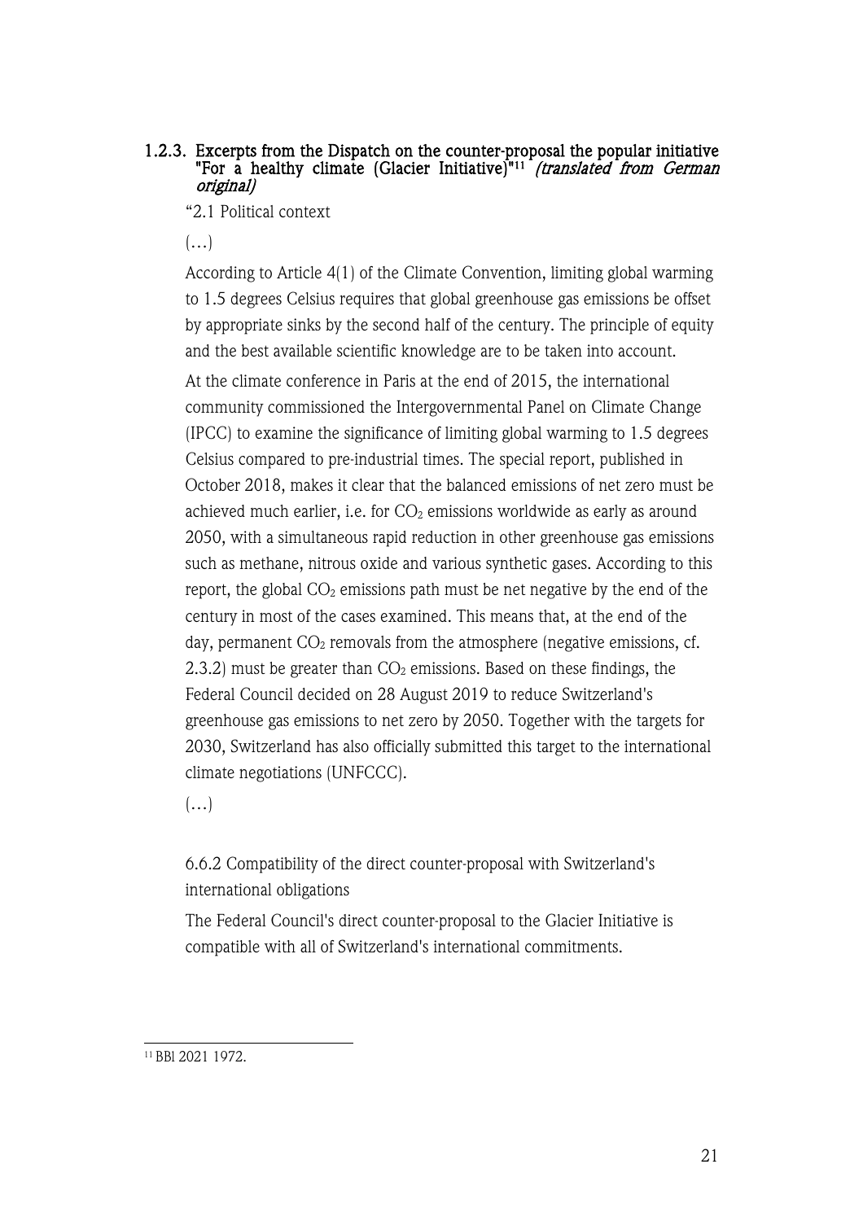### 1.2.3. Excerpts from the Dispatch on the counter-proposal the popular initiative "For a healthy climate (Glacier Initiative)"[11] *(translated from German original)*

"2.1 Political context

(…)

According to Article 4(1) of the Climate Convention, limiting global warming to 1.5 degrees Celsius requires that global greenhouse gas emissions be offset by appropriate sinks by the second half of the century. The principle of equity and the best available scientific knowledge are to be taken into account.

At the climate conference in Paris at the end of 2015, the international community commissioned the Intergovernmental Panel on Climate Change (IPCC) to examine the significance of limiting global warming to 1.5 degrees Celsius compared to pre-industrial times. The special report, published in October 2018, makes it clear that the balanced emissions of net zero must be achieved much earlier, i.e. for $CO_2$ emissions worldwide as early as around 2050, with a simultaneous rapid reduction in other greenhouse gas emissions such as methane, nitrous oxide and various synthetic gases. According to this report, the global $CO_2$ emissions path must be net negative by the end of the century in most of the cases examined. This means that, at the end of the day, permanent $CO_2$ removals from the atmosphere (negative emissions, cf. 2.3.2) must be greater than $CO_2$ emissions. Based on these findings, the Federal Council decided on 28 August 2019 to reduce Switzerland's greenhouse gas emissions to net zero by 2050. Together with the targets for 2030, Switzerland has also officially submitted this target to the international climate negotiations (UNFCCC).

(…)

6.6.2 Compatibility of the direct counter-proposal with Switzerland's international obligations

The Federal Council's direct counter-proposal to the Glacier Initiative is compatible with all of Switzerland's international commitments.

[11] BBl 2021 1972.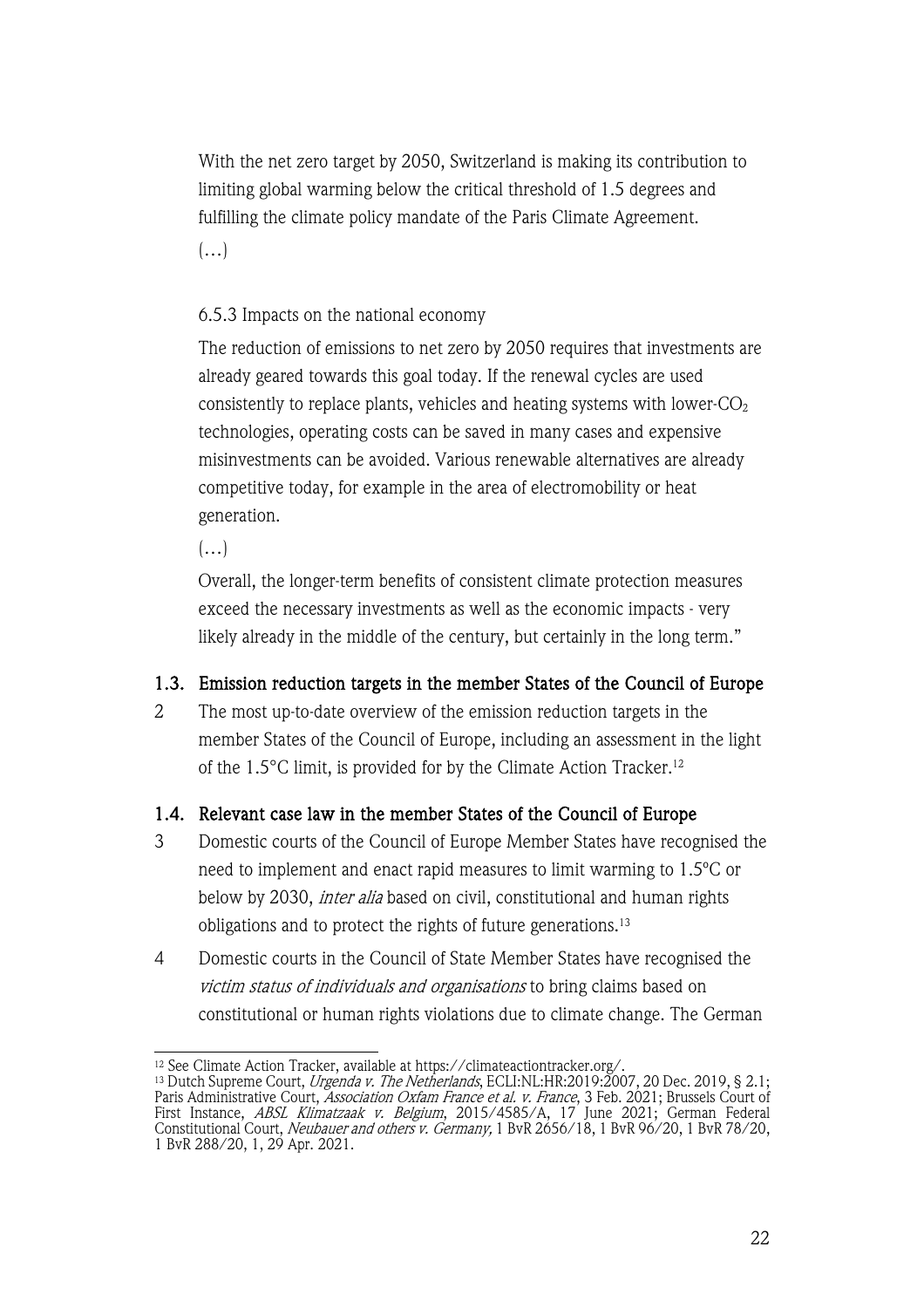With the net zero target by 2050, Switzerland is making its contribution to limiting global warming below the critical threshold of 1.5 degrees and fulfilling the climate policy mandate of the Paris Climate Agreement.

(…)

6.5.3 Impacts on the national economy

The reduction of emissions to net zero by 2050 requires that investments are already geared towards this goal today. If the renewal cycles are used consistently to replace plants, vehicles and heating systems with lower-$CO_2$ technologies, operating costs can be saved in many cases and expensive misinvestments can be avoided. Various renewable alternatives are already competitive today, for example in the area of electromobility or heat generation.

(…)

Overall, the longer-term benefits of consistent climate protection measures exceed the necessary investments as well as the economic impacts - very likely already in the middle of the century, but certainly in the long term."

### 1.3. Emission reduction targets in the member States of the Council of Europe

2 The most up-to-date overview of the emission reduction targets in the member States of the Council of Europe, including an assessment in the light of the 1.5°C limit, is provided for by the Climate Action Tracker.[12]

### 1.4. Relevant case law in the member States of the Council of Europe

3 Domestic courts of the Council of Europe Member States have recognised the need to implement and enact rapid measures to limit warming to 1.5ºC or below by 2030, *inter alia* based on civil, constitutional and human rights obligations and to protect the rights of future generations.[13]

4 Domestic courts in the Council of State Member States have recognised the *victim status of individuals and organisations* to bring claims based on constitutional or human rights violations due to climate change. The German

---

[12] See Climate Action Tracker, available at https://climateactiontracker.org/.

[13] Dutch Supreme Court, *Urgenda v. The Netherlands*, ECLI:NL:HR:2019:2007, 20 Dec. 2019, § 2.1; Paris Administrative Court, *Association Oxfam France et al. v. France*, 3 Feb. 2021; Brussels Court of First Instance, *ABSL Klimatzaak v. Belgium*, 2015/4585/A, 17 June 2021; German Federal Constitutional Court, *Neubauer and others v. Germany,* 1 BvR 2656/18, 1 BvR 96/20, 1 BvR 78/20, 1 BvR 288/20, 1, 29 Apr. 2021.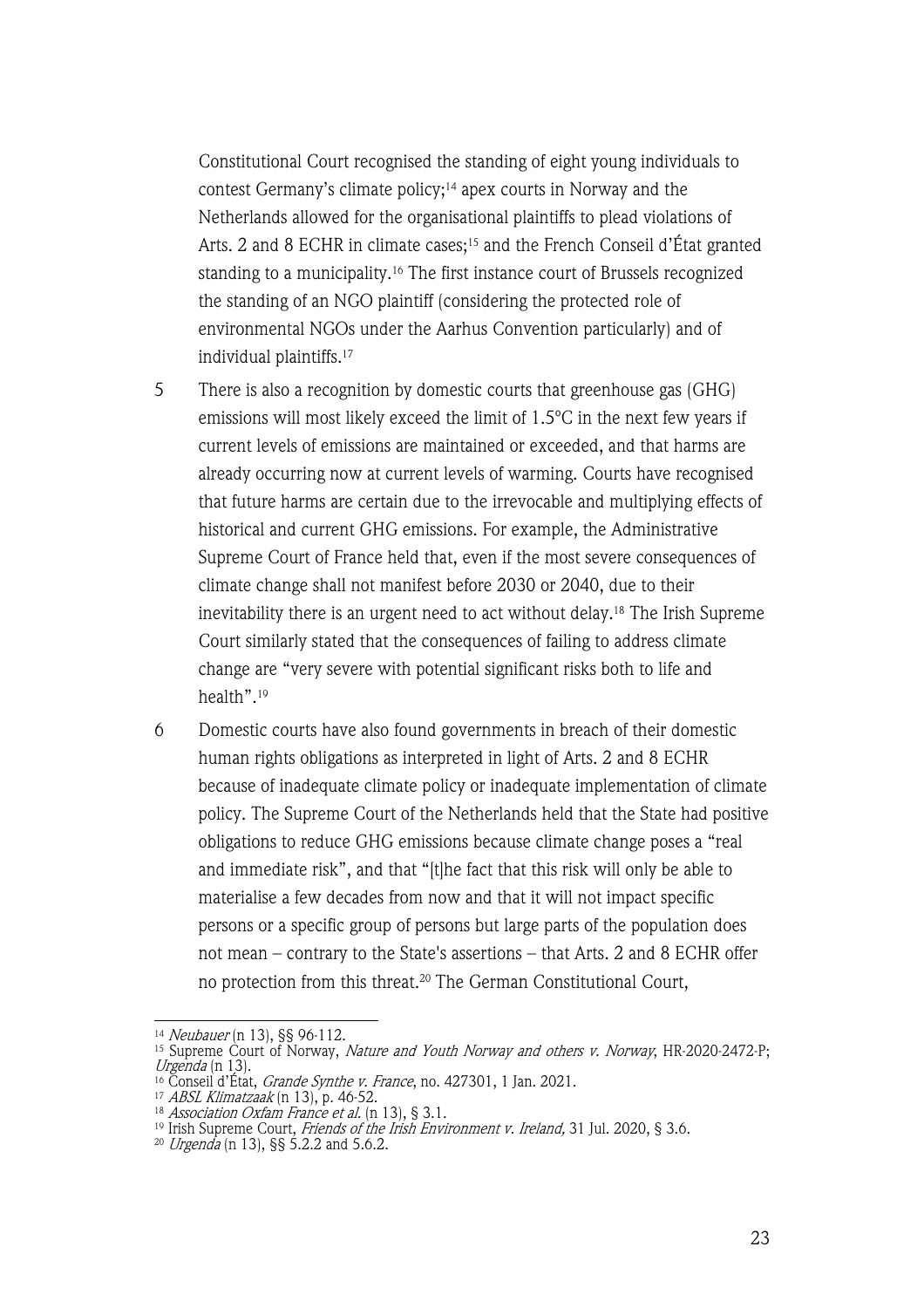Constitutional Court recognised the standing of eight young individuals to contest Germany's climate policy;[14] apex courts in Norway and the Netherlands allowed for the organisational plaintiffs to plead violations of Arts. 2 and 8 ECHR in climate cases;[15] and the French Conseil d'État granted standing to a municipality.[16] The first instance court of Brussels recognized the standing of an NGO plaintiff (considering the protected role of environmental NGOs under the Aarhus Convention particularly) and of individual plaintiffs.[17]

5 There is also a recognition by domestic courts that greenhouse gas (GHG) emissions will most likely exceed the limit of 1.5°C in the next few years if current levels of emissions are maintained or exceeded, and that harms are already occurring now at current levels of warming. Courts have recognised that future harms are certain due to the irrevocable and multiplying effects of historical and current GHG emissions. For example, the Administrative Supreme Court of France held that, even if the most severe consequences of climate change shall not manifest before 2030 or 2040, due to their inevitability there is an urgent need to act without delay.[18] The Irish Supreme Court similarly stated that the consequences of failing to address climate change are "very severe with potential significant risks both to life and health".[19]

6 Domestic courts have also found governments in breach of their domestic human rights obligations as interpreted in light of Arts. 2 and 8 ECHR because of inadequate climate policy or inadequate implementation of climate policy. The Supreme Court of the Netherlands held that the State had positive obligations to reduce GHG emissions because climate change poses a "real and immediate risk", and that "[t]he fact that this risk will only be able to materialise a few decades from now and that it will not impact specific persons or a specific group of persons but large parts of the population does not mean – contrary to the State's assertions – that Arts. 2 and 8 ECHR offer no protection from this threat.[20] The German Constitutional Court,

---

[14] *Neubauer* (n 13), §§ 96-112.

[15] Supreme Court of Norway, *Nature and Youth Norway and others v. Norway*, HR-2020-2472-P; *Urgenda* (n 13).

[16] Conseil d'État, *Grande Synthe v. France*, no. 427301, 1 Jan. 2021.

[17] *ABSL Klimatzaak* (n 13), p. 46-52.

[18] *Association Oxfam France et al.* (n 13), § 3.1.

[19] Irish Supreme Court, *Friends of the Irish Environment v. Ireland,* 31 Jul. 2020, § 3.6.

[20] *Urgenda* (n 13), §§ 5.2.2 and 5.6.2.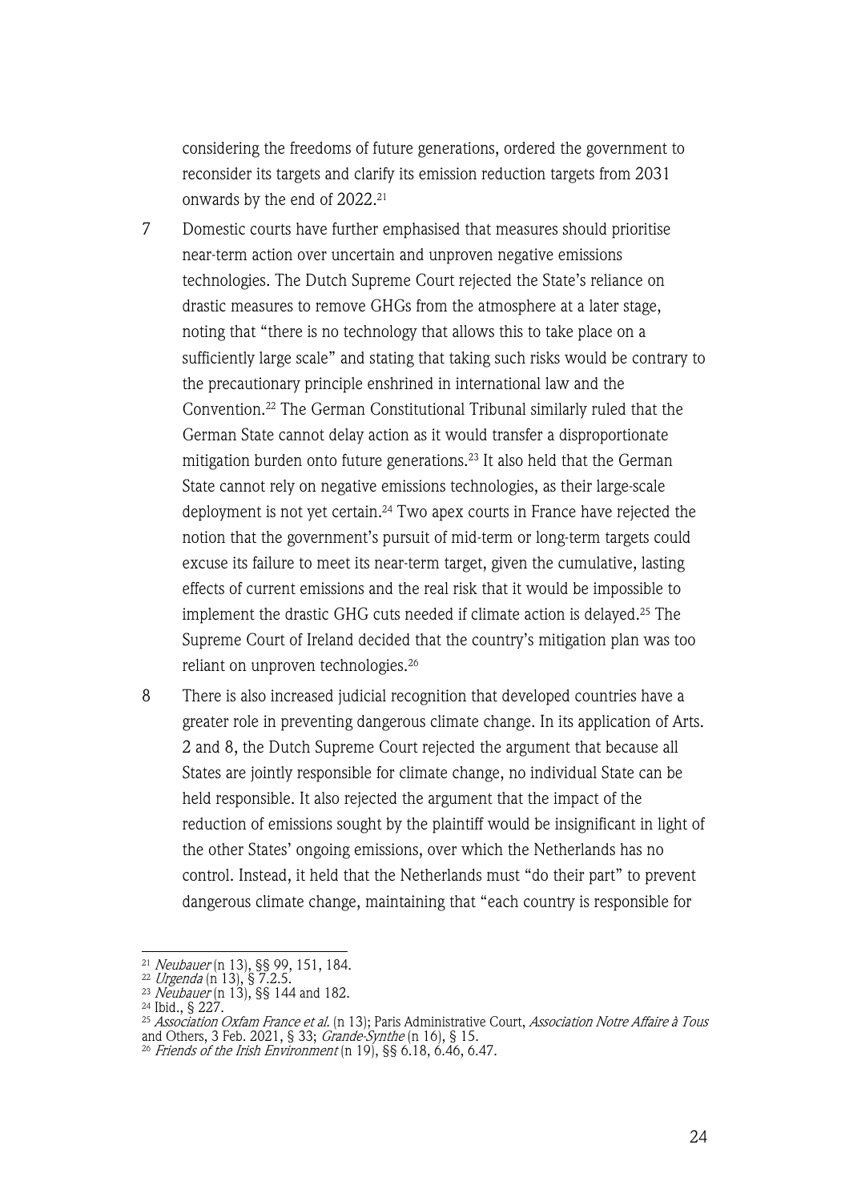considering the freedoms of future generations, ordered the government to reconsider its targets and clarify its emission reduction targets from 2031 onwards by the end of 2022.[21]

7 Domestic courts have further emphasised that measures should prioritise near-term action over uncertain and unproven negative emissions technologies. The Dutch Supreme Court rejected the State's reliance on drastic measures to remove GHGs from the atmosphere at a later stage, noting that "there is no technology that allows this to take place on a sufficiently large scale" and stating that taking such risks would be contrary to the precautionary principle enshrined in international law and the Convention.[22] The German Constitutional Tribunal similarly ruled that the German State cannot delay action as it would transfer a disproportionate mitigation burden onto future generations.[23] It also held that the German State cannot rely on negative emissions technologies, as their large-scale deployment is not yet certain.[24] Two apex courts in France have rejected the notion that the government's pursuit of mid-term or long-term targets could excuse its failure to meet its near-term target, given the cumulative, lasting effects of current emissions and the real risk that it would be impossible to implement the drastic GHG cuts needed if climate action is delayed.[25] The Supreme Court of Ireland decided that the country's mitigation plan was too reliant on unproven technologies.[26]

8 There is also increased judicial recognition that developed countries have a greater role in preventing dangerous climate change. In its application of Arts. 2 and 8, the Dutch Supreme Court rejected the argument that because all States are jointly responsible for climate change, no individual State can be held responsible. It also rejected the argument that the impact of the reduction of emissions sought by the plaintiff would be insignificant in light of the other States' ongoing emissions, over which the Netherlands has no control. Instead, it held that the Netherlands must "do their part" to prevent dangerous climate change, maintaining that "each country is responsible for

---

[21] *Neubauer* (n 13), §§ 99, 151, 184.

[22] *Urgenda* (n 13), § 7.2.5.

[23] *Neubauer* (n 13), §§ 144 and 182.

[24] Ibid., § 227.

[25] *Association Oxfam France et al.* (n 13); Paris Administrative Court, *Association Notre Affaire à Tous* and Others, 3 Feb. 2021, § 33; *Grande-Synthe* (n 16), § 15.

[26] *Friends of the Irish Environment* (n 19), §§ 6.18, 6.46, 6.47.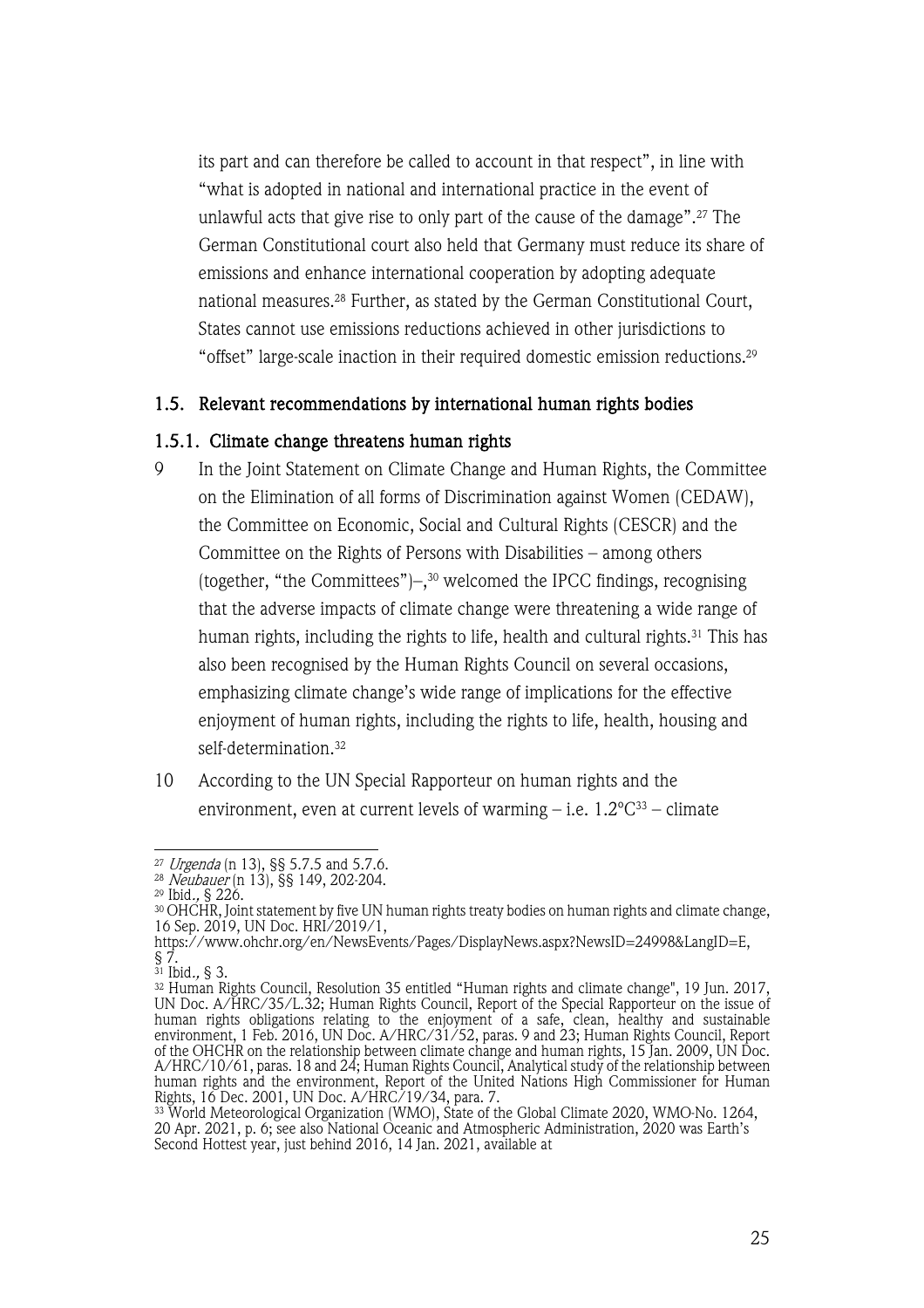its part and can therefore be called to account in that respect", in line with "what is adopted in national and international practice in the event of unlawful acts that give rise to only part of the cause of the damage".[27] The German Constitutional court also held that Germany must reduce its share of emissions and enhance international cooperation by adopting adequate national measures.[28] Further, as stated by the German Constitutional Court, States cannot use emissions reductions achieved in other jurisdictions to "offset" large-scale inaction in their required domestic emission reductions.[29]

### 1.5. Relevant recommendations by international human rights bodies

#### 1.5.1. Climate change threatens human rights

9 In the Joint Statement on Climate Change and Human Rights, the Committee on the Elimination of all forms of Discrimination against Women (CEDAW), the Committee on Economic, Social and Cultural Rights (CESCR) and the Committee on the Rights of Persons with Disabilities – among others (together, "the Committees")–,[30] welcomed the IPCC findings, recognising that the adverse impacts of climate change were threatening a wide range of human rights, including the rights to life, health and cultural rights.[31] This has also been recognised by the Human Rights Council on several occasions, emphasizing climate change's wide range of implications for the effective enjoyment of human rights, including the rights to life, health, housing and self-determination.[32]

10 According to the UN Special Rapporteur on human rights and the environment, even at current levels of warming – i.e. 1.2°C[33] – climate

---

[27] *Urgenda* (n 13), §§ 5.7.5 and 5.7.6.

[28] *Neubauer* (n 13), §§ 149, 202-204.

[29] Ibid., § 226.

[30] OHCHR, Joint statement by five UN human rights treaty bodies on human rights and climate change, 16 Sep. 2019, UN Doc. HRI/2019/1, https://www.ohchr.org/en/NewsEvents/Pages/DisplayNews.aspx?NewsID=24998&LangID=E, § 7.

[31] Ibid., § 3.

[32] Human Rights Council, Resolution 35 entitled "Human rights and climate change", 19 Jun. 2017, UN Doc. A/HRC/35/L.32; Human Rights Council, Report of the Special Rapporteur on the issue of human rights obligations relating to the enjoyment of a safe, clean, healthy and sustainable environment, 1 Feb. 2016, UN Doc. A/HRC/31/52, paras. 9 and 23; Human Rights Council, Report of the OHCHR on the relationship between climate change and human rights, 15 Jan. 2009, UN Doc. A/HRC/10/61, paras. 18 and 24; Human Rights Council, Analytical study of the relationship between human rights and the environment, Report of the United Nations High Commissioner for Human Rights, 16 Dec. 2001, UN Doc. A/HRC/19/34, para. 7.

[33] World Meteorological Organization (WMO), State of the Global Climate 2020, WMO-No. 1264, 20 Apr. 2021, p. 6; see also National Oceanic and Atmospheric Administration, 2020 was Earth's Second Hottest year, just behind 2016, 14 Jan. 2021, available at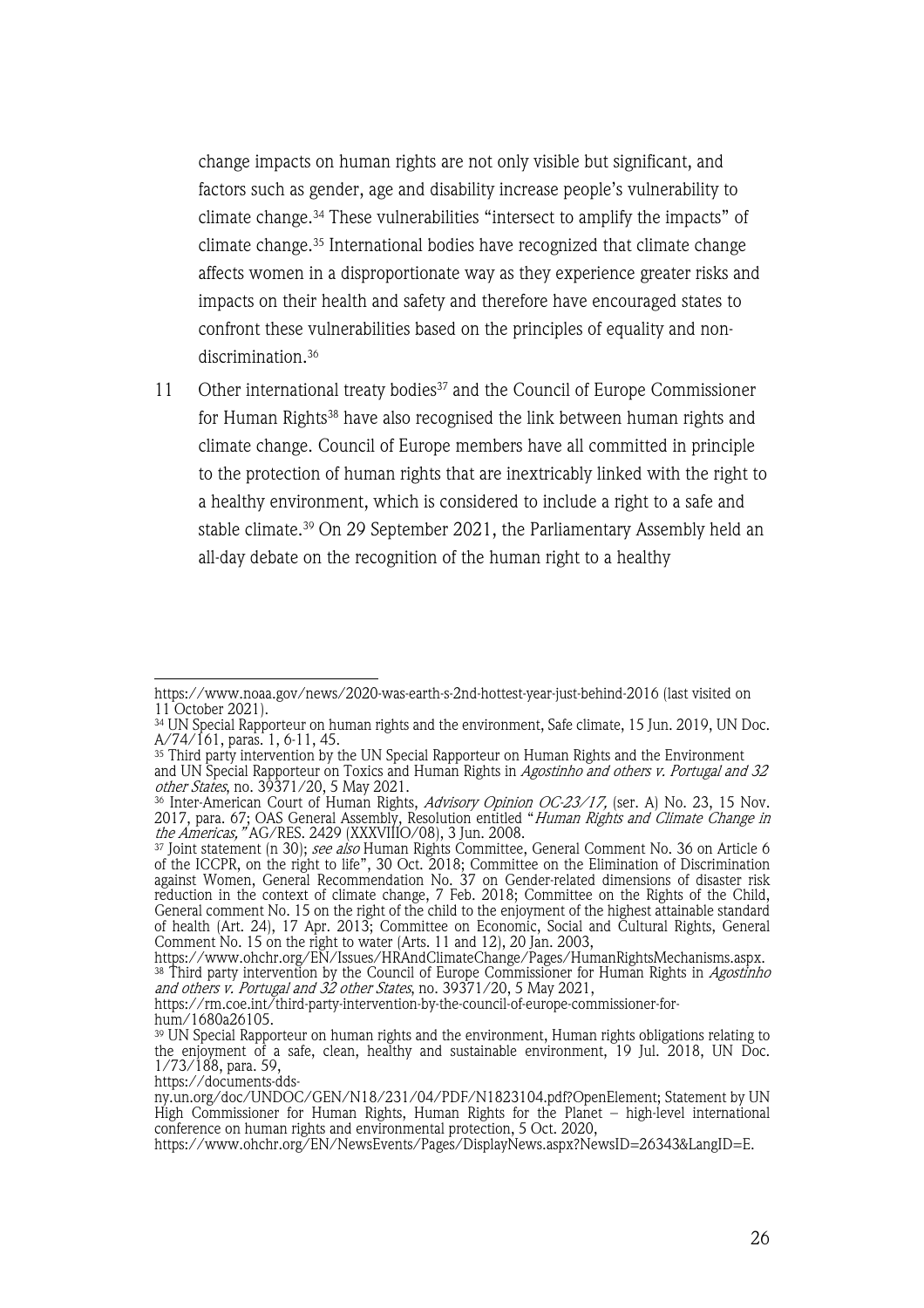change impacts on human rights are not only visible but significant, and factors such as gender, age and disability increase people's vulnerability to climate change.[34] These vulnerabilities "intersect to amplify the impacts" of climate change.[35] International bodies have recognized that climate change affects women in a disproportionate way as they experience greater risks and impacts on their health and safety and therefore have encouraged states to confront these vulnerabilities based on the principles of equality and non-discrimination.[36]

11 Other international treaty bodies[37] and the Council of Europe Commissioner for Human Rights[38] have also recognised the link between human rights and climate change. Council of Europe members have all committed in principle to the protection of human rights that are inextricably linked with the right to a healthy environment, which is considered to include a right to a safe and stable climate.[39] On 29 September 2021, the Parliamentary Assembly held an all-day debate on the recognition of the human right to a healthy

---

https://www.noaa.gov/news/2020-was-earth-s-2nd-hottest-year-just-behind-2016 (last visited on 11 October 2021).

[34] UN Special Rapporteur on human rights and the environment, Safe climate, 15 Jun. 2019, UN Doc. A/74/161, paras. 1, 6-11, 45.

[35] Third party intervention by the UN Special Rapporteur on Human Rights and the Environment and UN Special Rapporteur on Toxics and Human Rights in *Agostinho and others v. Portugal and 32 other States*, no. 39371/20, 5 May 2021.

[36] Inter-American Court of Human Rights, *Advisory Opinion OC-23/17*, (ser. A) No. 23, 15 Nov. 2017, para. 67; OAS General Assembly, Resolution entitled "*Human Rights and Climate Change in the Americas,"* AG/RES. 2429 (XXXVIII-O/08), 3 Jun. 2008.

[37] Joint statement (n 30); *see also* Human Rights Committee, General Comment No. 36 on Article 6 of the ICCPR, on the right to life", 30 Oct. 2018; Committee on the Elimination of Discrimination against Women, General Recommendation No. 37 on Gender-related dimensions of disaster risk reduction in the context of climate change, 7 Feb. 2018; Committee on the Rights of the Child, General comment No. 15 on the right of the child to the enjoyment of the highest attainable standard of health (Art. 24), 17 Apr. 2013; Committee on Economic, Social and Cultural Rights, General Comment No. 15 on the right to water (Arts. 11 and 12), 20 Jan. 2003, https://www.ohchr.org/EN/Issues/HRAndClimateChange/Pages/HumanRightsMechanisms.aspx.

[38] Third party intervention by the Council of Europe Commissioner for Human Rights in *Agostinho and others v. Portugal and 32 other States*, no. 39371/20, 5 May 2021, https://rm.coe.int/third-party-intervention-by-the-council-of-europe-commissioner-for-hum/1680a26105.

[39] UN Special Rapporteur on human rights and the environment, Human rights obligations relating to the enjoyment of a safe, clean, healthy and sustainable environment, 19 Jul. 2018, UN Doc. 1/73/188, para. 59, https://documents-dds-ny.un.org/doc/UNDOC/GEN/N18/231/04/PDF/N1823104.pdf?OpenElement; Statement by UN High Commissioner for Human Rights, Human Rights for the Planet – high-level international conference on human rights and environmental protection, 5 Oct. 2020, https://www.ohchr.org/EN/NewsEvents/Pages/DisplayNews.aspx?NewsID=26343&LangID=E.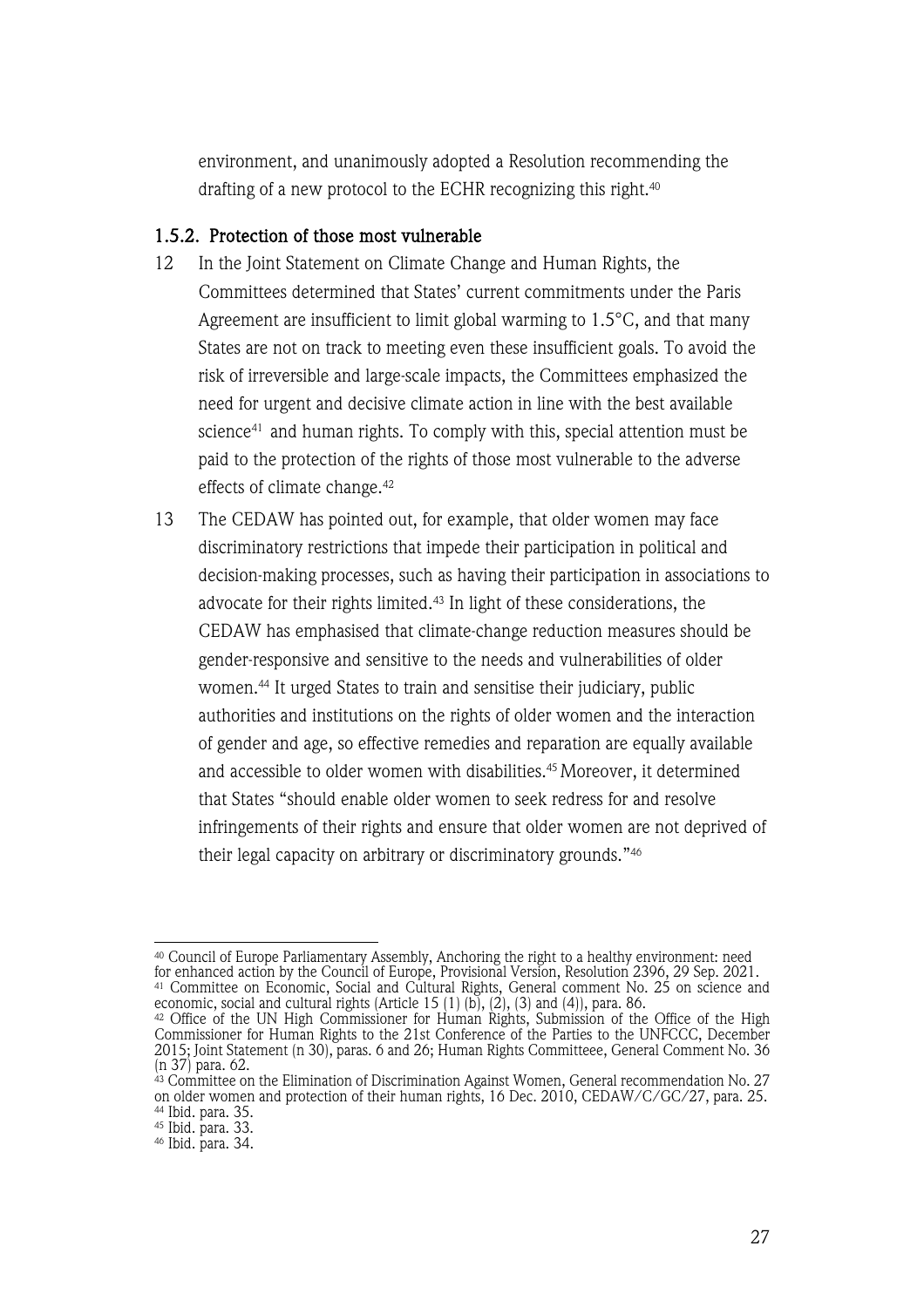environment, and unanimously adopted a Resolution recommending the drafting of a new protocol to the ECHR recognizing this right.[40]

### 1.5.2. Protection of those most vulnerable

12 In the Joint Statement on Climate Change and Human Rights, the Committees determined that States' current commitments under the Paris Agreement are insufficient to limit global warming to 1.5°C, and that many States are not on track to meeting even these insufficient goals. To avoid the risk of irreversible and large-scale impacts, the Committees emphasized the need for urgent and decisive climate action in line with the best available science[41] and human rights. To comply with this, special attention must be paid to the protection of the rights of those most vulnerable to the adverse effects of climate change.[42]

13 The CEDAW has pointed out, for example, that older women may face discriminatory restrictions that impede their participation in political and decision-making processes, such as having their participation in associations to advocate for their rights limited.[43] In light of these considerations, the CEDAW has emphasised that climate-change reduction measures should be gender-responsive and sensitive to the needs and vulnerabilities of older women.[44] It urged States to train and sensitise their judiciary, public authorities and institutions on the rights of older women and the interaction of gender and age, so effective remedies and reparation are equally available and accessible to older women with disabilities.[45] Moreover, it determined that States "should enable older women to seek redress for and resolve infringements of their rights and ensure that older women are not deprived of their legal capacity on arbitrary or discriminatory grounds."[46]

---

[40] Council of Europe Parliamentary Assembly, Anchoring the right to a healthy environment: need for enhanced action by the Council of Europe, Provisional Version, Resolution 2396, 29 Sep. 2021.

[41] Committee on Economic, Social and Cultural Rights, General comment No. 25 on science and economic, social and cultural rights (Article 15 (1) (b), (2), (3) and (4)), para. 86.

[42] Office of the UN High Commissioner for Human Rights, Submission of the Office of the High Commissioner for Human Rights to the 21st Conference of the Parties to the UNFCCC, December 2015; Joint Statement (n 30), paras. 6 and 26; Human Rights Committeee, General Comment No. 36 (n 37) para. 62.

[43] Committee on the Elimination of Discrimination Against Women, General recommendation No. 27 on older women and protection of their human rights, 16 Dec. 2010, CEDAW/C/GC/27, para. 25.

[44] Ibid. para. 35.

[45] Ibid. para. 33.

[46] Ibid. para. 34.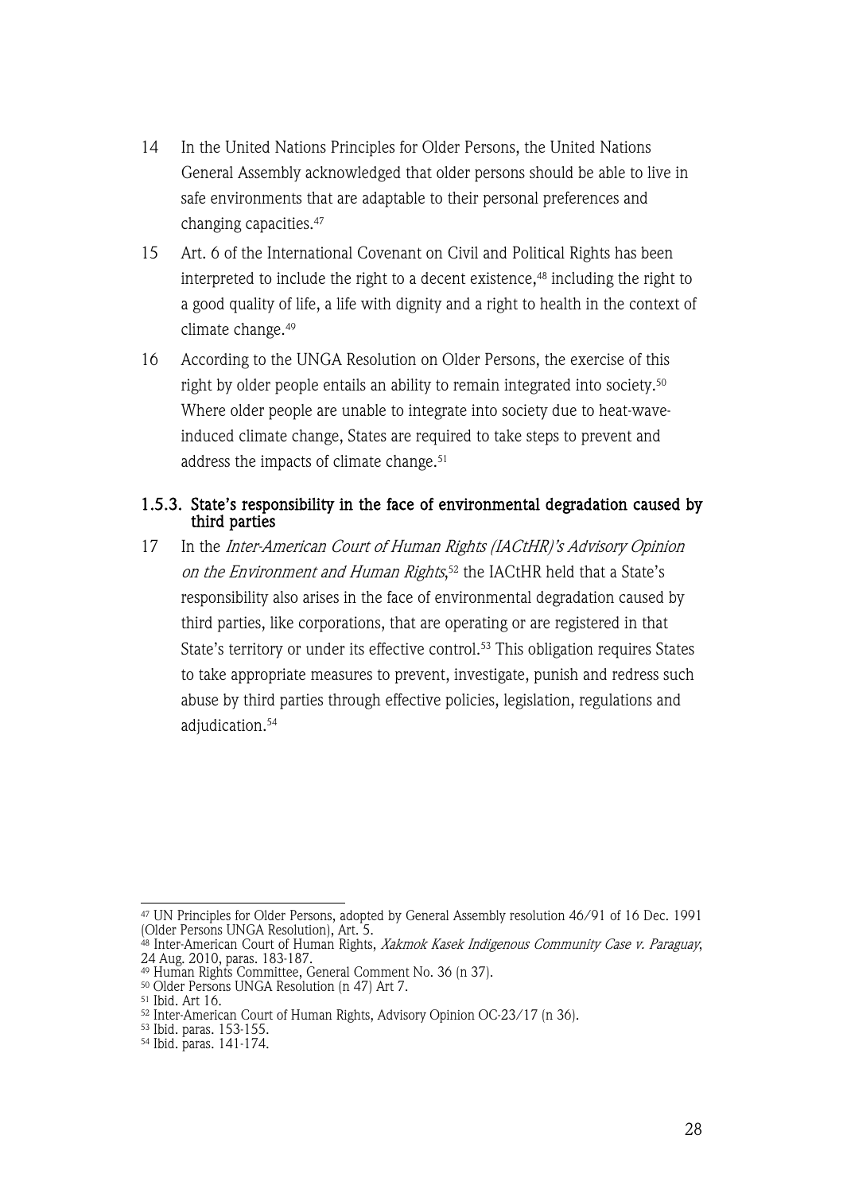14 In the United Nations Principles for Older Persons, the United Nations General Assembly acknowledged that older persons should be able to live in safe environments that are adaptable to their personal preferences and changing capacities.[47]

15 Art. 6 of the International Covenant on Civil and Political Rights has been interpreted to include the right to a decent existence,[48] including the right to a good quality of life, a life with dignity and a right to health in the context of climate change.[49]

16 According to the UNGA Resolution on Older Persons, the exercise of this right by older people entails an ability to remain integrated into society.[50] Where older people are unable to integrate into society due to heat-wave-induced climate change, States are required to take steps to prevent and address the impacts of climate change.[51]

#### 1.5.3. State's responsibility in the face of environmental degradation caused by third parties

17 In the *Inter-American Court of Human Rights (IACtHR)'s Advisory Opinion on the Environment and Human Rights*,[52] the IACtHR held that a State's responsibility also arises in the face of environmental degradation caused by third parties, like corporations, that are operating or are registered in that State's territory or under its effective control.[53] This obligation requires States to take appropriate measures to prevent, investigate, punish and redress such abuse by third parties through effective policies, legislation, regulations and adjudication.[54]

---

[47] UN Principles for Older Persons, adopted by General Assembly resolution 46/91 of 16 Dec. 1991 (Older Persons UNGA Resolution), Art. 5.

[48] Inter-American Court of Human Rights, *Xakmok Kasek Indigenous Community Case v. Paraguay*, 24 Aug. 2010, paras. 183-187.

[49] Human Rights Committee, General Comment No. 36 (n 37).

[50] Older Persons UNGA Resolution (n 47) Art 7.

[51] Ibid. Art 16.

[52] Inter-American Court of Human Rights, Advisory Opinion OC-23/17 (n 36).

[53] Ibid. paras. 153-155.

[54] Ibid. paras. 141-174.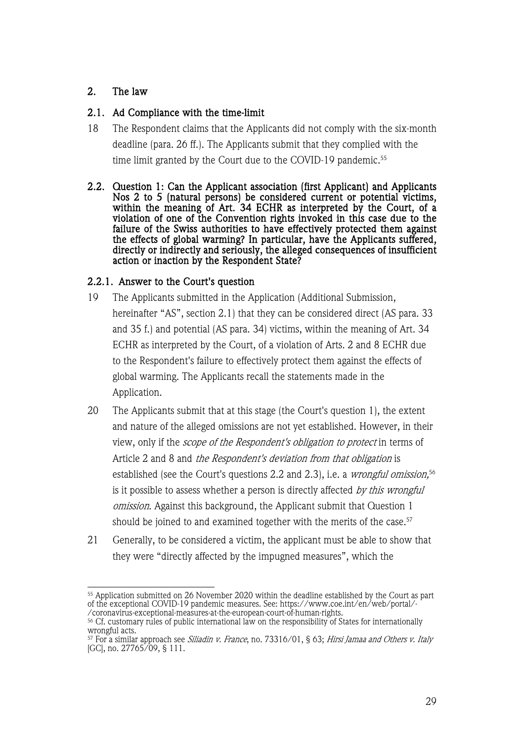## 2. The law

### 2.1. Ad Compliance with the time-limit

18 The Respondent claims that the Applicants did not comply with the six-month deadline (para. 26 ff.). The Applicants submit that they complied with the time limit granted by the Court due to the COVID-19 pandemic.[55]

### 2.2. Question 1: Can the Applicant association (first Applicant) and Applicants Nos 2 to 5 (natural persons) be considered current or potential victims, within the meaning of Art. 34 ECHR as interpreted by the Court, of a violation of one of the Convention rights invoked in this case due to the failure of the Swiss authorities to have effectively protected them against the effects of global warming? In particular, have the Applicants suffered, directly or indirectly and seriously, the alleged consequences of insufficient action or inaction by the Respondent State?

#### 2.2.1. Answer to the Court's question

19 The Applicants submitted in the Application (Additional Submission, hereinafter "AS", section 2.1) that they can be considered direct (AS para. 33 and 35 f.) and potential (AS para. 34) victims, within the meaning of Art. 34 ECHR as interpreted by the Court, of a violation of Arts. 2 and 8 ECHR due to the Respondent's failure to effectively protect them against the effects of global warming. The Applicants recall the statements made in the Application.

20 The Applicants submit that at this stage (the Court's question 1), the extent and nature of the alleged omissions are not yet established. However, in their view, only if the *scope of the Respondent's obligation to protect* in terms of Article 2 and 8 and *the Respondent's deviation from that obligation* is established (see the Court's questions 2.2 and 2.3), i.e. a *wrongful omission,*[56] is it possible to assess whether a person is directly affected *by this wrongful omission*. Against this background, the Applicant submit that Question 1 should be joined to and examined together with the merits of the case.[57]

21 Generally, to be considered a victim, the applicant must be able to show that they were "directly affected by the impugned measures", which the

---

[55] Application submitted on 26 November 2020 within the deadline established by the Court as part of the exceptional COVID-19 pandemic measures. See: https://www.coe.int/en/web/portal/-/coronavirus-exceptional-measures-at-the-european-court-of-human-rights.

[56] Cf. customary rules of public international law on the responsibility of States for internationally wrongful acts.

[57] For a similar approach see *Siliadin v. France*, no. 73316/01, § 63; *Hirsi Jamaa and Others v. Italy* [GC], no. 27765/09, § 111.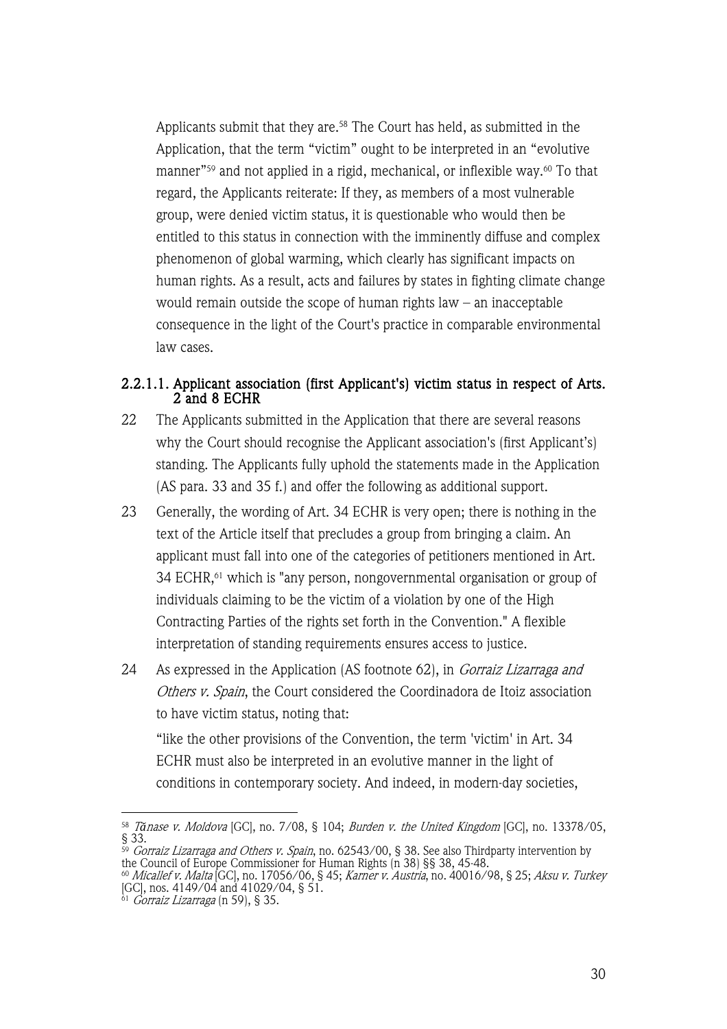Applicants submit that they are.[58] The Court has held, as submitted in the Application, that the term "victim" ought to be interpreted in an "evolutive manner"[59] and not applied in a rigid, mechanical, or inflexible way.[60] To that regard, the Applicants reiterate: If they, as members of a most vulnerable group, were denied victim status, it is questionable who would then be entitled to this status in connection with the imminently diffuse and complex phenomenon of global warming, which clearly has significant impacts on human rights. As a result, acts and failures by states in fighting climate change would remain outside the scope of human rights law – an inacceptable consequence in the light of the Court's practice in comparable environmental law cases.

#### 2.2.1.1. Applicant association (first Applicant's) victim status in respect of Arts. 2 and 8 ECHR

22 The Applicants submitted in the Application that there are several reasons why the Court should recognise the Applicant association's (first Applicant's) standing. The Applicants fully uphold the statements made in the Application (AS para. 33 and 35 f.) and offer the following as additional support.

23 Generally, the wording of Art. 34 ECHR is very open; there is nothing in the text of the Article itself that precludes a group from bringing a claim. An applicant must fall into one of the categories of petitioners mentioned in Art. 34 ECHR,[61] which is "any person, nongovernmental organisation or group of individuals claiming to be the victim of a violation by one of the High Contracting Parties of the rights set forth in the Convention." A flexible interpretation of standing requirements ensures access to justice.

24 As expressed in the Application (AS footnote 62), in *Gorraiz Lizarraga and Others v. Spain*, the Court considered the Coordinadora de Itoiz association to have victim status, noting that:

"like the other provisions of the Convention, the term 'victim' in Art. 34 ECHR must also be interpreted in an evolutive manner in the light of conditions in contemporary society. And indeed, in modern-day societies,

---

[58] *Tănase v. Moldova* [GC], no. 7/08, § 104; *Burden v. the United Kingdom* [GC], no. 13378/05, § 33.

[59] *Gorraiz Lizarraga and Others v. Spain*, no. 62543/00, § 38. See also Thirdparty intervention by the Council of Europe Commissioner for Human Rights (n 38) §§ 38, 45-48.

[60] *Micallef v. Malta* [GC], no. 17056/06, § 45; *Karner v. Austria*, no. 40016/98, § 25; *Aksu v. Turkey* [GC], nos. 4149/04 and 41029/04, § 51.

[61] *Gorraiz Lizarraga* (n 59), § 35.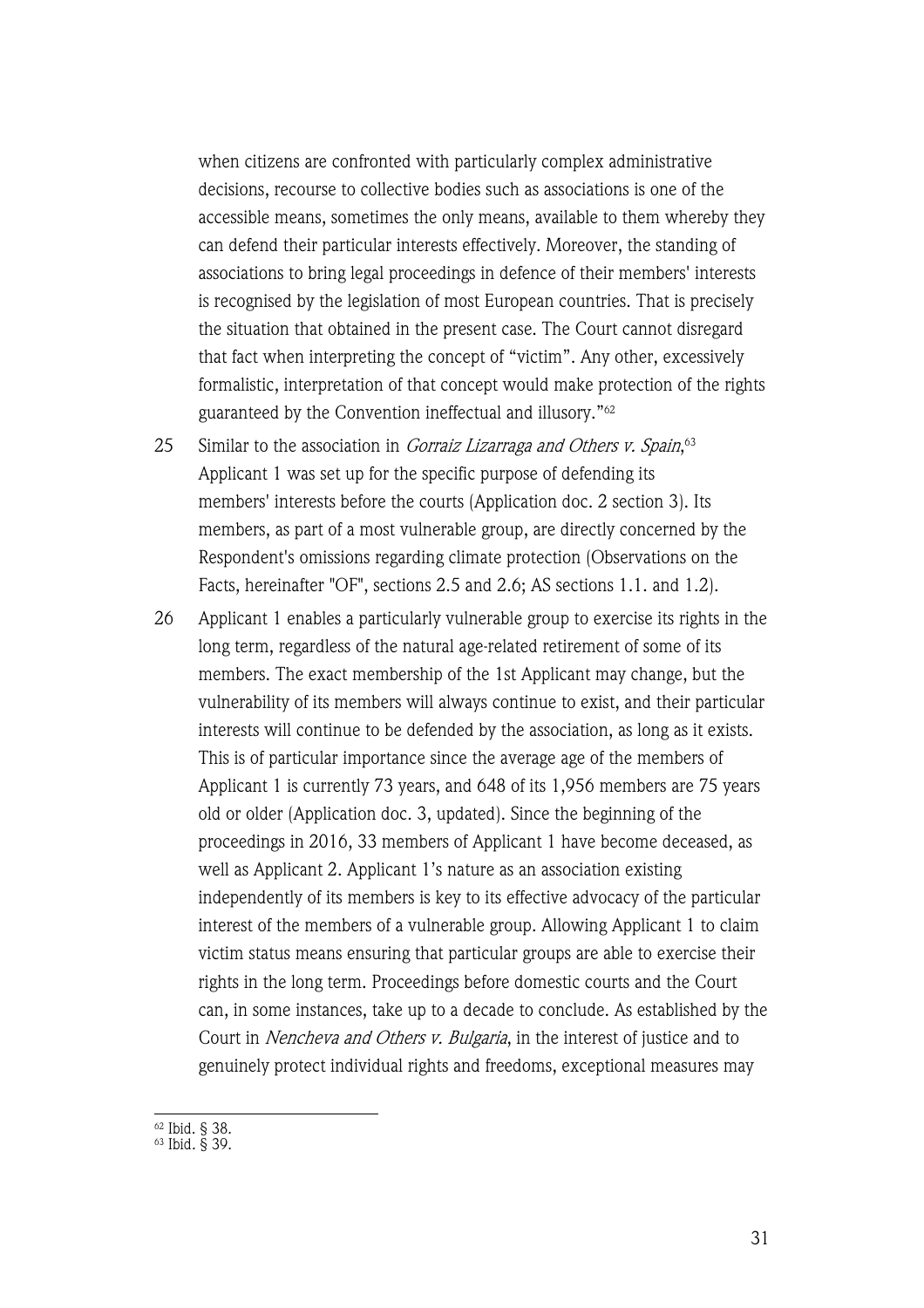when citizens are confronted with particularly complex administrative decisions, recourse to collective bodies such as associations is one of the accessible means, sometimes the only means, available to them whereby they can defend their particular interests effectively. Moreover, the standing of associations to bring legal proceedings in defence of their members' interests is recognised by the legislation of most European countries. That is precisely the situation that obtained in the present case. The Court cannot disregard that fact when interpreting the concept of "victim". Any other, excessively formalistic, interpretation of that concept would make protection of the rights guaranteed by the Convention ineffectual and illusory."[62]

25 Similar to the association in *Gorraiz Lizarraga and Others v. Spain*,[63] Applicant 1 was set up for the specific purpose of defending its members' interests before the courts (Application doc. 2 section 3). Its members, as part of a most vulnerable group, are directly concerned by the Respondent's omissions regarding climate protection (Observations on the Facts, hereinafter "OF", sections 2.5 and 2.6; AS sections 1.1. and 1.2).

26 Applicant 1 enables a particularly vulnerable group to exercise its rights in the long term, regardless of the natural age-related retirement of some of its members. The exact membership of the 1st Applicant may change, but the vulnerability of its members will always continue to exist, and their particular interests will continue to be defended by the association, as long as it exists. This is of particular importance since the average age of the members of Applicant 1 is currently 73 years, and 648 of its 1,956 members are 75 years old or older (Application doc. 3, updated). Since the beginning of the proceedings in 2016, 33 members of Applicant 1 have become deceased, as well as Applicant 2. Applicant 1's nature as an association existing independently of its members is key to its effective advocacy of the particular interest of the members of a vulnerable group. Allowing Applicant 1 to claim victim status means ensuring that particular groups are able to exercise their rights in the long term. Proceedings before domestic courts and the Court can, in some instances, take up to a decade to conclude. As established by the Court in *Nencheva and Others v. Bulgaria*, in the interest of justice and to genuinely protect individual rights and freedoms, exceptional measures may

---

[62] Ibid. § 38.

[63] Ibid. § 39.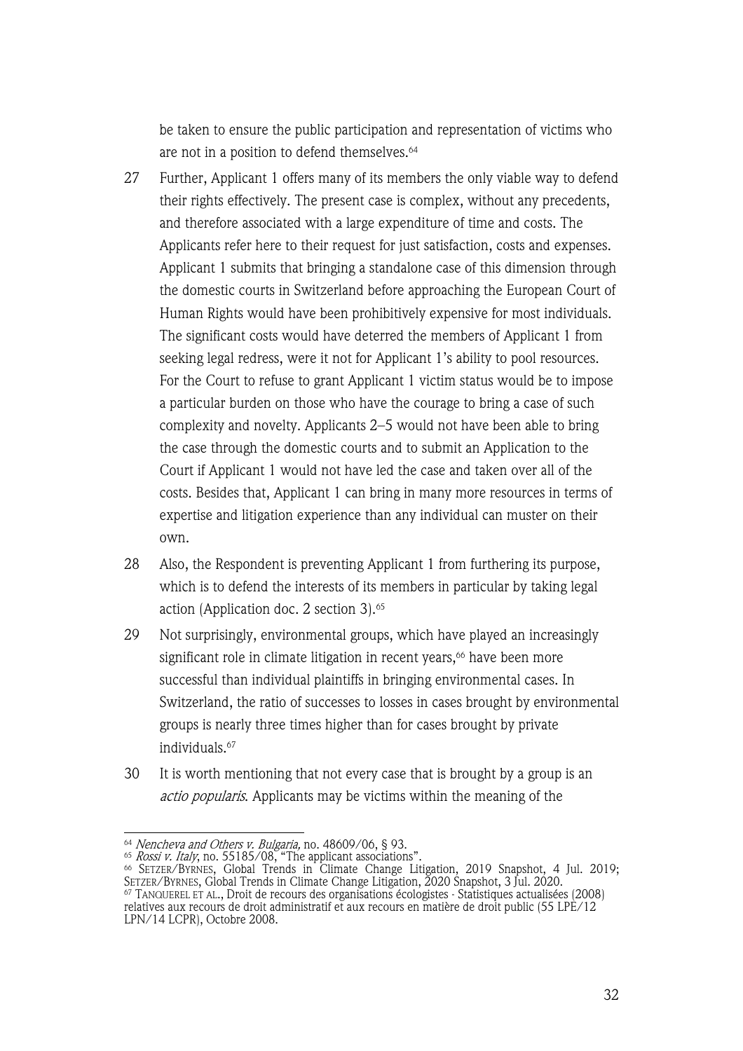be taken to ensure the public participation and representation of victims who are not in a position to defend themselves.[64]

27 Further, Applicant 1 offers many of its members the only viable way to defend their rights effectively. The present case is complex, without any precedents, and therefore associated with a large expenditure of time and costs. The Applicants refer here to their request for just satisfaction, costs and expenses. Applicant 1 submits that bringing a standalone case of this dimension through the domestic courts in Switzerland before approaching the European Court of Human Rights would have been prohibitively expensive for most individuals. The significant costs would have deterred the members of Applicant 1 from seeking legal redress, were it not for Applicant 1's ability to pool resources. For the Court to refuse to grant Applicant 1 victim status would be to impose a particular burden on those who have the courage to bring a case of such complexity and novelty. Applicants 2–5 would not have been able to bring the case through the domestic courts and to submit an Application to the Court if Applicant 1 would not have led the case and taken over all of the costs. Besides that, Applicant 1 can bring in many more resources in terms of expertise and litigation experience than any individual can muster on their own.

28 Also, the Respondent is preventing Applicant 1 from furthering its purpose, which is to defend the interests of its members in particular by taking legal action (Application doc. 2 section 3).[65]

29 Not surprisingly, environmental groups, which have played an increasingly significant role in climate litigation in recent years,[66] have been more successful than individual plaintiffs in bringing environmental cases. In Switzerland, the ratio of successes to losses in cases brought by environmental groups is nearly three times higher than for cases brought by private individuals.[67]

30 It is worth mentioning that not every case that is brought by a group is an *actio popularis*. Applicants may be victims within the meaning of the

---

[64] *Nencheva and Others v. Bulgaria,* no. 48609/06, § 93.

[65] *Rossi v. Italy*, no. 55185/08, "The applicant associations".

[66] SETZER/BYRNES, Global Trends in Climate Change Litigation, 2019 Snapshot, 4 Jul. 2019; SETZER/BYRNES, Global Trends in Climate Change Litigation, 2020 Snapshot, 3 Jul. 2020.

[67] TANQUEREL ET AL., Droit de recours des organisations écologistes - Statistiques actualisées (2008) relatives aux recours de droit administratif et aux recours en matière de droit public (55 LPE/12 LPN/14 LCPR), Octobre 2008.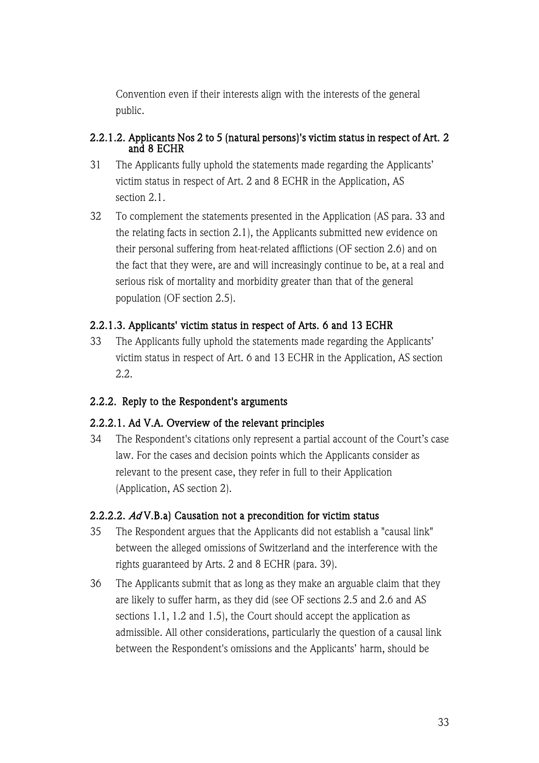Convention even if their interests align with the interests of the general public.

#### 2.2.1.2. Applicants Nos 2 to 5 (natural persons)'s victim status in respect of Art. 2 and 8 ECHR

31 The Applicants fully uphold the statements made regarding the Applicants' victim status in respect of Art. 2 and 8 ECHR in the Application, AS section 2.1.

32 To complement the statements presented in the Application (AS para. 33 and the relating facts in section 2.1), the Applicants submitted new evidence on their personal suffering from heat-related afflictions (OF section 2.6) and on the fact that they were, are and will increasingly continue to be, at a real and serious risk of mortality and morbidity greater than that of the general population (OF section 2.5).

#### 2.2.1.3. Applicants' victim status in respect of Arts. 6 and 13 ECHR

33 The Applicants fully uphold the statements made regarding the Applicants' victim status in respect of Art. 6 and 13 ECHR in the Application, AS section 2.2.

### 2.2.2. Reply to the Respondent's arguments

#### 2.2.2.1. Ad V.A. Overview of the relevant principles

34 The Respondent's citations only represent a partial account of the Court's case law. For the cases and decision points which the Applicants consider as relevant to the present case, they refer in full to their Application (Application, AS section 2).

#### 2.2.2.2. *Ad* V.B.a) Causation not a precondition for victim status

35 The Respondent argues that the Applicants did not establish a "causal link" between the alleged omissions of Switzerland and the interference with the rights guaranteed by Arts. 2 and 8 ECHR (para. 39).

36 The Applicants submit that as long as they make an arguable claim that they are likely to suffer harm, as they did (see OF sections 2.5 and 2.6 and AS sections 1.1, 1.2 and 1.5), the Court should accept the application as admissible. All other considerations, particularly the question of a causal link between the Respondent's omissions and the Applicants' harm, should be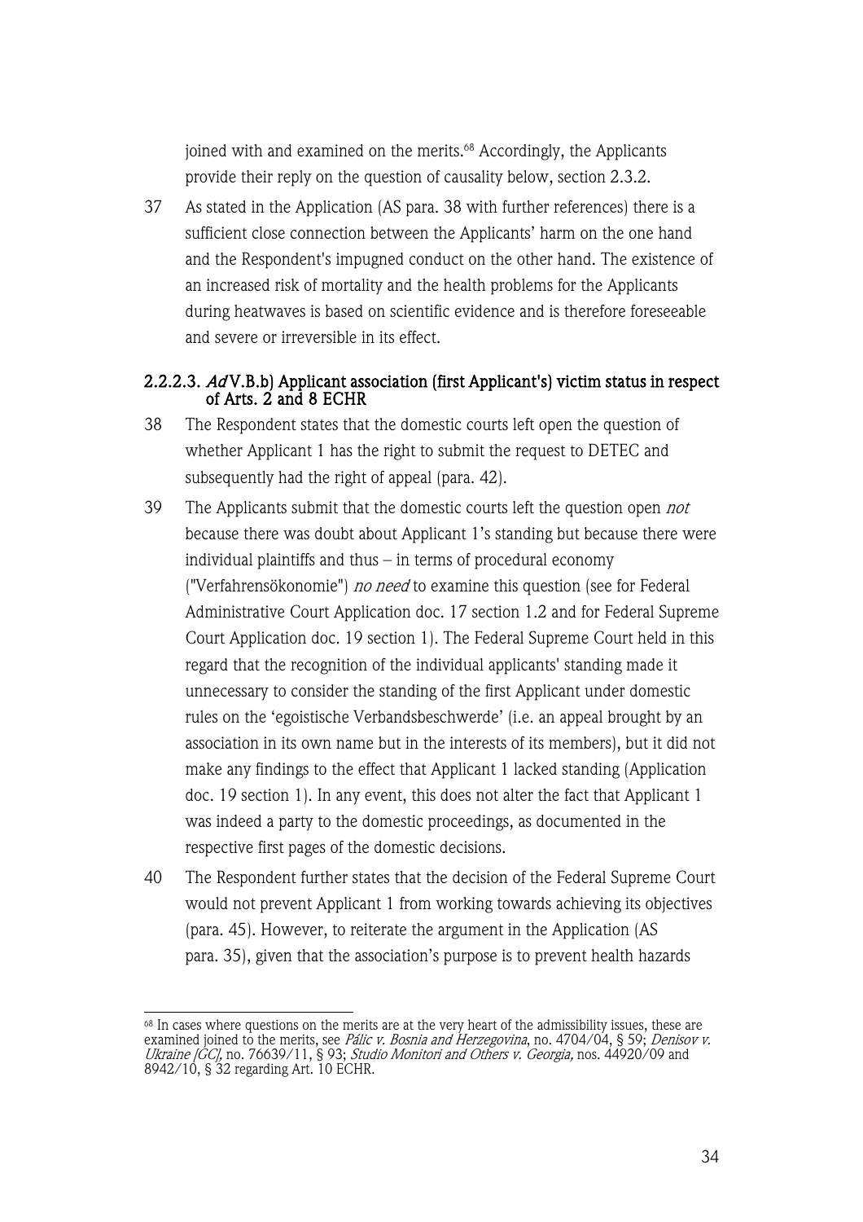joined with and examined on the merits.[68] Accordingly, the Applicants provide their reply on the question of causality below, section 2.3.2.

37 As stated in the Application (AS para. 38 with further references) there is a sufficient close connection between the Applicants' harm on the one hand and the Respondent's impugned conduct on the other hand. The existence of an increased risk of mortality and the health problems for the Applicants during heatwaves is based on scientific evidence and is therefore foreseeable and severe or irreversible in its effect.

#### 2.2.2.3. *Ad* V.B.b) Applicant association (first Applicant's) victim status in respect of Arts. 2 and 8 ECHR

38 The Respondent states that the domestic courts left open the question of whether Applicant 1 has the right to submit the request to DETEC and subsequently had the right of appeal (para. 42).

39 The Applicants submit that the domestic courts left the question open *not* because there was doubt about Applicant 1's standing but because there were individual plaintiffs and thus – in terms of procedural economy ("Verfahrensökonomie") *no need* to examine this question (see for Federal Administrative Court Application doc. 17 section 1.2 and for Federal Supreme Court Application doc. 19 section 1). The Federal Supreme Court held in this regard that the recognition of the individual applicants' standing made it unnecessary to consider the standing of the first Applicant under domestic rules on the 'egoistische Verbandsbeschwerde' (i.e. an appeal brought by an association in its own name but in the interests of its members), but it did not make any findings to the effect that Applicant 1 lacked standing (Application doc. 19 section 1). In any event, this does not alter the fact that Applicant 1 was indeed a party to the domestic proceedings, as documented in the respective first pages of the domestic decisions.

40 The Respondent further states that the decision of the Federal Supreme Court would not prevent Applicant 1 from working towards achieving its objectives (para. 45). However, to reiterate the argument in the Application (AS para. 35), given that the association's purpose is to prevent health hazards

---

[68] In cases where questions on the merits are at the very heart of the admissibility issues, these are examined joined to the merits, see *Pálic v. Bosnia and Herzegovina*, no. 4704/04, § 59; *Denisov v. Ukraine [GC]*, no. 76639/11, § 93; *Studio Monitori and Others v. Georgia*, nos. 44920/09 and 8942/10, § 32 regarding Art. 10 ECHR.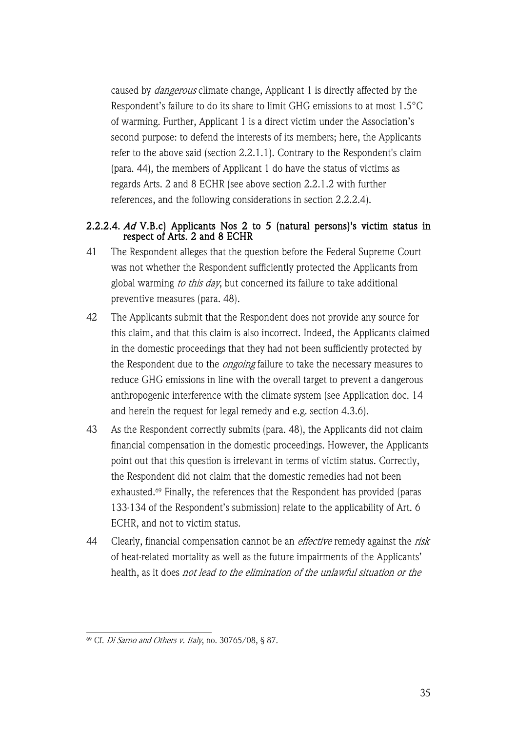caused by *dangerous* climate change, Applicant 1 is directly affected by the Respondent's failure to do its share to limit GHG emissions to at most 1.5°C of warming. Further, Applicant 1 is a direct victim under the Association's second purpose: to defend the interests of its members; here, the Applicants refer to the above said (section 2.2.1.1). Contrary to the Respondent's claim (para. 44), the members of Applicant 1 do have the status of victims as regards Arts. 2 and 8 ECHR (see above section 2.2.1.2 with further references, and the following considerations in section 2.2.2.4).

#### 2.2.2.4. *Ad* V.B.c) Applicants Nos 2 to 5 (natural persons)'s victim status in respect of Arts. 2 and 8 ECHR

41 The Respondent alleges that the question before the Federal Supreme Court was not whether the Respondent sufficiently protected the Applicants from global warming *to this day*, but concerned its failure to take additional preventive measures (para. 48).

42 The Applicants submit that the Respondent does not provide any source for this claim, and that this claim is also incorrect. Indeed, the Applicants claimed in the domestic proceedings that they had not been sufficiently protected by the Respondent due to the *ongoing* failure to take the necessary measures to reduce GHG emissions in line with the overall target to prevent a dangerous anthropogenic interference with the climate system (see Application doc. 14 and herein the request for legal remedy and e.g. section 4.3.6).

43 As the Respondent correctly submits (para. 48), the Applicants did not claim financial compensation in the domestic proceedings. However, the Applicants point out that this question is irrelevant in terms of victim status. Correctly, the Respondent did not claim that the domestic remedies had not been exhausted.[69] Finally, the references that the Respondent has provided (paras 133-134 of the Respondent's submission) relate to the applicability of Art. 6 ECHR, and not to victim status.

44 Clearly, financial compensation cannot be an *effective* remedy against the *risk* of heat-related mortality as well as the future impairments of the Applicants' health, as it does *not lead to the elimination of the unlawful situation or the*

[69] Cf. *Di Sarno and Others v. Italy*, no. 30765/08, § 87.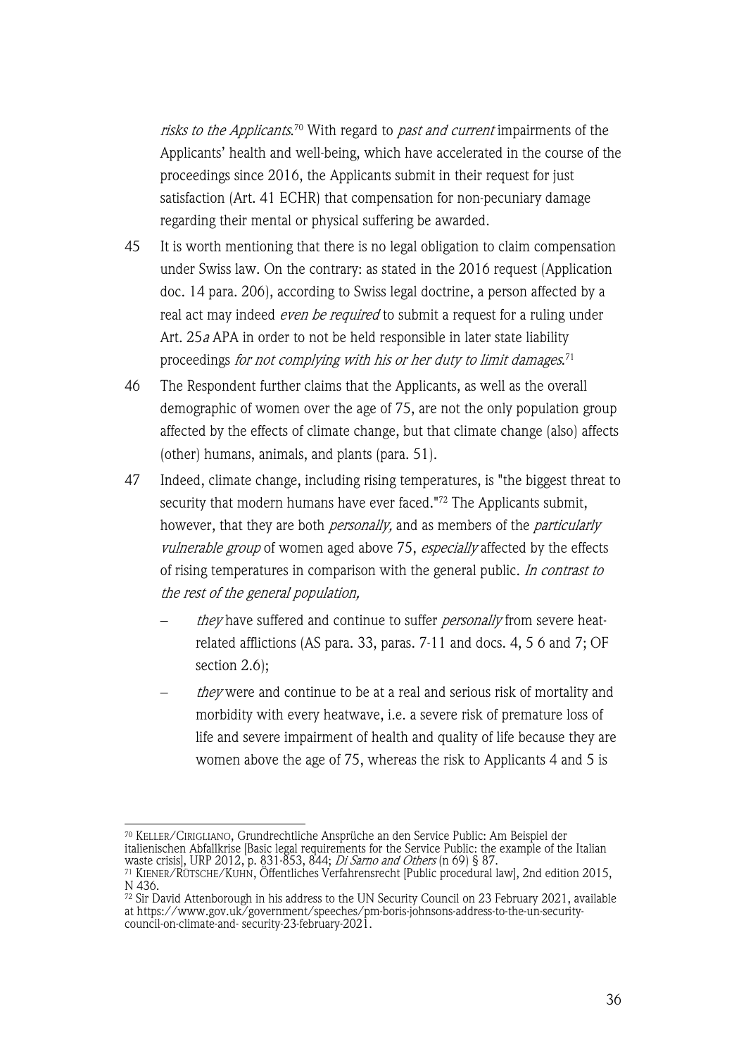*risks to the Applicants*.[70] With regard to *past and current* impairments of the Applicants' health and well-being, which have accelerated in the course of the proceedings since 2016, the Applicants submit in their request for just satisfaction (Art. 41 ECHR) that compensation for non-pecuniary damage regarding their mental or physical suffering be awarded.

45 It is worth mentioning that there is no legal obligation to claim compensation under Swiss law. On the contrary: as stated in the 2016 request (Application doc. 14 para. 206), according to Swiss legal doctrine, a person affected by a real act may indeed *even be required* to submit a request for a ruling under Art. 25*a* APA in order to not be held responsible in later state liability proceedings *for not complying with his or her duty to limit damages*.[71]

46 The Respondent further claims that the Applicants, as well as the overall demographic of women over the age of 75, are not the only population group affected by the effects of climate change, but that climate change (also) affects (other) humans, animals, and plants (para. 51).

47 Indeed, climate change, including rising temperatures, is "the biggest threat to security that modern humans have ever faced."[72] The Applicants submit, however, that they are both *personally,* and as members of the *particularly vulnerable group* of women aged above 75, *especially* affected by the effects of rising temperatures in comparison with the general public. *In contrast to the rest of the general population,*

- *they* have suffered and continue to suffer *personally* from severe heat-related afflictions (AS para. 33, paras. 7-11 and docs. 4, 5 6 and 7; OF section 2.6);
- *they* were and continue to be at a real and serious risk of mortality and morbidity with every heatwave, i.e. a severe risk of premature loss of life and severe impairment of health and quality of life because they are women above the age of 75, whereas the risk to Applicants 4 and 5 is

---

[70] KELLER/CIRIGLIANO, Grundrechtliche Ansprüche an den Service Public: Am Beispiel der italienischen Abfallkrise [Basic legal requirements for the Service Public: the example of the Italian waste crisis], URP 2012, p. 831-853, 844; *Di Sarno and Others* (n 69) § 87.

[71] KIENER/RÜTSCHE/KUHN, Öffentliches Verfahrensrecht [Public procedural law], 2nd edition 2015, N 436.

[72] Sir David Attenborough in his address to the UN Security Council on 23 February 2021, available at https://www.gov.uk/government/speeches/pm-boris-johnsons-address-to-the-un-security-council-on-climate-and- security-23-february-2021.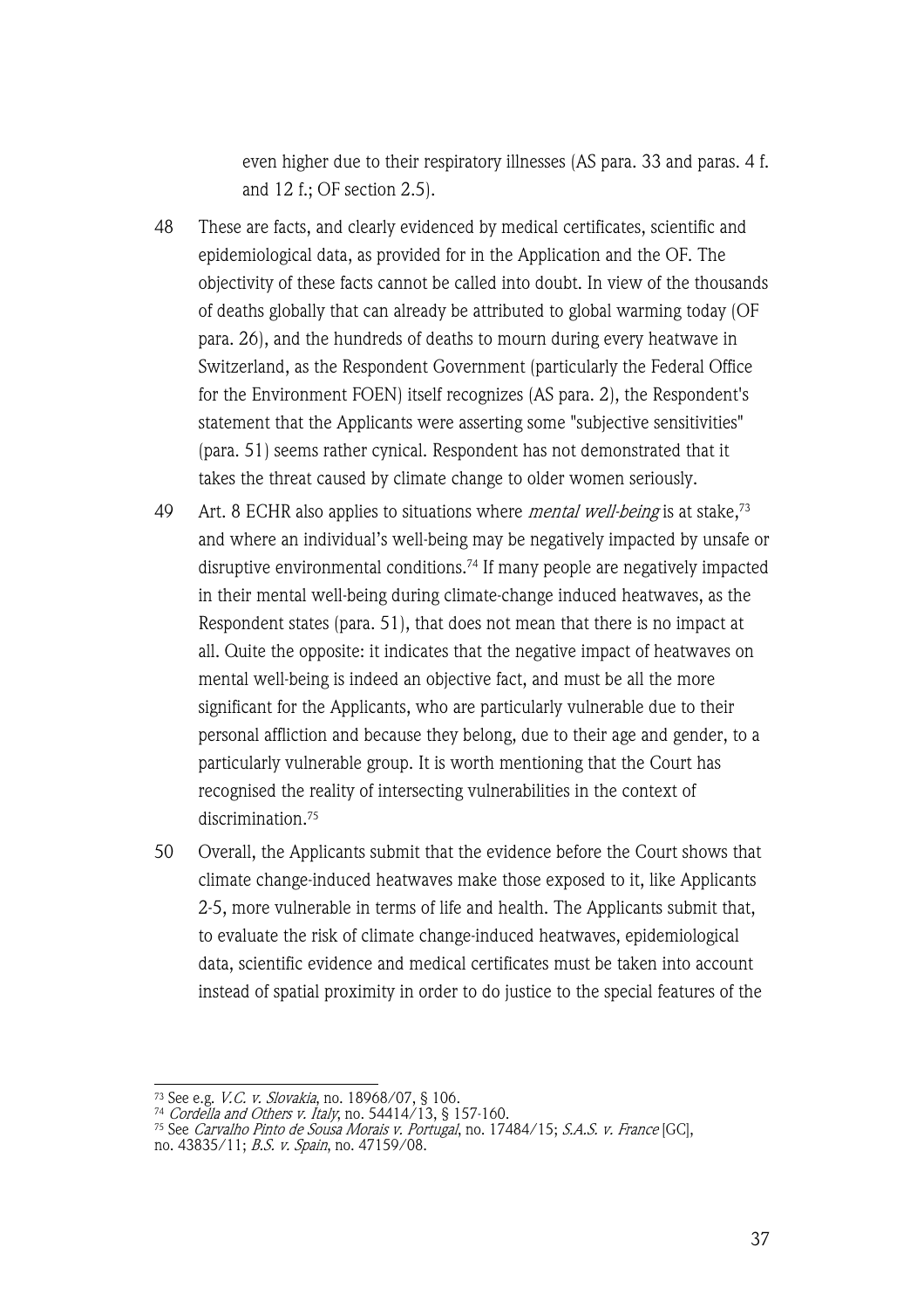even higher due to their respiratory illnesses (AS para. 33 and paras. 4 f. and 12 f.; OF section 2.5).

48 These are facts, and clearly evidenced by medical certificates, scientific and epidemiological data, as provided for in the Application and the OF. The objectivity of these facts cannot be called into doubt. In view of the thousands of deaths globally that can already be attributed to global warming today (OF para. 26), and the hundreds of deaths to mourn during every heatwave in Switzerland, as the Respondent Government (particularly the Federal Office for the Environment FOEN) itself recognizes (AS para. 2), the Respondent's statement that the Applicants were asserting some "subjective sensitivities" (para. 51) seems rather cynical. Respondent has not demonstrated that it takes the threat caused by climate change to older women seriously.

49 Art. 8 ECHR also applies to situations where *mental well-being* is at stake,[73] and where an individual's well-being may be negatively impacted by unsafe or disruptive environmental conditions.[74] If many people are negatively impacted in their mental well-being during climate-change induced heatwaves, as the Respondent states (para. 51), that does not mean that there is no impact at all. Quite the opposite: it indicates that the negative impact of heatwaves on mental well-being is indeed an objective fact, and must be all the more significant for the Applicants, who are particularly vulnerable due to their personal affliction and because they belong, due to their age and gender, to a particularly vulnerable group. It is worth mentioning that the Court has recognised the reality of intersecting vulnerabilities in the context of discrimination.[75]

50 Overall, the Applicants submit that the evidence before the Court shows that climate change-induced heatwaves make those exposed to it, like Applicants 2-5, more vulnerable in terms of life and health. The Applicants submit that, to evaluate the risk of climate change-induced heatwaves, epidemiological data, scientific evidence and medical certificates must be taken into account instead of spatial proximity in order to do justice to the special features of the

---

[73] See e.g. *V.C. v. Slovakia*, no. 18968/07, § 106.

[74] *Cordella and Others v. Italy*, no. 54414/13, § 157-160.

[75] See *Carvalho Pinto de Sousa Morais v. Portugal*, no. 17484/15; *S.A.S. v. France* [GC], no. 43835/11; *B.S. v. Spain*, no. 47159/08.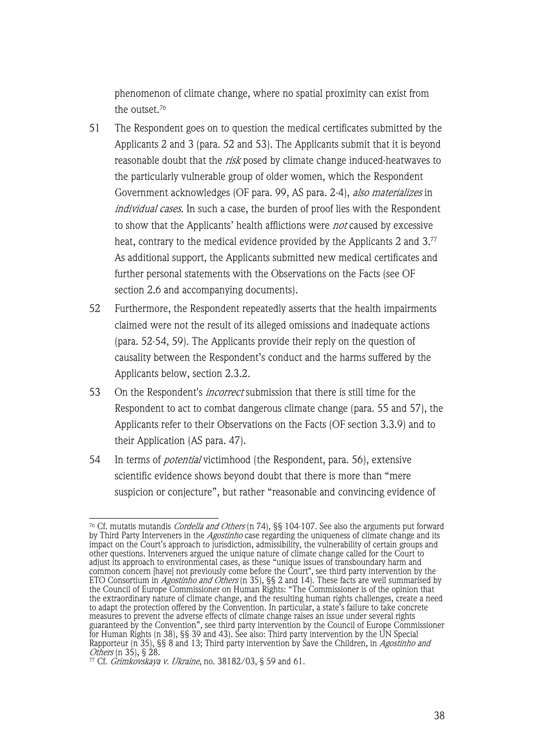phenomenon of climate change, where no spatial proximity can exist from the outset.[76]

51 The Respondent goes on to question the medical certificates submitted by the Applicants 2 and 3 (para. 52 and 53). The Applicants submit that it is beyond reasonable doubt that the *risk* posed by climate change induced-heatwaves to the particularly vulnerable group of older women, which the Respondent Government acknowledges (OF para. 99, AS para. 2-4), *also materializes* in *individual cases.* In such a case, the burden of proof lies with the Respondent to show that the Applicants' health afflictions were *not* caused by excessive heat, contrary to the medical evidence provided by the Applicants 2 and 3.[77] As additional support, the Applicants submitted new medical certificates and further personal statements with the Observations on the Facts (see OF section 2.6 and accompanying documents).

52 Furthermore, the Respondent repeatedly asserts that the health impairments claimed were not the result of its alleged omissions and inadequate actions (para. 52-54, 59). The Applicants provide their reply on the question of causality between the Respondent's conduct and the harms suffered by the Applicants below, section 2.3.2.

53 On the Respondent's *incorrect* submission that there is still time for the Respondent to act to combat dangerous climate change (para. 55 and 57), the Applicants refer to their Observations on the Facts (OF section 3.3.9) and to their Application (AS para. 47).

54 In terms of *potential* victimhood (the Respondent, para. 56), extensive scientific evidence shows beyond doubt that there is more than "mere suspicion or conjecture", but rather "reasonable and convincing evidence of

---

[76] Cf. mutatis mutandis *Cordella and Others* (n 74), §§ 104-107. See also the arguments put forward by Third Party Interveners in the *Agostinho* case regarding the uniqueness of climate change and its impact on the Court's approach to jurisdiction, admissibility, the vulnerability of certain groups and other questions. Interveners argued the unique nature of climate change called for the Court to adjust its approach to environmental cases, as these "unique issues of transboundary harm and common concern [have] not previously come before the Court", see third party intervention by the ETO Consortium in *Agostinho and Others* (n 35), §§ 2 and 14). These facts are well summarised by the Council of Europe Commissioner on Human Rights: "The Commissioner is of the opinion that the extraordinary nature of climate change, and the resulting human rights challenges, create a need to adapt the protection offered by the Convention. In particular, a state's failure to take concrete measures to prevent the adverse effects of climate change raises an issue under several rights guaranteed by the Convention", see third party intervention by the Council of Europe Commissioner for Human Rights (n 38), §§ 39 and 43). See also: Third party intervention by the UN Special Rapporteur (n 35), §§ 8 and 13; Third party intervention by Save the Children, in *Agostinho and Others* (n 35), § 28.

[77] Cf. *Grimkovskaya v. Ukraine*, no. 38182/03, § 59 and 61.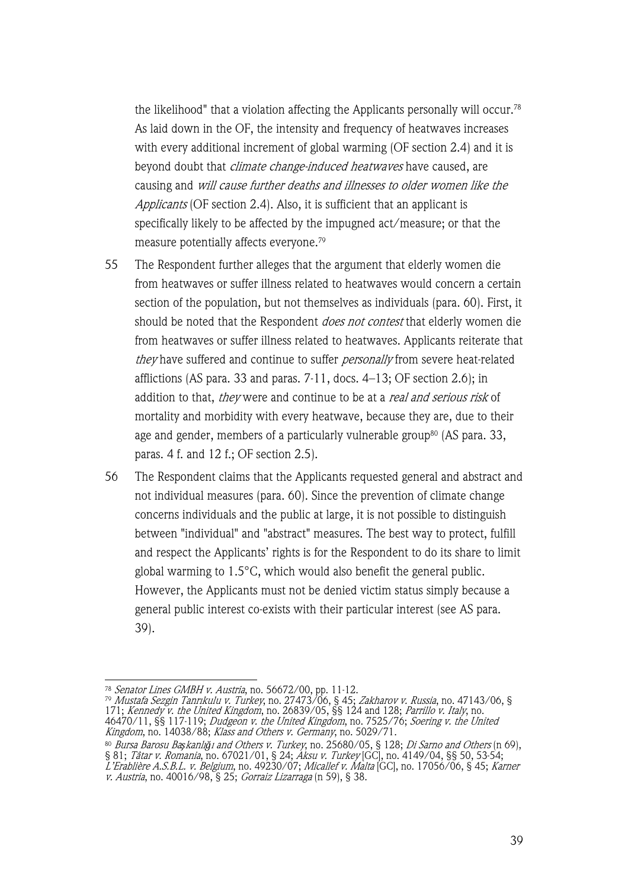the likelihood" that a violation affecting the Applicants personally will occur.[78] As laid down in the OF, the intensity and frequency of heatwaves increases with every additional increment of global warming (OF section 2.4) and it is beyond doubt that *climate change-induced heatwaves* have caused, are causing and *will cause further deaths and illnesses to older women like the Applicants* (OF section 2.4). Also, it is sufficient that an applicant is specifically likely to be affected by the impugned act/measure; or that the measure potentially affects everyone.[79]

55 The Respondent further alleges that the argument that elderly women die from heatwaves or suffer illness related to heatwaves would concern a certain section of the population, but not themselves as individuals (para. 60). First, it should be noted that the Respondent *does not contest* that elderly women die from heatwaves or suffer illness related to heatwaves. Applicants reiterate that *they* have suffered and continue to suffer *personally* from severe heat-related afflictions (AS para. 33 and paras. 7-11, docs. 4–13; OF section 2.6); in addition to that, *they* were and continue to be at a *real and serious risk* of mortality and morbidity with every heatwave, because they are, due to their age and gender, members of a particularly vulnerable group[80] (AS para. 33, paras. 4 f. and 12 f.; OF section 2.5).

56 The Respondent claims that the Applicants requested general and abstract and not individual measures (para. 60). Since the prevention of climate change concerns individuals and the public at large, it is not possible to distinguish between "individual" and "abstract" measures. The best way to protect, fulfill and respect the Applicants' rights is for the Respondent to do its share to limit global warming to 1.5°C, which would also benefit the general public. However, the Applicants must not be denied victim status simply because a general public interest co-exists with their particular interest (see AS para. 39).

---

[78] *Senator Lines GMBH v. Austria*, no. 56672/00, pp. 11-12.

[79] *Mustafa Sezgin Tanrıkulu v. Turkey*, no. 27473/06, § 45; *Zakharov v. Russia*, no. 47143/06, § 171; *Kennedy v. the United Kingdom*, no. 26839/05, §§ 124 and 128; *Parrillo v. Italy*, no. 46470/11, §§ 117-119; *Dudgeon v. the United Kingdom*, no. 7525/76; *Soering v. the United Kingdom*, no. 14038/88; *Klass and Others v. Germany*, no. 5029/71.

[80] *Bursa Barosu Başkanlığı and Others v. Turkey*, no. 25680/05, § 128; *Di Sarno and Others* (n 69), § 81; *Tâtar v. Romania*, no. 67021/01, § 24; *Aksu v. Turkey* [GC], no. 4149/04, §§ 50, 53-54; *L'Erablière A.S.B.L. v. Belgium*, no. 49230/07; *Micallef v. Malta* [GC], no. 17056/06, § 45; *Karner v. Austria*, no. 40016/98, § 25; *Gorraiz Lizarraga* (n 59), § 38.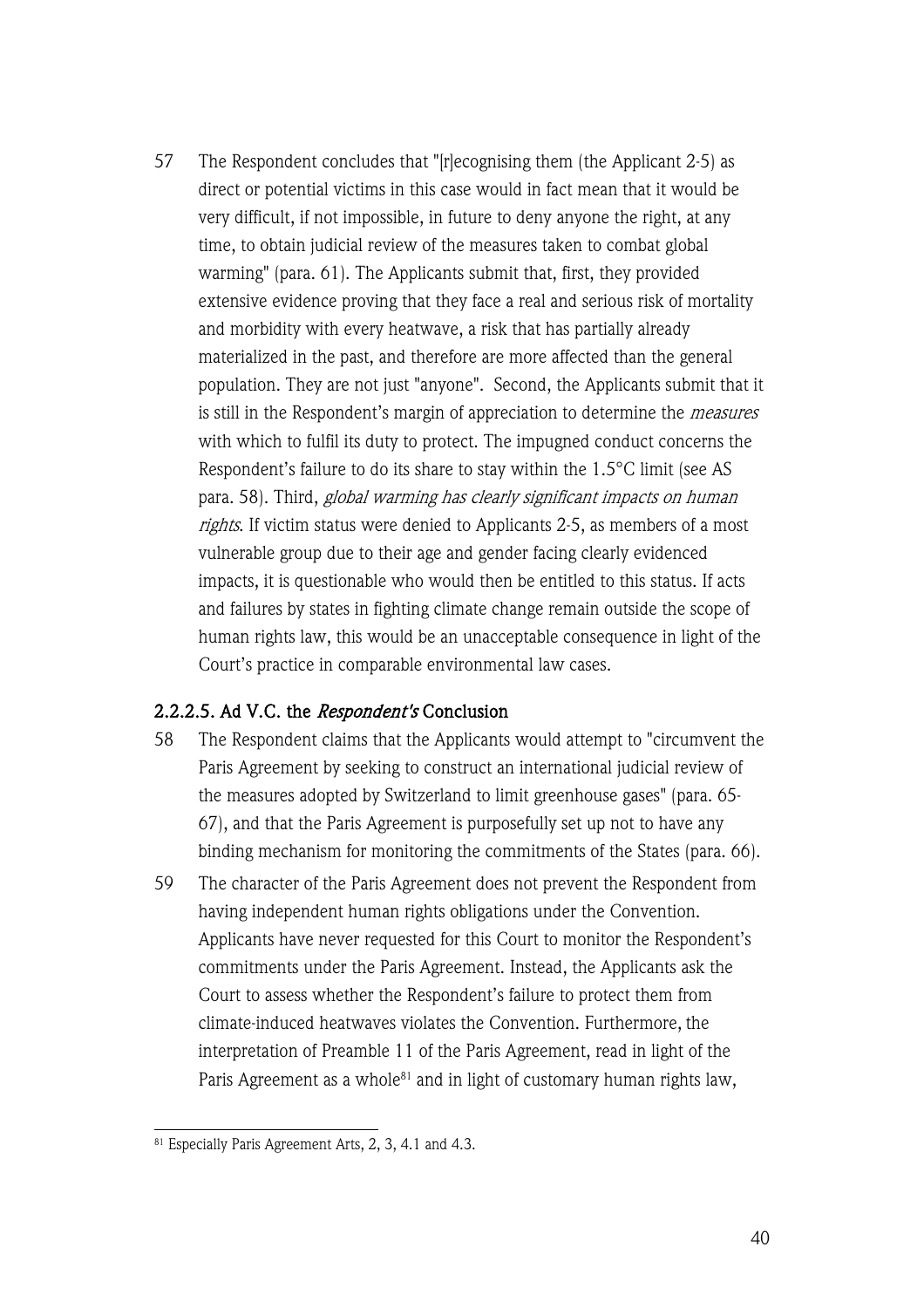57 The Respondent concludes that "[r]ecognising them (the Applicant 2-5) as direct or potential victims in this case would in fact mean that it would be very difficult, if not impossible, in future to deny anyone the right, at any time, to obtain judicial review of the measures taken to combat global warming" (para. 61). The Applicants submit that, first, they provided extensive evidence proving that they face a real and serious risk of mortality and morbidity with every heatwave, a risk that has partially already materialized in the past, and therefore are more affected than the general population. They are not just "anyone". Second, the Applicants submit that it is still in the Respondent's margin of appreciation to determine the *measures* with which to fulfil its duty to protect. The impugned conduct concerns the Respondent's failure to do its share to stay within the 1.5°C limit (see AS para. 58). Third, *global warming has clearly significant impacts on human rights*. If victim status were denied to Applicants 2-5, as members of a most vulnerable group due to their age and gender facing clearly evidenced impacts, it is questionable who would then be entitled to this status. If acts and failures by states in fighting climate change remain outside the scope of human rights law, this would be an unacceptable consequence in light of the Court's practice in comparable environmental law cases.

### 2.2.2.5. Ad V.C. the *Respondent's* Conclusion

58 The Respondent claims that the Applicants would attempt to "circumvent the Paris Agreement by seeking to construct an international judicial review of the measures adopted by Switzerland to limit greenhouse gases" (para. 65-67), and that the Paris Agreement is purposefully set up not to have any binding mechanism for monitoring the commitments of the States (para. 66).

59 The character of the Paris Agreement does not prevent the Respondent from having independent human rights obligations under the Convention. Applicants have never requested for this Court to monitor the Respondent's commitments under the Paris Agreement. Instead, the Applicants ask the Court to assess whether the Respondent's failure to protect them from climate-induced heatwaves violates the Convention. Furthermore, the interpretation of Preamble 11 of the Paris Agreement, read in light of the Paris Agreement as a whole[81] and in light of customary human rights law,

[81] Especially Paris Agreement Arts, 2, 3, 4.1 and 4.3.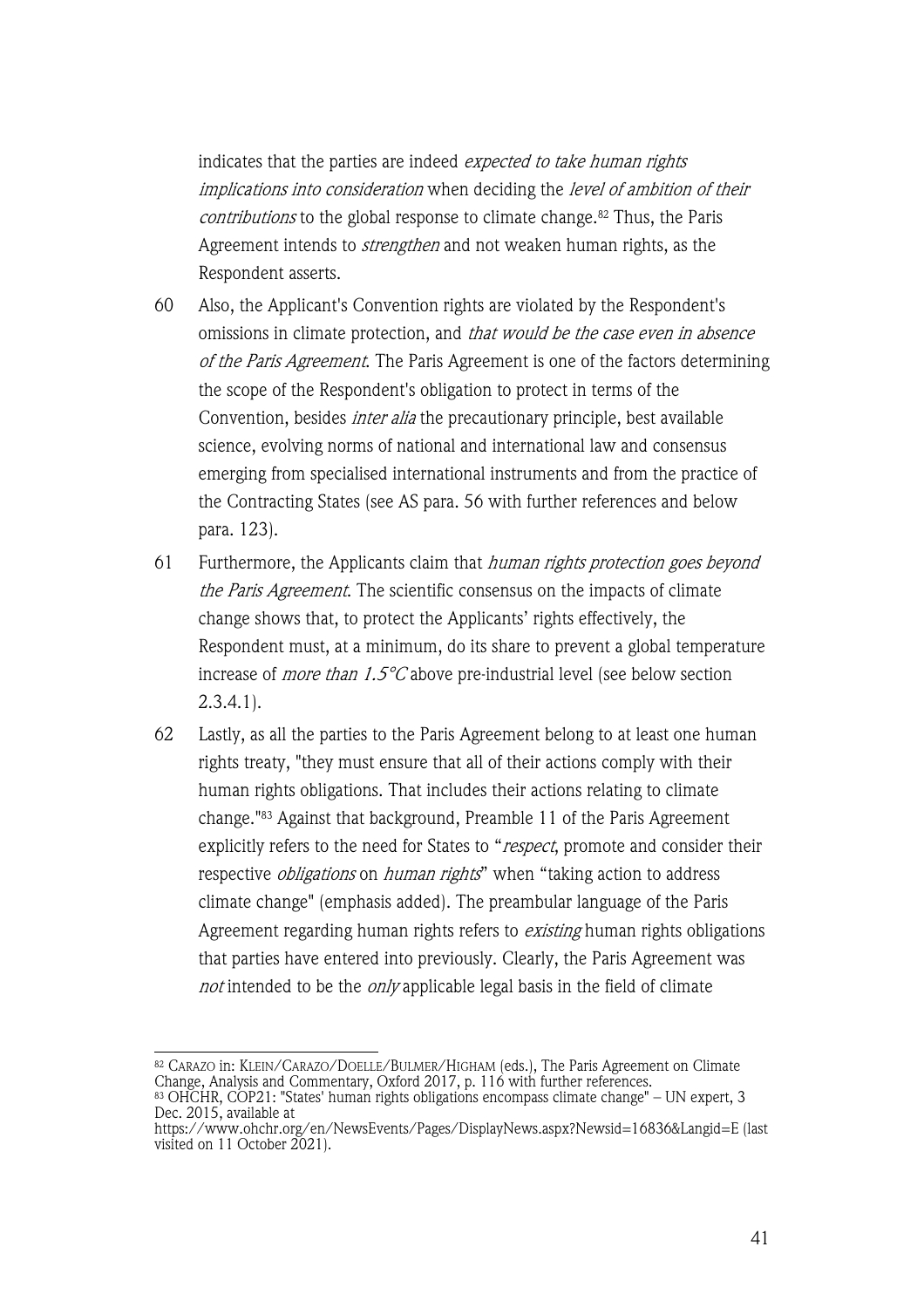indicates that the parties are indeed *expected to take human rights implications into consideration* when deciding the *level of ambition of their contributions* to the global response to climate change.[82] Thus, the Paris Agreement intends to *strengthen* and not weaken human rights, as the Respondent asserts.

60 Also, the Applicant's Convention rights are violated by the Respondent's omissions in climate protection, and *that would be the case even in absence of the Paris Agreement*. The Paris Agreement is one of the factors determining the scope of the Respondent's obligation to protect in terms of the Convention, besides *inter alia* the precautionary principle, best available science, evolving norms of national and international law and consensus emerging from specialised international instruments and from the practice of the Contracting States (see AS para. 56 with further references and below para. 123).

61 Furthermore, the Applicants claim that *human rights protection goes beyond the Paris Agreement*. The scientific consensus on the impacts of climate change shows that, to protect the Applicants' rights effectively, the Respondent must, at a minimum, do its share to prevent a global temperature increase of *more than 1.5°C* above pre-industrial level (see below section 2.3.4.1).

62 Lastly, as all the parties to the Paris Agreement belong to at least one human rights treaty, "they must ensure that all of their actions comply with their human rights obligations. That includes their actions relating to climate change."[83] Against that background, Preamble 11 of the Paris Agreement explicitly refers to the need for States to "*respect*, promote and consider their respective *obligations* on *human rights*" when "taking action to address climate change" (emphasis added). The preambular language of the Paris Agreement regarding human rights refers to *existing* human rights obligations that parties have entered into previously. Clearly, the Paris Agreement was *not* intended to be the *only* applicable legal basis in the field of climate

---

[82] CARAZO in: KLEIN/CARAZO/DOELLE/BULMER/HIGHAM (eds.), The Paris Agreement on Climate Change, Analysis and Commentary, Oxford 2017, p. 116 with further references.

[83] OHCHR, COP21: "States' human rights obligations encompass climate change" – UN expert, 3 Dec. 2015, available at https://www.ohchr.org/en/NewsEvents/Pages/DisplayNews.aspx?Newsid=16836&Langid=E (last visited on 11 October 2021).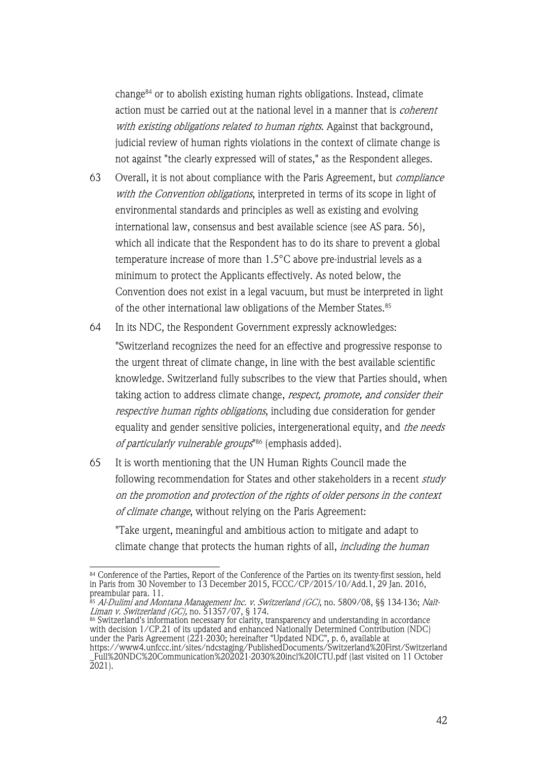change[84] or to abolish existing human rights obligations. Instead, climate action must be carried out at the national level in a manner that is *coherent with existing obligations related to human rights*. Against that background, judicial review of human rights violations in the context of climate change is not against "the clearly expressed will of states," as the Respondent alleges.

63 Overall, it is not about compliance with the Paris Agreement, but *compliance with the Convention obligations*, interpreted in terms of its scope in light of environmental standards and principles as well as existing and evolving international law, consensus and best available science (see AS para. 56), which all indicate that the Respondent has to do its share to prevent a global temperature increase of more than 1.5°C above pre-industrial levels as a minimum to protect the Applicants effectively. As noted below, the Convention does not exist in a legal vacuum, but must be interpreted in light of the other international law obligations of the Member States.[85]

64 In its NDC, the Respondent Government expressly acknowledges:

"Switzerland recognizes the need for an effective and progressive response to the urgent threat of climate change, in line with the best available scientific knowledge. Switzerland fully subscribes to the view that Parties should, when taking action to address climate change, *respect, promote, and consider their respective human rights obligations*, including due consideration for gender equality and gender sensitive policies, intergenerational equity, and *the needs of particularly vulnerable groups*"[86] (emphasis added).

65 It is worth mentioning that the UN Human Rights Council made the following recommendation for States and other stakeholders in a recent *study on the promotion and protection of the rights of older persons in the context of climate change*, without relying on the Paris Agreement:

"Take urgent, meaningful and ambitious action to mitigate and adapt to climate change that protects the human rights of all, *including the human*

---

[84] Conference of the Parties, Report of the Conference of the Parties on its twenty-first session, held in Paris from 30 November to 13 December 2015, FCCC/CP/2015/10/Add.1, 29 Jan. 2016, preambular para. 11.

[85] *Al-Dulimi and Montana Management Inc. v. Switzerland (GC)*, no. 5809/08, §§ 134-136; *Naït-Liman v. Switzerland (GC)*, no. 51357/07, § 174.

[86] Switzerland's information necessary for clarity, transparency and understanding in accordance with decision 1/CP.21 of its updated and enhanced Nationally Determined Contribution (NDC) under the Paris Agreement (221-2030; hereinafter "Updated NDC", p. 6, available at https://www4.unfccc.int/sites/ndcstaging/PublishedDocuments/Switzerland%20First/Switzerland_Full%20NDC%20Communication%202021-2030%20incl%20ICTU.pdf (last visited on 11 October 2021).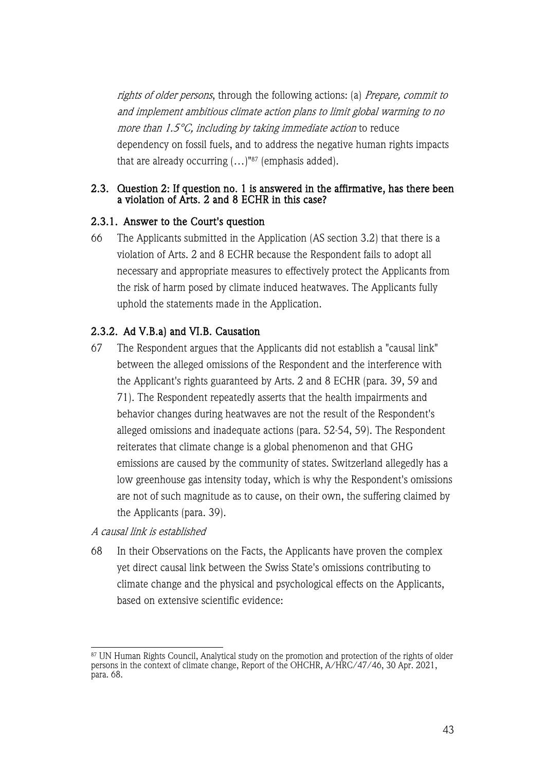*rights of older persons*, through the following actions: (a) *Prepare, commit to and implement ambitious climate action plans to limit global warming to no more than 1.5°C, including by taking immediate action* to reduce dependency on fossil fuels, and to address the negative human rights impacts that are already occurring (…)"[87] (emphasis added).

### 2.3. Question 2: If question no. 1 is answered in the affirmative, has there been a violation of Arts. 2 and 8 ECHR in this case?

#### 2.3.1. Answer to the Court's question

66 The Applicants submitted in the Application (AS section 3.2) that there is a violation of Arts. 2 and 8 ECHR because the Respondent fails to adopt all necessary and appropriate measures to effectively protect the Applicants from the risk of harm posed by climate induced heatwaves. The Applicants fully uphold the statements made in the Application.

#### 2.3.2. Ad V.B.a) and VI.B. Causation

67 The Respondent argues that the Applicants did not establish a "causal link" between the alleged omissions of the Respondent and the interference with the Applicant's rights guaranteed by Arts. 2 and 8 ECHR (para. 39, 59 and 71). The Respondent repeatedly asserts that the health impairments and behavior changes during heatwaves are not the result of the Respondent's alleged omissions and inadequate actions (para. 52-54, 59). The Respondent reiterates that climate change is a global phenomenon and that GHG emissions are caused by the community of states. Switzerland allegedly has a low greenhouse gas intensity today, which is why the Respondent's omissions are not of such magnitude as to cause, on their own, the suffering claimed by the Applicants (para. 39).

*A causal link is established*

68 In their Observations on the Facts, the Applicants have proven the complex yet direct causal link between the Swiss State's omissions contributing to climate change and the physical and psychological effects on the Applicants, based on extensive scientific evidence:

---

[87] UN Human Rights Council, Analytical study on the promotion and protection of the rights of older persons in the context of climate change, Report of the OHCHR, A/HRC/47/46, 30 Apr. 2021, para. 68.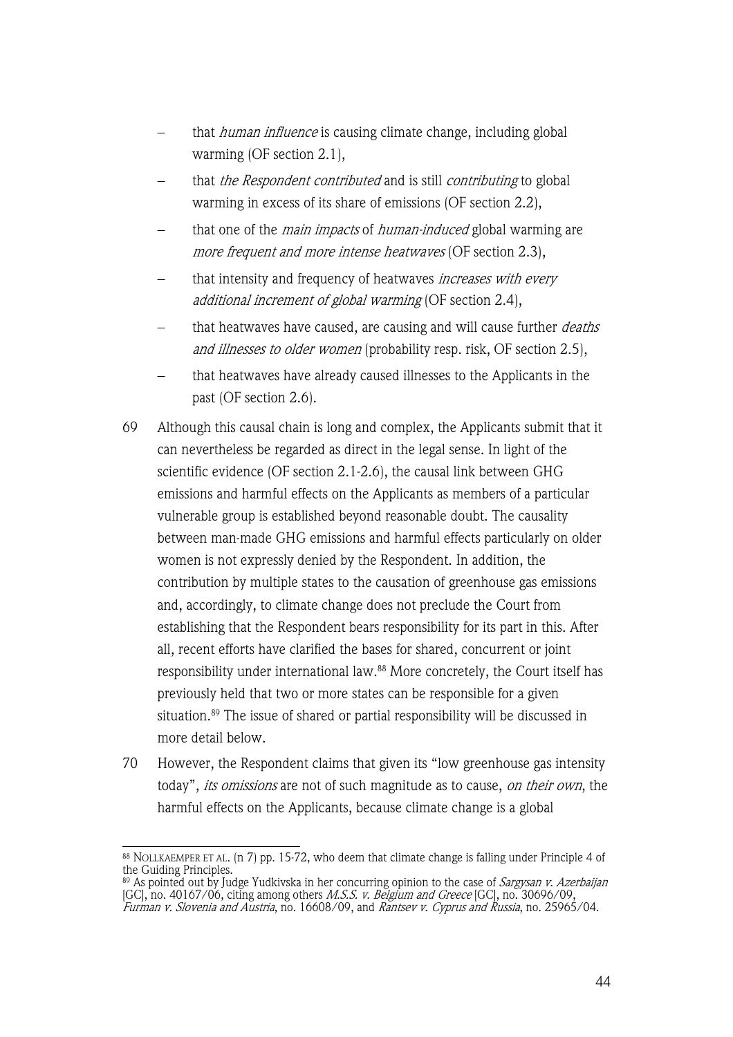- that *human influence* is causing climate change, including global warming (OF section 2.1),
- that *the Respondent contributed* and is still *contributing* to global warming in excess of its share of emissions (OF section 2.2),
- that one of the *main impacts* of *human-induced* global warming are *more frequent and more intense heatwaves* (OF section 2.3),
- that intensity and frequency of heatwaves *increases with every additional increment of global warming* (OF section 2.4),
- that heatwaves have caused, are causing and will cause further *deaths and illnesses to older women* (probability resp. risk, OF section 2.5),
- that heatwaves have already caused illnesses to the Applicants in the past (OF section 2.6).

69 Although this causal chain is long and complex, the Applicants submit that it can nevertheless be regarded as direct in the legal sense. In light of the scientific evidence (OF section 2.1-2.6), the causal link between GHG emissions and harmful effects on the Applicants as members of a particular vulnerable group is established beyond reasonable doubt. The causality between man-made GHG emissions and harmful effects particularly on older women is not expressly denied by the Respondent. In addition, the contribution by multiple states to the causation of greenhouse gas emissions and, accordingly, to climate change does not preclude the Court from establishing that the Respondent bears responsibility for its part in this. After all, recent efforts have clarified the bases for shared, concurrent or joint responsibility under international law.[88] More concretely, the Court itself has previously held that two or more states can be responsible for a given situation.[89] The issue of shared or partial responsibility will be discussed in more detail below.

70 However, the Respondent claims that given its "low greenhouse gas intensity today", *its omissions* are not of such magnitude as to cause, *on their own*, the harmful effects on the Applicants, because climate change is a global

---

[88] NOLLKAEMPER ET AL. (n 7) pp. 15-72, who deem that climate change is falling under Principle 4 of the Guiding Principles.

[89] As pointed out by Judge Yudkivska in her concurring opinion to the case of *Sargysan v. Azerbaijan* [GC], no. 40167/06, citing among others *M.S.S. v. Belgium and Greece* [GC], no. 30696/09, *Furman v. Slovenia and Austria*, no. 16608/09, and *Rantsev v. Cyprus and Russia*, no. 25965/04.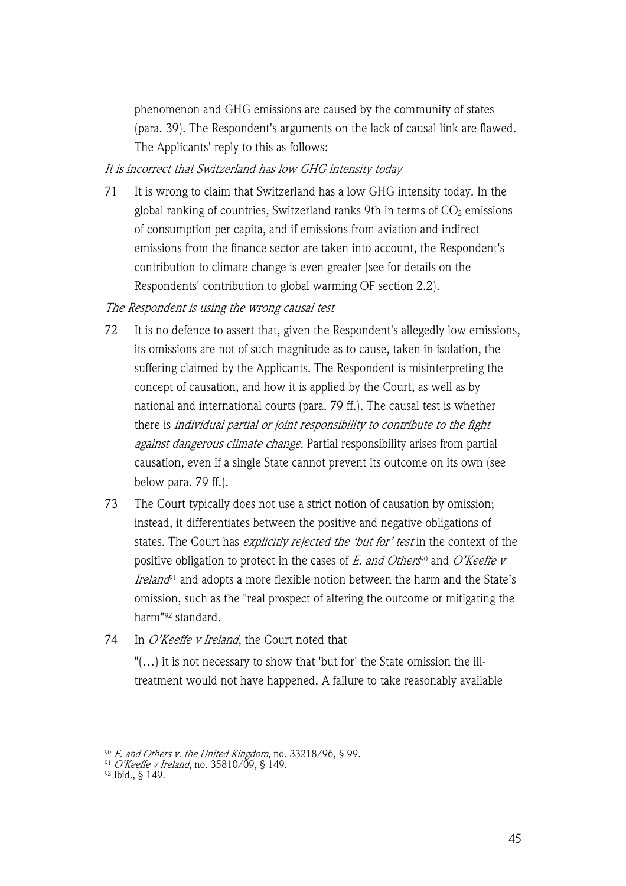phenomenon and GHG emissions are caused by the community of states (para. 39). The Respondent's arguments on the lack of causal link are flawed. The Applicants' reply to this as follows:

*It is incorrect that Switzerland has low GHG intensity today*

71 It is wrong to claim that Switzerland has a low GHG intensity today. In the global ranking of countries, Switzerland ranks 9th in terms of $CO_2$ emissions of consumption per capita, and if emissions from aviation and indirect emissions from the finance sector are taken into account, the Respondent's contribution to climate change is even greater (see for details on the Respondents' contribution to global warming OF section 2.2).

*The Respondent is using the wrong causal test*

72 It is no defence to assert that, given the Respondent's allegedly low emissions, its omissions are not of such magnitude as to cause, taken in isolation, the suffering claimed by the Applicants. The Respondent is misinterpreting the concept of causation, and how it is applied by the Court, as well as by national and international courts (para. 79 ff.). The causal test is whether there is *individual partial or joint responsibility to contribute to the fight against dangerous climate change.* Partial responsibility arises from partial causation, even if a single State cannot prevent its outcome on its own (see below para. 79 ff.).

73 The Court typically does not use a strict notion of causation by omission; instead, it differentiates between the positive and negative obligations of states. The Court has *explicitly rejected the 'but for' test* in the context of the positive obligation to protect in the cases of *E. and Others*[90] and *O'Keeffe v Ireland*[91] and adopts a more flexible notion between the harm and the State's omission, such as the "real prospect of altering the outcome or mitigating the harm"[92] standard.

74 In *O'Keeffe v Ireland*, the Court noted that

"(…) it is not necessary to show that 'but for' the State omission the ill-treatment would not have happened. A failure to take reasonably available

[90] *E. and Others v. the United Kingdom*, no. 33218/96, § 99.
[91] *O'Keeffe v Ireland*, no. 35810/09, § 149.
[92] Ibid., § 149.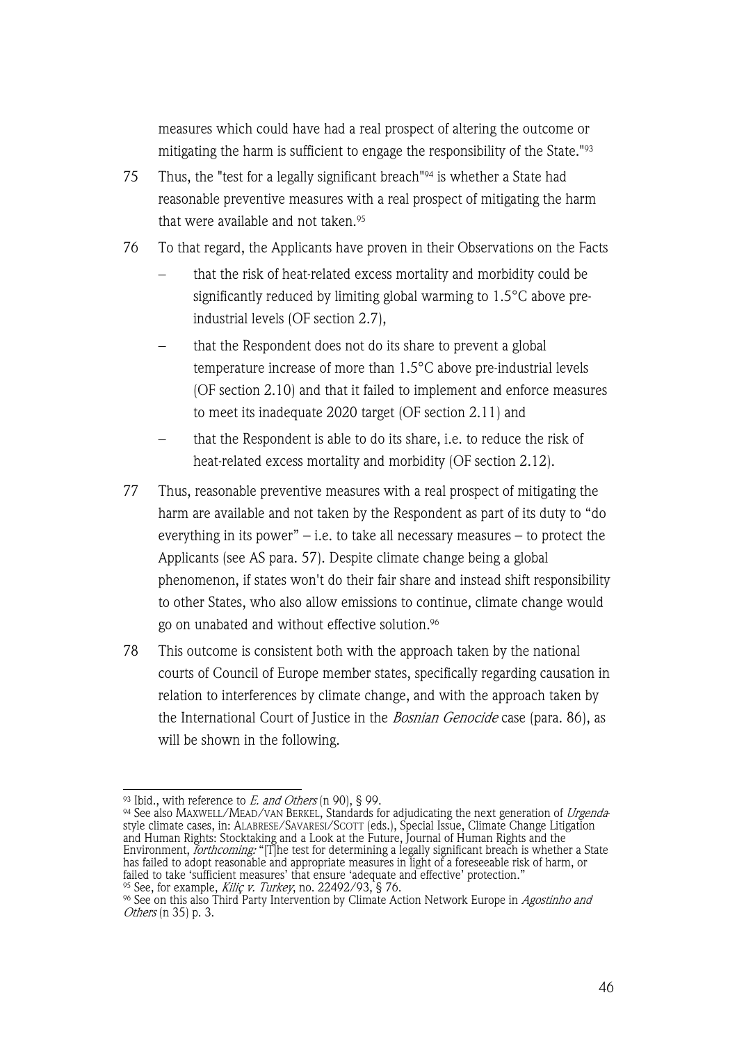measures which could have had a real prospect of altering the outcome or mitigating the harm is sufficient to engage the responsibility of the State."[93]

75 Thus, the "test for a legally significant breach"[94] is whether a State had reasonable preventive measures with a real prospect of mitigating the harm that were available and not taken.[95]

76 To that regard, the Applicants have proven in their Observations on the Facts

- that the risk of heat-related excess mortality and morbidity could be significantly reduced by limiting global warming to 1.5°C above pre-industrial levels (OF section 2.7),
- that the Respondent does not do its share to prevent a global temperature increase of more than 1.5°C above pre-industrial levels (OF section 2.10) and that it failed to implement and enforce measures to meet its inadequate 2020 target (OF section 2.11) and
- that the Respondent is able to do its share, i.e. to reduce the risk of heat-related excess mortality and morbidity (OF section 2.12).

77 Thus, reasonable preventive measures with a real prospect of mitigating the harm are available and not taken by the Respondent as part of its duty to "do everything in its power" – i.e. to take all necessary measures – to protect the Applicants (see AS para. 57). Despite climate change being a global phenomenon, if states won't do their fair share and instead shift responsibility to other States, who also allow emissions to continue, climate change would go on unabated and without effective solution.[96]

78 This outcome is consistent both with the approach taken by the national courts of Council of Europe member states, specifically regarding causation in relation to interferences by climate change, and with the approach taken by the International Court of Justice in the *Bosnian Genocide* case (para. 86), as will be shown in the following.

---

[93] Ibid., with reference to *E. and Others* (n 90), § 99.

[94] See also MAXWELL/MEAD/VAN BERKEL, Standards for adjudicating the next generation of *Urgenda*-style climate cases, in: ALABRESE/SAVARESI/SCOTT (eds.), Special Issue, Climate Change Litigation and Human Rights: Stocktaking and a Look at the Future, Journal of Human Rights and the Environment, *forthcoming*: "[T]he test for determining a legally significant breach is whether a State has failed to adopt reasonable and appropriate measures in light of a foreseeable risk of harm, or failed to take 'sufficient measures' that ensure 'adequate and effective' protection."

[95] See, for example, *Kiliç v. Turkey*, no. 22492/93, § 76.

[96] See on this also Third Party Intervention by Climate Action Network Europe in *Agostinho and Others* (n 35) p. 3.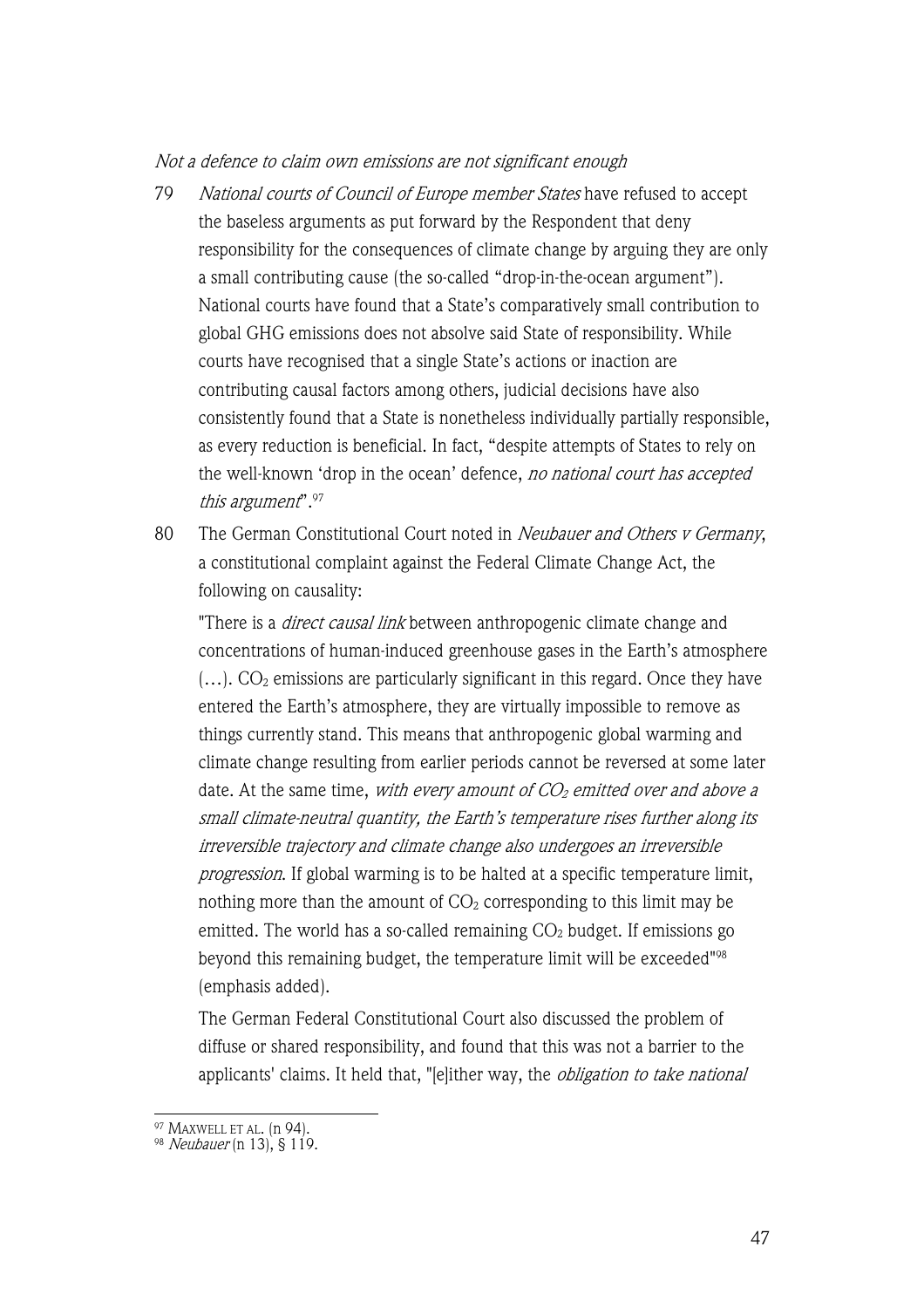*Not a defence to claim own emissions are not significant enough*

79 *National courts of Council of Europe member States* have refused to accept the baseless arguments as put forward by the Respondent that deny responsibility for the consequences of climate change by arguing they are only a small contributing cause (the so-called "drop-in-the-ocean argument"). National courts have found that a State's comparatively small contribution to global GHG emissions does not absolve said State of responsibility. While courts have recognised that a single State's actions or inaction are contributing causal factors among others, judicial decisions have also consistently found that a State is nonetheless individually partially responsible, as every reduction is beneficial. In fact, "despite attempts of States to rely on the well-known 'drop in the ocean' defence, *no national court has accepted this argument*".[97]

80 The German Constitutional Court noted in *Neubauer and Others v Germany*, a constitutional complaint against the Federal Climate Change Act, the following on causality:

"There is a *direct causal link* between anthropogenic climate change and concentrations of human-induced greenhouse gases in the Earth's atmosphere (…). $CO_2$ emissions are particularly significant in this regard. Once they have entered the Earth's atmosphere, they are virtually impossible to remove as things currently stand. This means that anthropogenic global warming and climate change resulting from earlier periods cannot be reversed at some later date. At the same time, *with every amount of $CO_2$ emitted over and above a small climate-neutral quantity, the Earth's temperature rises further along its irreversible trajectory and climate change also undergoes an irreversible progression*. If global warming is to be halted at a specific temperature limit, nothing more than the amount of $CO_2$ corresponding to this limit may be emitted. The world has a so-called remaining $CO_2$ budget. If emissions go beyond this remaining budget, the temperature limit will be exceeded"[98] (emphasis added).

The German Federal Constitutional Court also discussed the problem of diffuse or shared responsibility, and found that this was not a barrier to the applicants' claims. It held that, "[e]ither way, the *obligation to take national*

---

[97] MAXWELL ET AL. (n 94).

[98] *Neubauer* (n 13), § 119.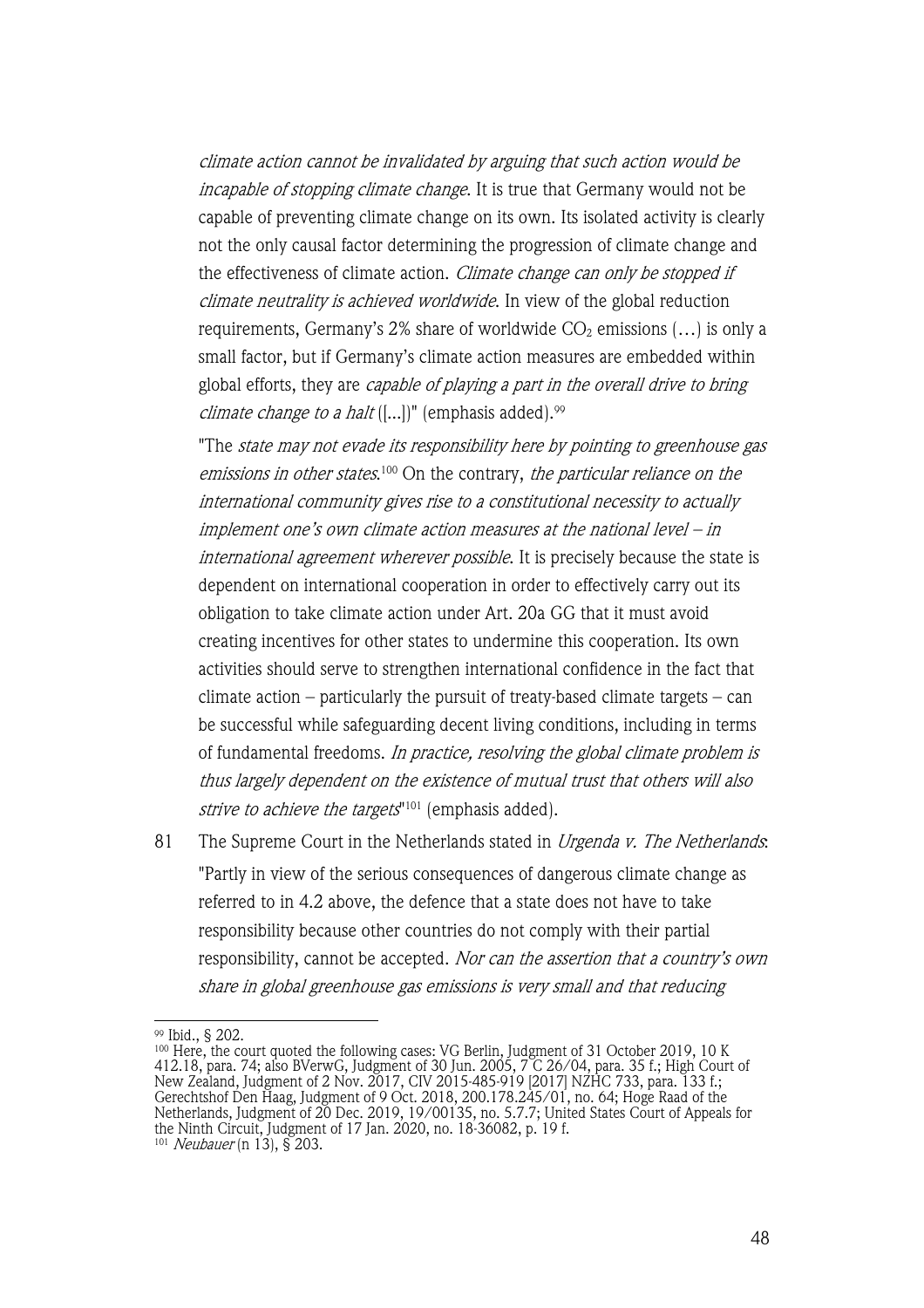*climate action cannot be invalidated by arguing that such action would be incapable of stopping climate change*. It is true that Germany would not be capable of preventing climate change on its own. Its isolated activity is clearly not the only causal factor determining the progression of climate change and the effectiveness of climate action. *Climate change can only be stopped if climate neutrality is achieved worldwide*. In view of the global reduction requirements, Germany's 2% share of worldwide $CO_2$ emissions (…) is only a small factor, but if Germany's climate action measures are embedded within global efforts, they are *capable of playing a part in the overall drive to bring climate change to a halt* ([...])" (emphasis added).[99]

"The *state may not evade its responsibility here by pointing to greenhouse gas emissions in other states*.[100] On the contrary, *the particular reliance on the international community gives rise to a constitutional necessity to actually implement one's own climate action measures at the national level – in international agreement wherever possible*. It is precisely because the state is dependent on international cooperation in order to effectively carry out its obligation to take climate action under Art. 20a GG that it must avoid creating incentives for other states to undermine this cooperation. Its own activities should serve to strengthen international confidence in the fact that climate action – particularly the pursuit of treaty-based climate targets – can be successful while safeguarding decent living conditions, including in terms of fundamental freedoms. *In practice, resolving the global climate problem is thus largely dependent on the existence of mutual trust that others will also strive to achieve the targets*"[101] (emphasis added).

81 The Supreme Court in the Netherlands stated in *Urgenda v. The Netherlands*: "Partly in view of the serious consequences of dangerous climate change as referred to in 4.2 above, the defence that a state does not have to take responsibility because other countries do not comply with their partial responsibility, cannot be accepted. *Nor can the assertion that a country's own share in global greenhouse gas emissions is very small and that reducing*

[99] Ibid., § 202.

[100] Here, the court quoted the following cases: VG Berlin, Judgment of 31 October 2019, 10 K 412.18, para. 74; also BVerwG, Judgment of 30 Jun. 2005, 7 C 26/04, para. 35 f.; High Court of New Zealand, Judgment of 2 Nov. 2017, CIV 2015-485-919 [2017] NZHC 733, para. 133 f.; Gerechtshof Den Haag, Judgment of 9 Oct. 2018, 200.178.245/01, no. 64; Hoge Raad of the Netherlands, Judgment of 20 Dec. 2019, 19/00135, no. 5.7.7; United States Court of Appeals for the Ninth Circuit, Judgment of 17 Jan. 2020, no. 18-36082, p. 19 f.

[101] *Neubauer* (n 13), § 203.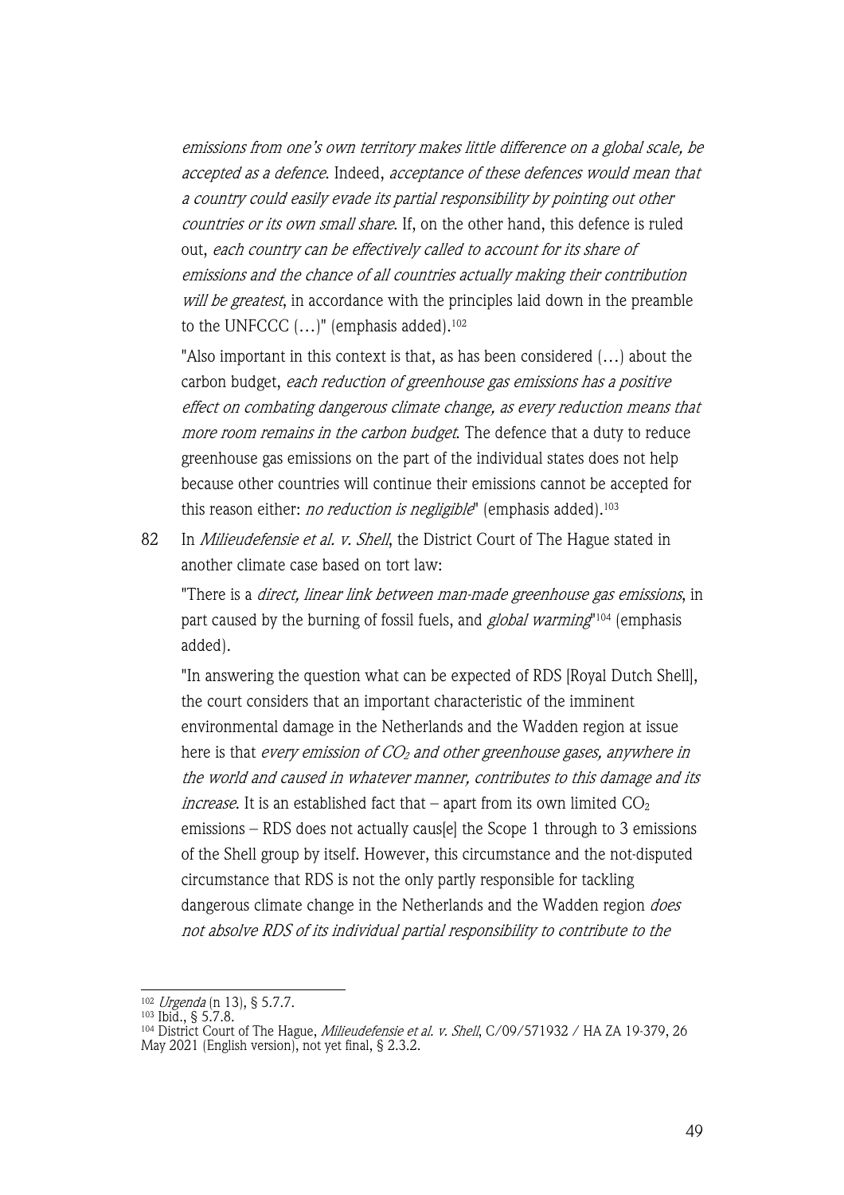*emissions from one's own territory makes little difference on a global scale, be accepted as a defence*. Indeed, *acceptance of these defences would mean that a country could easily evade its partial responsibility by pointing out other countries or its own small share*. If, on the other hand, this defence is ruled out, *each country can be effectively called to account for its share of emissions and the chance of all countries actually making their contribution will be greatest*, in accordance with the principles laid down in the preamble to the UNFCCC (…)" (emphasis added).[102]

"Also important in this context is that, as has been considered (…) about the carbon budget, *each reduction of greenhouse gas emissions has a positive effect on combating dangerous climate change, as every reduction means that more room remains in the carbon budget*. The defence that a duty to reduce greenhouse gas emissions on the part of the individual states does not help because other countries will continue their emissions cannot be accepted for this reason either: *no reduction is negligible*" (emphasis added).[103]

82 In *Milieudefensie et al. v. Shell*, the District Court of The Hague stated in another climate case based on tort law:

"There is a *direct, linear link between man-made greenhouse gas emissions*, in part caused by the burning of fossil fuels, and *global warming*"[104] (emphasis added).

"In answering the question what can be expected of RDS [Royal Dutch Shell], the court considers that an important characteristic of the imminent environmental damage in the Netherlands and the Wadden region at issue here is that *every emission of $CO_2$ and other greenhouse gases, anywhere in the world and caused in whatever manner, contributes to this damage and its increase*. It is an established fact that – apart from its own limited $CO_2$ emissions – RDS does not actually caus[e] the Scope 1 through to 3 emissions of the Shell group by itself. However, this circumstance and the not-disputed circumstance that RDS is not the only partly responsible for tackling dangerous climate change in the Netherlands and the Wadden region *does not absolve RDS of its individual partial responsibility to contribute to the*

---

[102] *Urgenda* (n 13), § 5.7.7.

[103] Ibid., § 5.7.8.

[104] District Court of The Hague, *Milieudefensie et al. v. Shell*, C/09/571932 / HA ZA 19-379, 26 May 2021 (English version), not yet final, § 2.3.2.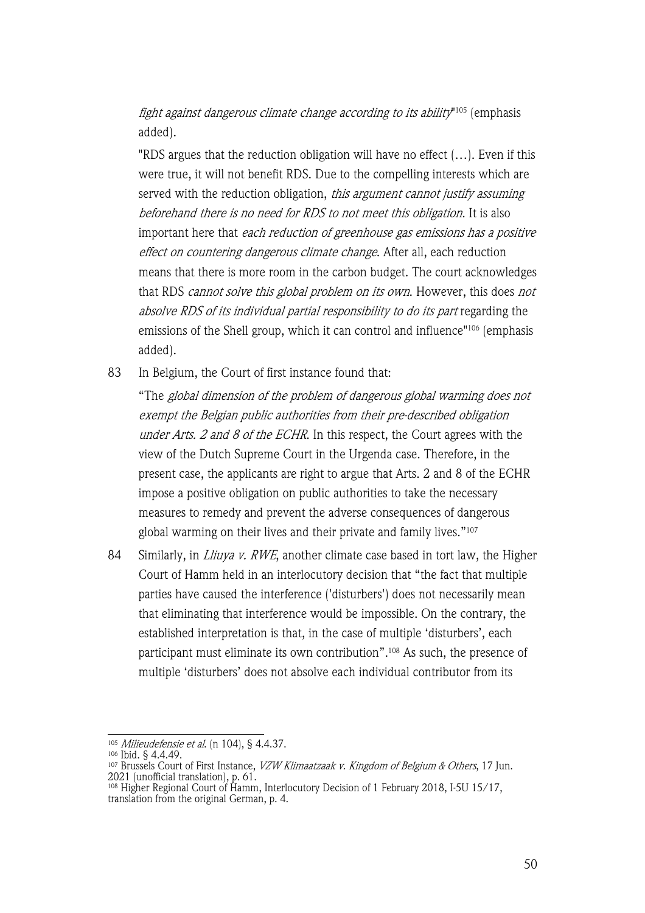*fight against dangerous climate change according to its ability*"[105] (emphasis added).

"RDS argues that the reduction obligation will have no effect (…). Even if this were true, it will not benefit RDS. Due to the compelling interests which are served with the reduction obligation, *this argument cannot justify assuming beforehand there is no need for RDS to not meet this obligation*. It is also important here that *each reduction of greenhouse gas emissions has a positive effect on countering dangerous climate change*. After all, each reduction means that there is more room in the carbon budget. The court acknowledges that RDS *cannot solve this global problem on its own*. However, this does *not absolve RDS of its individual partial responsibility to do its part* regarding the emissions of the Shell group, which it can control and influence"[106] (emphasis added).

83 In Belgium, the Court of first instance found that:

"The *global dimension of the problem of dangerous global warming does not exempt the Belgian public authorities from their pre-described obligation under Arts. 2 and 8 of the ECHR*. In this respect, the Court agrees with the view of the Dutch Supreme Court in the Urgenda case. Therefore, in the present case, the applicants are right to argue that Arts. 2 and 8 of the ECHR impose a positive obligation on public authorities to take the necessary measures to remedy and prevent the adverse consequences of dangerous global warming on their lives and their private and family lives."[107]

84 Similarly, in *Lliuya v. RWE*, another climate case based in tort law, the Higher Court of Hamm held in an interlocutory decision that "the fact that multiple parties have caused the interference ('disturbers') does not necessarily mean that eliminating that interference would be impossible. On the contrary, the established interpretation is that, in the case of multiple 'disturbers', each participant must eliminate its own contribution".[108] As such, the presence of multiple 'disturbers' does not absolve each individual contributor from its

---

[105] *Milieudefensie et al.* (n 104), § 4.4.37.

[106] Ibid. § 4.4.49.

[107] Brussels Court of First Instance, *VZW Klimaatzaak v. Kingdom of Belgium & Others*, 17 Jun. 2021 (unofficial translation), p. 61.

[108] Higher Regional Court of Hamm, Interlocutory Decision of 1 February 2018, I-5U 15/17, translation from the original German, p. 4.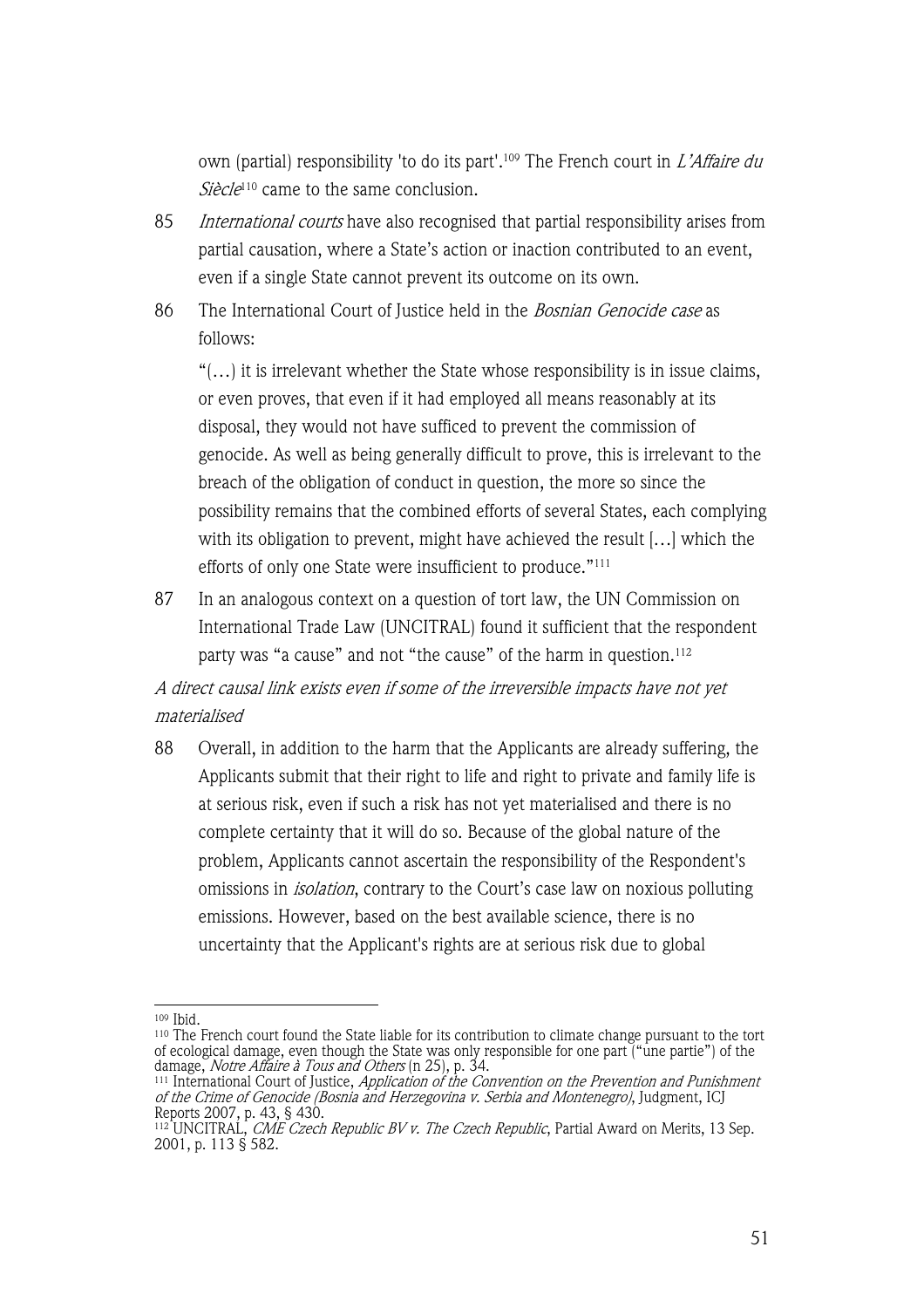own (partial) responsibility 'to do its part'.[109] The French court in *L'Affaire du Siècle*[110] came to the same conclusion.

85 *International courts* have also recognised that partial responsibility arises from partial causation, where a State's action or inaction contributed to an event, even if a single State cannot prevent its outcome on its own.

86 The International Court of Justice held in the *Bosnian Genocide case* as follows:

"(…) it is irrelevant whether the State whose responsibility is in issue claims, or even proves, that even if it had employed all means reasonably at its disposal, they would not have sufficed to prevent the commission of genocide. As well as being generally difficult to prove, this is irrelevant to the breach of the obligation of conduct in question, the more so since the possibility remains that the combined efforts of several States, each complying with its obligation to prevent, might have achieved the result […] which the efforts of only one State were insufficient to produce."[111]

87 In an analogous context on a question of tort law, the UN Commission on International Trade Law (UNCITRAL) found it sufficient that the respondent party was "a cause" and not "the cause" of the harm in question.[112]

*A direct causal link exists even if some of the irreversible impacts have not yet materialised*

88 Overall, in addition to the harm that the Applicants are already suffering, the Applicants submit that their right to life and right to private and family life is at serious risk, even if such a risk has not yet materialised and there is no complete certainty that it will do so. Because of the global nature of the problem, Applicants cannot ascertain the responsibility of the Respondent's omissions in *isolation*, contrary to the Court's case law on noxious polluting emissions. However, based on the best available science, there is no uncertainty that the Applicant's rights are at serious risk due to global

---

[109] Ibid.

[110] The French court found the State liable for its contribution to climate change pursuant to the tort of ecological damage, even though the State was only responsible for one part ("une partie") of the damage, *Notre Affaire à Tous and Others* (n 25), p. 34.

[111] International Court of Justice, *Application of the Convention on the Prevention and Punishment of the Crime of Genocide (Bosnia and Herzegovina v. Serbia and Montenegro)*, Judgment, ICJ Reports 2007, p. 43, § 430.

[112] UNCITRAL, *CME Czech Republic BV v. The Czech Republic*, Partial Award on Merits, 13 Sep. 2001, p. 113 § 582.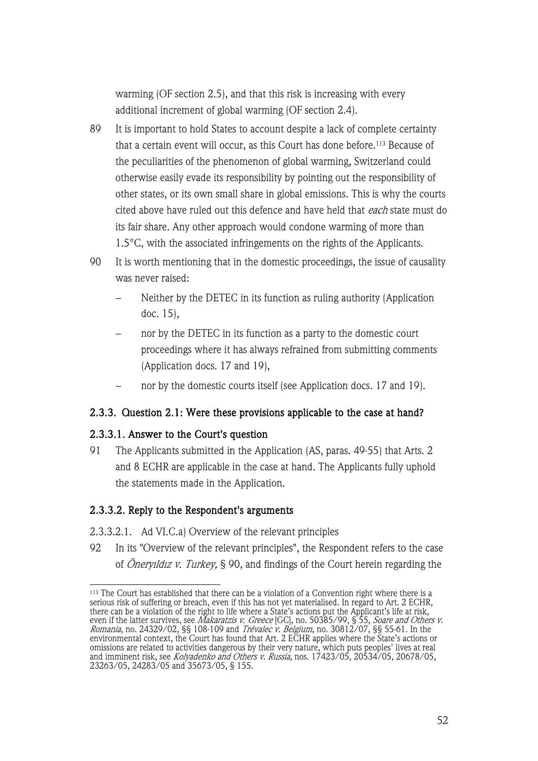warming (OF section 2.5), and that this risk is increasing with every additional increment of global warming (OF section 2.4).

89 It is important to hold States to account despite a lack of complete certainty that a certain event will occur, as this Court has done before.[113] Because of the peculiarities of the phenomenon of global warming, Switzerland could otherwise easily evade its responsibility by pointing out the responsibility of other states, or its own small share in global emissions. This is why the courts cited above have ruled out this defence and have held that *each* state must do its fair share. Any other approach would condone warming of more than 1.5°C, with the associated infringements on the rights of the Applicants.

90 It is worth mentioning that in the domestic proceedings, the issue of causality was never raised:

- Neither by the DETEC in its function as ruling authority (Application doc. 15),
- nor by the DETEC in its function as a party to the domestic court proceedings where it has always refrained from submitting comments (Application docs. 17 and 19),
- nor by the domestic courts itself (see Application docs. 17 and 19).

### 2.3.3. Question 2.1: Were these provisions applicable to the case at hand?

#### 2.3.3.1. Answer to the Court's question

91 The Applicants submitted in the Application (AS, paras. 49-55) that Arts. 2 and 8 ECHR are applicable in the case at hand. The Applicants fully uphold the statements made in the Application.

#### 2.3.3.2. Reply to the Respondent's arguments

2.3.3.2.1. Ad VI.C.a) Overview of the relevant principles

92 In its "Overview of the relevant principles", the Respondent refers to the case of *Öneryıldız v. Turkey,* § 90, and findings of the Court herein regarding the

---

[113] The Court has established that there can be a violation of a Convention right where there is a serious risk of suffering or breach, even if this has not yet materialised. In regard to Art. 2 ECHR, there can be a violation of the right to life where a State's actions put the Applicant's life at risk, even if the latter survives, see *Makaratzis v. Greece* [GC], no. 50385/99, § 55, *Soare and Others v. Romania*, no. 24329/02, §§ 108-109 and *Trévalec v. Belgium*, no. 30812/07, §§ 55-61. In the environmental context, the Court has found that Art. 2 ECHR applies where the State's actions or omissions are related to activities dangerous by their very nature, which puts peoples' lives at real and imminent risk, see *Kolyadenko and Others v. Russia*, nos. 17423/05, 20534/05, 20678/05, 23263/05, 24283/05 and 35673/05, § 155.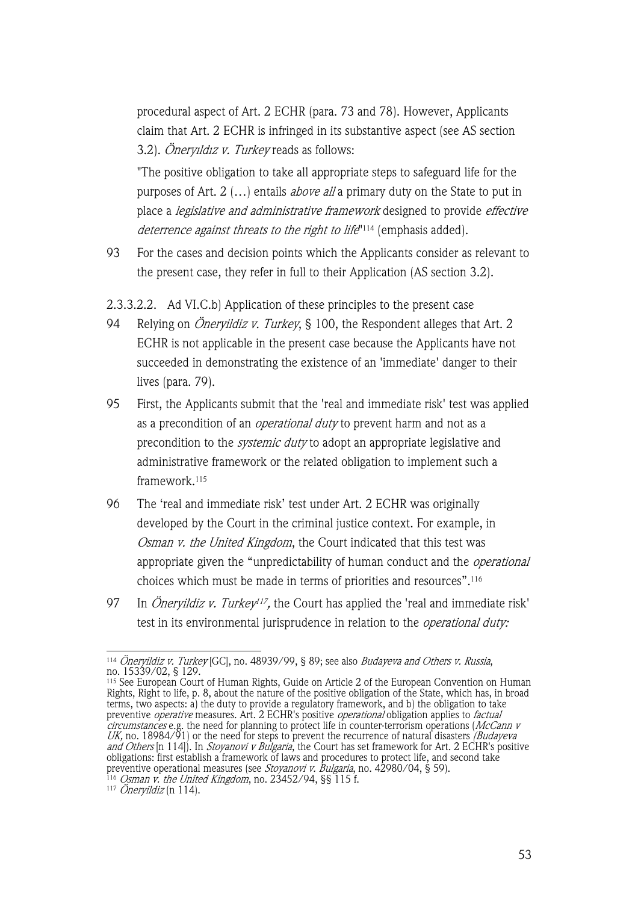procedural aspect of Art. 2 ECHR (para. 73 and 78). However, Applicants claim that Art. 2 ECHR is infringed in its substantive aspect (see AS section 3.2). *Öneryıldız v. Turkey* reads as follows:

"The positive obligation to take all appropriate steps to safeguard life for the purposes of Art. 2 (…) entails *above all* a primary duty on the State to put in place a *legislative and administrative framework* designed to provide *effective deterrence against threats to the right to life*"[114] (emphasis added).

93 For the cases and decision points which the Applicants consider as relevant to the present case, they refer in full to their Application (AS section 3.2).

2.3.3.2.2. Ad VI.C.b) Application of these principles to the present case

94 Relying on *Öneryildiz v. Turkey*, § 100, the Respondent alleges that Art. 2 ECHR is not applicable in the present case because the Applicants have not succeeded in demonstrating the existence of an 'immediate' danger to their lives (para. 79).

95 First, the Applicants submit that the 'real and immediate risk' test was applied as a precondition of an *operational duty* to prevent harm and not as a precondition to the *systemic duty* to adopt an appropriate legislative and administrative framework or the related obligation to implement such a framework.[115]

96 The 'real and immediate risk' test under Art. 2 ECHR was originally developed by the Court in the criminal justice context. For example, in *Osman v. the United Kingdom*, the Court indicated that this test was appropriate given the "unpredictability of human conduct and the *operational* choices which must be made in terms of priorities and resources".[116]

97 In *Öneryildiz v. Turkey*[117], the Court has applied the 'real and immediate risk' test in its environmental jurisprudence in relation to the *operational duty:*

---

[114] *Öneryildiz v. Turkey* [GC], no. 48939/99, § 89; see also *Budayeva and Others v. Russia*, no. 15339/02, § 129.

[115] See European Court of Human Rights, Guide on Article 2 of the European Convention on Human Rights, Right to life, p. 8, about the nature of the positive obligation of the State, which has, in broad terms, two aspects: a) the duty to provide a regulatory framework, and b) the obligation to take preventive *operative* measures. Art. 2 ECHR's positive *operational* obligation applies to *factual circumstances* e.g. the need for planning to protect life in counter-terrorism operations (*McCann v UK*, no. 18984/91) or the need for steps to prevent the recurrence of natural disasters *(Budayeva and Others* [n 114]). In *Stoyanovi v Bulgaria*, the Court has set framework for Art. 2 ECHR's positive obligations: first establish a framework of laws and procedures to protect life, and second take preventive operational measures (see *Stoyanovi v. Bulgaria*, no. 42980/04, § 59).

[116] *Osman v. the United Kingdom*, no. 23452/94, §§ 115 f.

[117] *Öneryildiz* (n 114).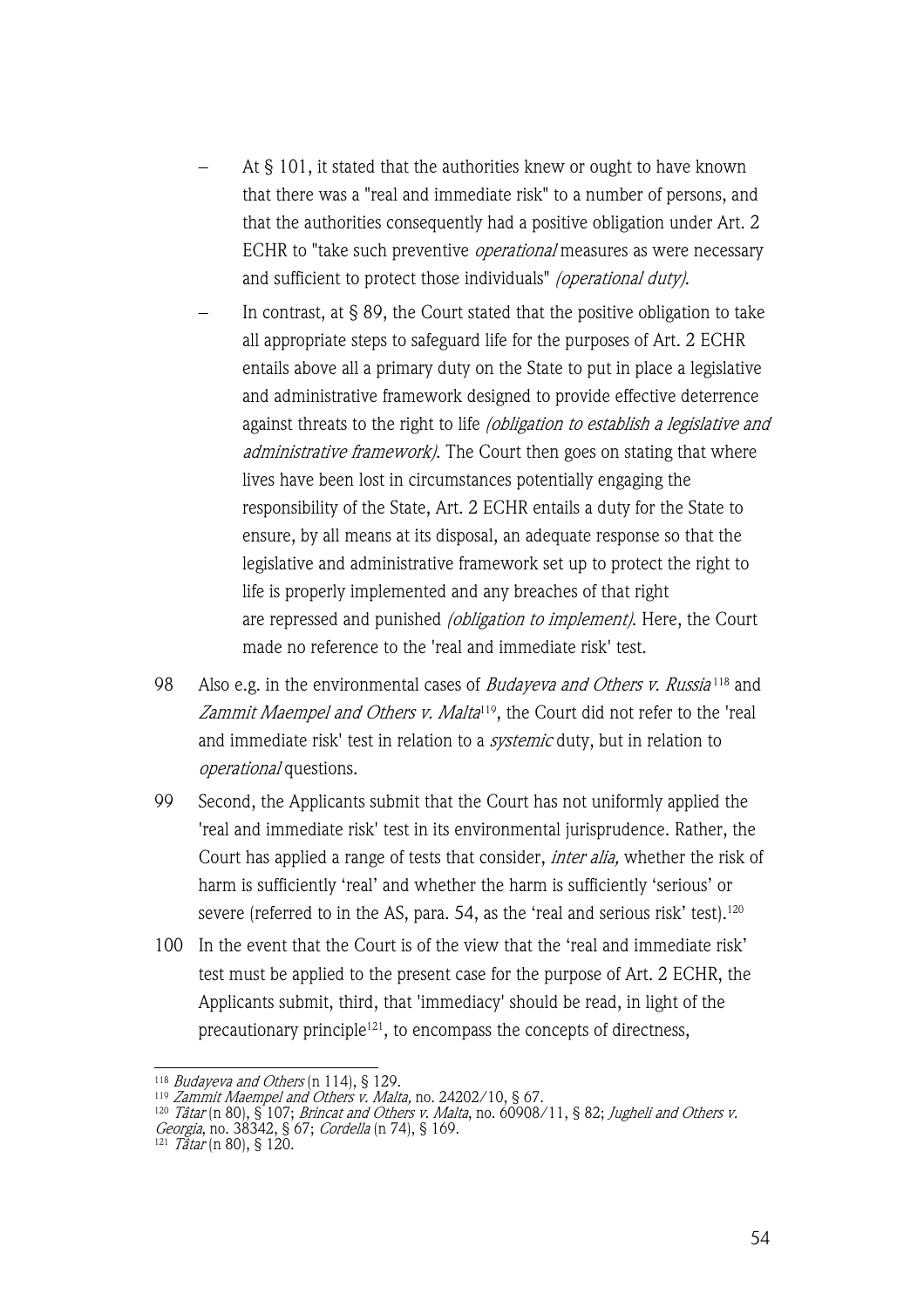- At § 101, it stated that the authorities knew or ought to have known that there was a "real and immediate risk" to a number of persons, and that the authorities consequently had a positive obligation under Art. 2 ECHR to "take such preventive *operational* measures as were necessary and sufficient to protect those individuals" *(operational duty)*.
- In contrast, at § 89, the Court stated that the positive obligation to take all appropriate steps to safeguard life for the purposes of Art. 2 ECHR entails above all a primary duty on the State to put in place a legislative and administrative framework designed to provide effective deterrence against threats to the right to life *(obligation to establish a legislative and administrative framework)*. The Court then goes on stating that where lives have been lost in circumstances potentially engaging the responsibility of the State, Art. 2 ECHR entails a duty for the State to ensure, by all means at its disposal, an adequate response so that the legislative and administrative framework set up to protect the right to life is properly implemented and any breaches of that right are repressed and punished *(obligation to implement)*. Here, the Court made no reference to the 'real and immediate risk' test.

98 Also e.g. in the environmental cases of *Budayeva and Others v. Russia*[118] and *Zammit Maempel and Others v. Malta*[119], the Court did not refer to the 'real and immediate risk' test in relation to a *systemic* duty, but in relation to *operational* questions.

99 Second, the Applicants submit that the Court has not uniformly applied the 'real and immediate risk' test in its environmental jurisprudence. Rather, the Court has applied a range of tests that consider, *inter alia,* whether the risk of harm is sufficiently 'real' and whether the harm is sufficiently 'serious' or severe (referred to in the AS, para. 54, as the 'real and serious risk' test).[120]

100 In the event that the Court is of the view that the 'real and immediate risk' test must be applied to the present case for the purpose of Art. 2 ECHR, the Applicants submit, third, that 'immediacy' should be read, in light of the precautionary principle[121], to encompass the concepts of directness,

---

[118] *Budayeva and Others* (n 114), § 129.

[119] *Zammit Maempel and Others v. Malta,* no. 24202/10, § 67.

[120] *Tătar* (n 80), § 107; *Brincat and Others v. Malta*, no. 60908/11, § 82; *Jugheli and Others v. Georgia*, no. 38342, § 67; *Cordella* (n 74), § 169.

[121] *Tătar* (n 80), § 120.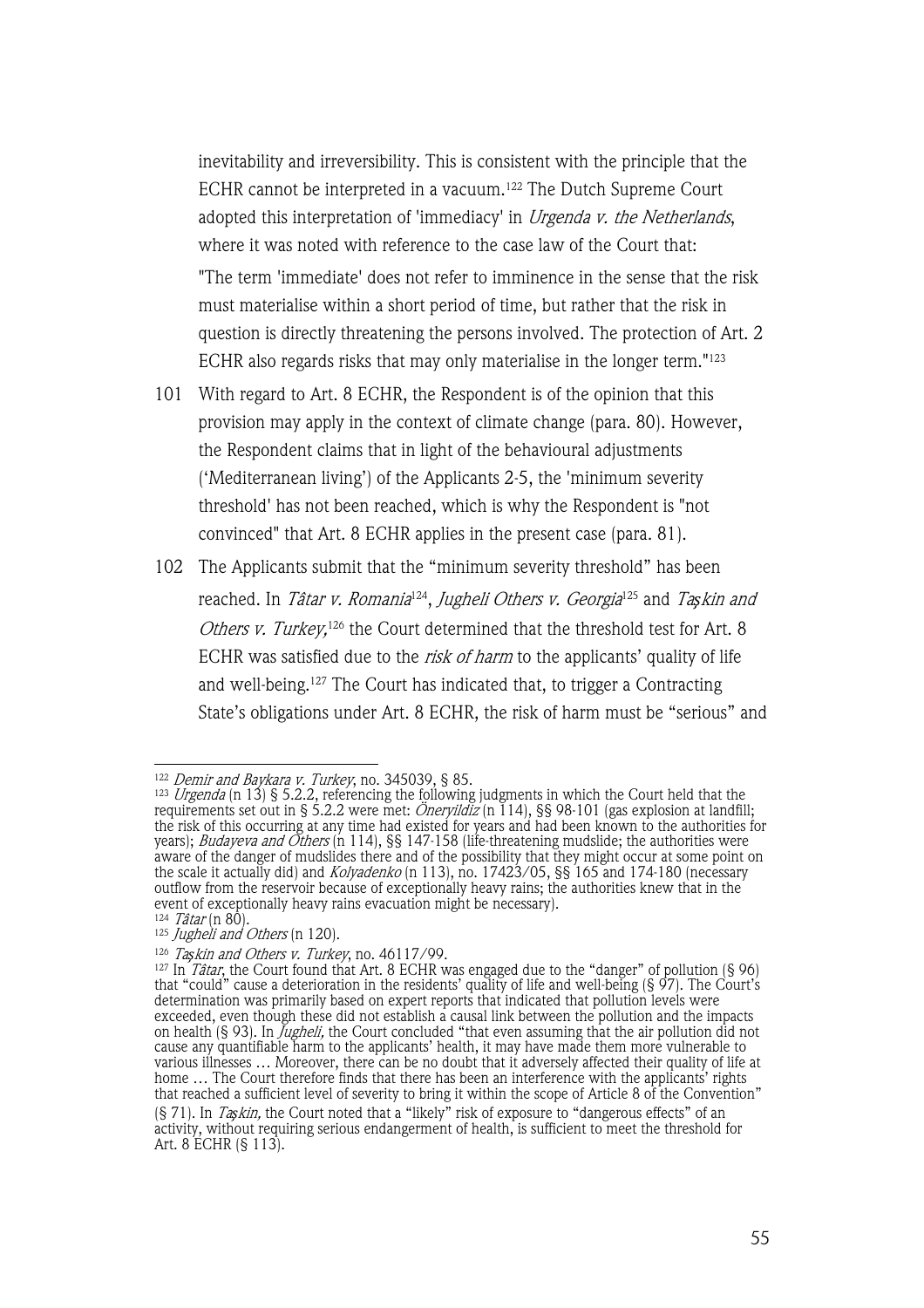inevitability and irreversibility. This is consistent with the principle that the ECHR cannot be interpreted in a vacuum.[122] The Dutch Supreme Court adopted this interpretation of 'immediacy' in *Urgenda v. the Netherlands*, where it was noted with reference to the case law of the Court that:

"The term 'immediate' does not refer to imminence in the sense that the risk must materialise within a short period of time, but rather that the risk in question is directly threatening the persons involved. The protection of Art. 2 ECHR also regards risks that may only materialise in the longer term."[123]

101 With regard to Art. 8 ECHR, the Respondent is of the opinion that this provision may apply in the context of climate change (para. 80). However, the Respondent claims that in light of the behavioural adjustments ('Mediterranean living') of the Applicants 2-5, the 'minimum severity threshold' has not been reached, which is why the Respondent is "not convinced" that Art. 8 ECHR applies in the present case (para. 81).

102 The Applicants submit that the "minimum severity threshold" has been reached. In *Tâtar v. Romania*[124], *Jugheli Others v. Georgia*[125] and *Taşkin and Others v. Turkey*,[126] the Court determined that the threshold test for Art. 8 ECHR was satisfied due to the *risk of harm* to the applicants' quality of life and well-being.[127] The Court has indicated that, to trigger a Contracting State's obligations under Art. 8 ECHR, the risk of harm must be "serious" and

---

[122] *Demir and Baykara v. Turkey*, no. 345039, § 85.

[123] *Urgenda* (n 13) § 5.2.2, referencing the following judgments in which the Court held that the requirements set out in § 5.2.2 were met: *Öneryildiz* (n 114), §§ 98-101 (gas explosion at landfill; the risk of this occurring at any time had existed for years and had been known to the authorities for years); *Budayeva and Others* (n 114), §§ 147-158 (life-threatening mudslide; the authorities were aware of the danger of mudslides there and of the possibility that they might occur at some point on the scale it actually did) and *Kolyadenko* (n 113), no. 17423/05, §§ 165 and 174-180 (necessary outflow from the reservoir because of exceptionally heavy rains; the authorities knew that in the event of exceptionally heavy rains evacuation might be necessary).

[124] *Tâtar* (n 80).

[125] *Jugheli and Others* (n 120).

[126] *Taşkin and Others v. Turkey*, no. 46117/99.

[127] In *Tâtar*, the Court found that Art. 8 ECHR was engaged due to the "danger" of pollution (§ 96) that "could" cause a deterioration in the residents' quality of life and well-being (§ 97). The Court's determination was primarily based on expert reports that indicated that pollution levels were exceeded, even though these did not establish a causal link between the pollution and the impacts on health (§ 93). In *Jugheli*, the Court concluded "that even assuming that the air pollution did not cause any quantifiable harm to the applicants' health, it may have made them more vulnerable to various illnesses … Moreover, there can be no doubt that it adversely affected their quality of life at home … The Court therefore finds that there has been an interference with the applicants' rights that reached a sufficient level of severity to bring it within the scope of Article 8 of the Convention" (§ 71). In *Taşkin*, the Court noted that a "likely" risk of exposure to "dangerous effects" of an activity, without requiring serious endangerment of health, is sufficient to meet the threshold for Art. 8 ECHR (§ 113).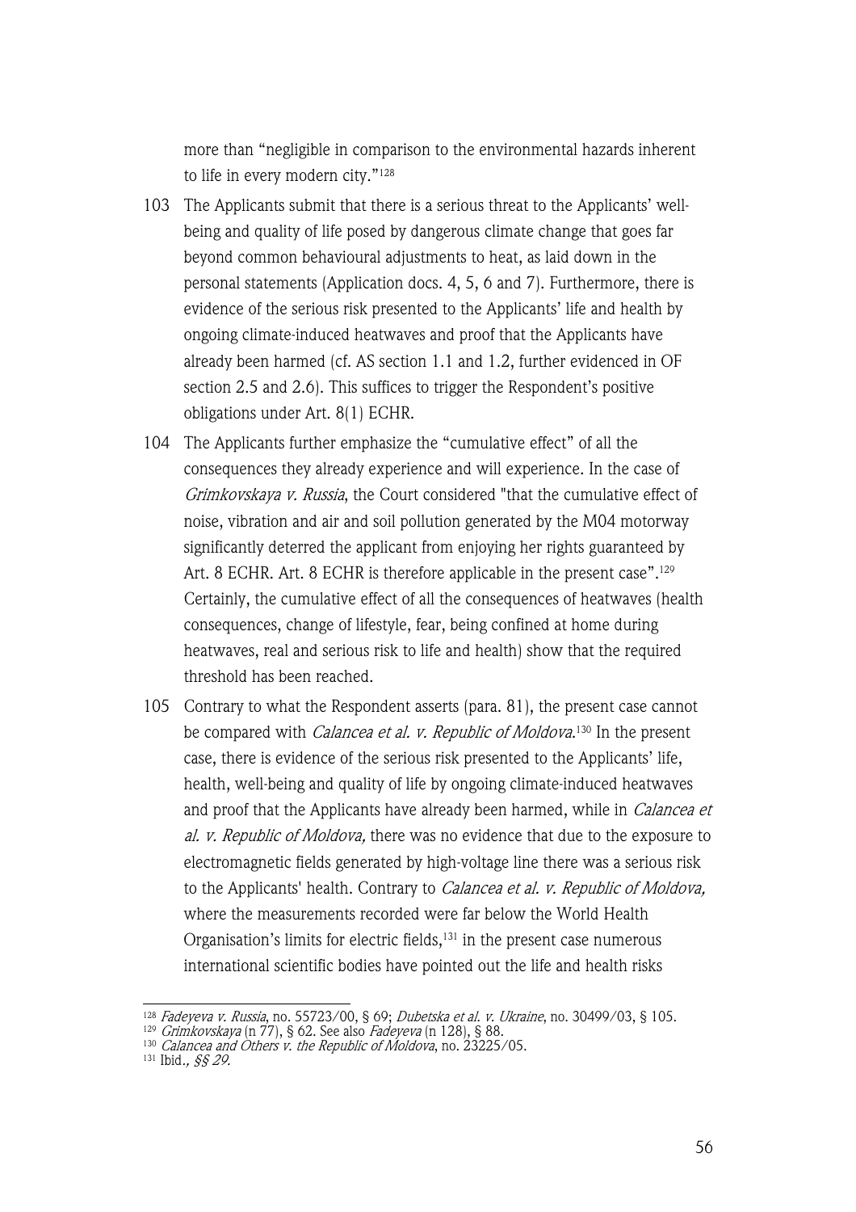more than "negligible in comparison to the environmental hazards inherent to life in every modern city."[128]

103 The Applicants submit that there is a serious threat to the Applicants' well-being and quality of life posed by dangerous climate change that goes far beyond common behavioural adjustments to heat, as laid down in the personal statements (Application docs. 4, 5, 6 and 7). Furthermore, there is evidence of the serious risk presented to the Applicants' life and health by ongoing climate-induced heatwaves and proof that the Applicants have already been harmed (cf. AS section 1.1 and 1.2, further evidenced in OF section 2.5 and 2.6). This suffices to trigger the Respondent's positive obligations under Art. 8(1) ECHR.

104 The Applicants further emphasize the "cumulative effect" of all the consequences they already experience and will experience. In the case of *Grimkovskaya v. Russia*, the Court considered "that the cumulative effect of noise, vibration and air and soil pollution generated by the M04 motorway significantly deterred the applicant from enjoying her rights guaranteed by Art. 8 ECHR. Art. 8 ECHR is therefore applicable in the present case".[129] Certainly, the cumulative effect of all the consequences of heatwaves (health consequences, change of lifestyle, fear, being confined at home during heatwaves, real and serious risk to life and health) show that the required threshold has been reached.

105 Contrary to what the Respondent asserts (para. 81), the present case cannot be compared with *Calancea et al. v. Republic of Moldova*.[130] In the present case, there is evidence of the serious risk presented to the Applicants' life, health, well-being and quality of life by ongoing climate-induced heatwaves and proof that the Applicants have already been harmed, while in *Calancea et al. v. Republic of Moldova,* there was no evidence that due to the exposure to electromagnetic fields generated by high-voltage line there was a serious risk to the Applicants' health. Contrary to *Calancea et al. v. Republic of Moldova,* where the measurements recorded were far below the World Health Organisation's limits for electric fields,[131] in the present case numerous international scientific bodies have pointed out the life and health risks

---

[128] *Fadeyeva v. Russia*, no. 55723/00, § 69; *Dubetska et al. v. Ukraine*, no. 30499/03, § 105.

[129] *Grimkovskaya* (n 77), § 62. See also *Fadeyeva* (n 128), § 88.

[130] *Calancea and Others v. the Republic of Moldova*, no. 23225/05.

[131] Ibid*., §§ 29.*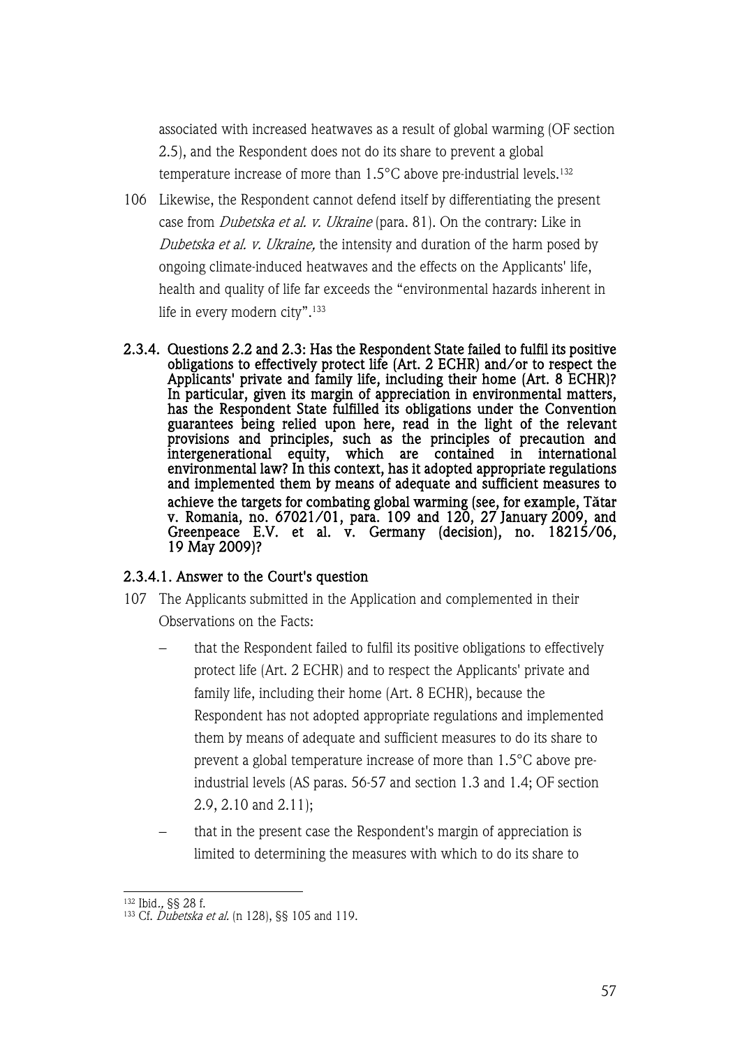associated with increased heatwaves as a result of global warming (OF section 2.5), and the Respondent does not do its share to prevent a global temperature increase of more than 1.5°C above pre-industrial levels.[132]

106 Likewise, the Respondent cannot defend itself by differentiating the present case from *Dubetska et al. v. Ukraine* (para. 81). On the contrary: Like in *Dubetska et al. v. Ukraine,* the intensity and duration of the harm posed by ongoing climate-induced heatwaves and the effects on the Applicants' life, health and quality of life far exceeds the "environmental hazards inherent in life in every modern city".[133]

#### 2.3.4. Questions 2.2 and 2.3: Has the Respondent State failed to fulfil its positive obligations to effectively protect life (Art. 2 ECHR) and/or to respect the Applicants' private and family life, including their home (Art. 8 ECHR)? In particular, given its margin of appreciation in environmental matters, has the Respondent State fulfilled its obligations under the Convention guarantees being relied upon here, read in the light of the relevant provisions and principles, such as the principles of precaution and intergenerational equity, which are contained in international environmental law? In this context, has it adopted appropriate regulations and implemented them by means of adequate and sufficient measures to achieve the targets for combating global warming (see, for example, Tătar v. Romania, no. 67021/01, para. 109 and 120, 27 January 2009, and Greenpeace E.V. et al. v. Germany (decision), no. 18215/06, 19 May 2009)?

##### 2.3.4.1. Answer to the Court's question

107 The Applicants submitted in the Application and complemented in their Observations on the Facts:

- that the Respondent failed to fulfil its positive obligations to effectively protect life (Art. 2 ECHR) and to respect the Applicants' private and family life, including their home (Art. 8 ECHR), because the Respondent has not adopted appropriate regulations and implemented them by means of adequate and sufficient measures to do its share to prevent a global temperature increase of more than 1.5°C above pre-industrial levels (AS paras. 56-57 and section 1.3 and 1.4; OF section 2.9, 2.10 and 2.11);
- that in the present case the Respondent's margin of appreciation is limited to determining the measures with which to do its share to

[132] Ibid., §§ 28 f.

[133] Cf. *Dubetska et al.* (n 128), §§ 105 and 119.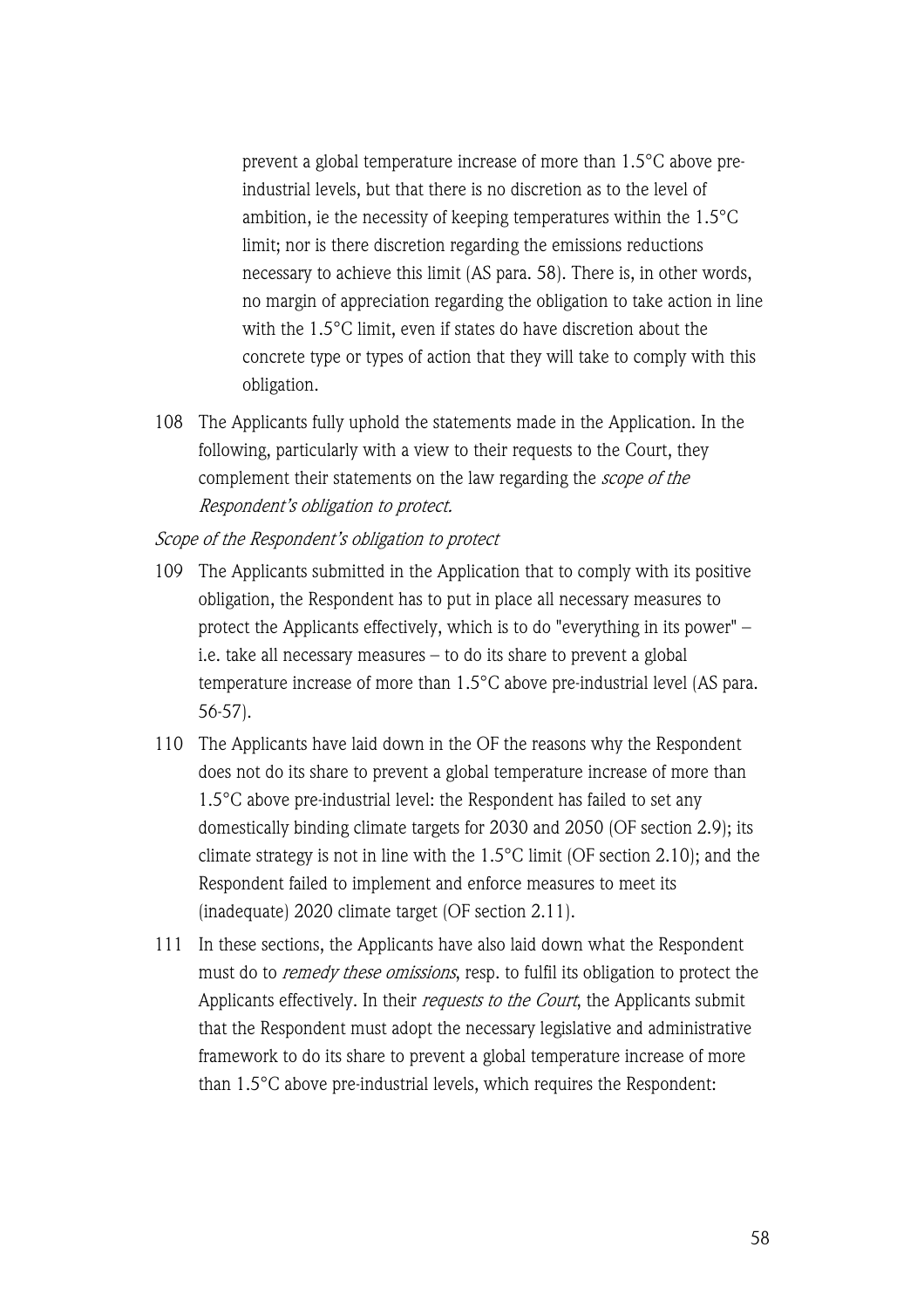prevent a global temperature increase of more than 1.5°C above pre-industrial levels, but that there is no discretion as to the level of ambition, ie the necessity of keeping temperatures within the 1.5°C limit; nor is there discretion regarding the emissions reductions necessary to achieve this limit (AS para. 58). There is, in other words, no margin of appreciation regarding the obligation to take action in line with the 1.5°C limit, even if states do have discretion about the concrete type or types of action that they will take to comply with this obligation.

108 The Applicants fully uphold the statements made in the Application. In the following, particularly with a view to their requests to the Court, they complement their statements on the law regarding the *scope of the Respondent's obligation to protect.*

*Scope of the Respondent's obligation to protect*

109 The Applicants submitted in the Application that to comply with its positive obligation, the Respondent has to put in place all necessary measures to protect the Applicants effectively, which is to do "everything in its power" – i.e. take all necessary measures – to do its share to prevent a global temperature increase of more than 1.5°C above pre-industrial level (AS para. 56-57).

110 The Applicants have laid down in the OF the reasons why the Respondent does not do its share to prevent a global temperature increase of more than 1.5°C above pre-industrial level: the Respondent has failed to set any domestically binding climate targets for 2030 and 2050 (OF section 2.9); its climate strategy is not in line with the 1.5°C limit (OF section 2.10); and the Respondent failed to implement and enforce measures to meet its (inadequate) 2020 climate target (OF section 2.11).

111 In these sections, the Applicants have also laid down what the Respondent must do to *remedy these omissions*, resp. to fulfil its obligation to protect the Applicants effectively. In their *requests to the Court*, the Applicants submit that the Respondent must adopt the necessary legislative and administrative framework to do its share to prevent a global temperature increase of more than 1.5°C above pre-industrial levels, which requires the Respondent: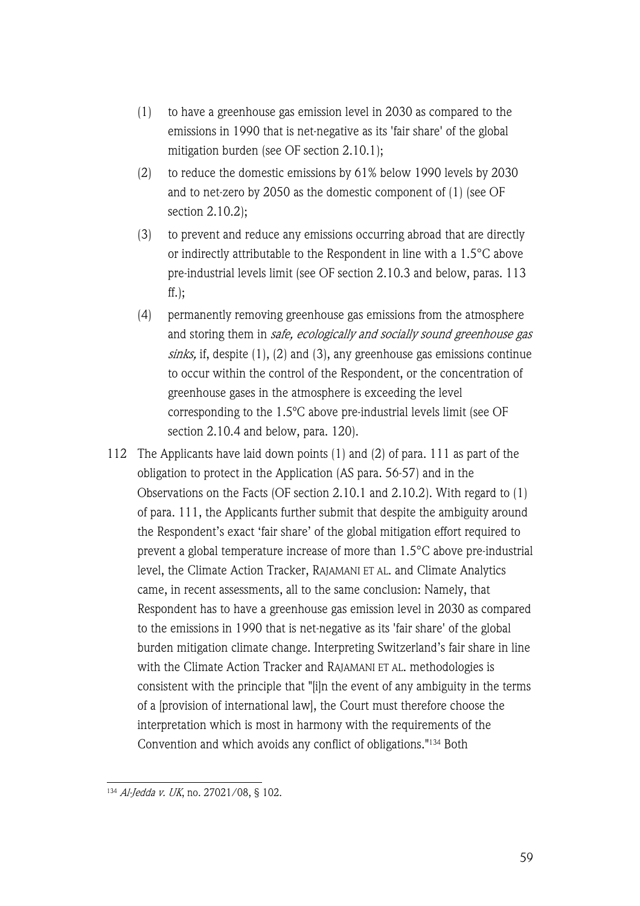(1) to have a greenhouse gas emission level in 2030 as compared to the emissions in 1990 that is net-negative as its 'fair share' of the global mitigation burden (see OF section 2.10.1);

(2) to reduce the domestic emissions by 61% below 1990 levels by 2030 and to net-zero by 2050 as the domestic component of (1) (see OF section 2.10.2);

(3) to prevent and reduce any emissions occurring abroad that are directly or indirectly attributable to the Respondent in line with a 1.5°C above pre-industrial levels limit (see OF section 2.10.3 and below, paras. 113 ff.);

(4) permanently removing greenhouse gas emissions from the atmosphere and storing them in *safe, ecologically and socially sound greenhouse gas sinks,* if, despite (1), (2) and (3), any greenhouse gas emissions continue to occur within the control of the Respondent, or the concentration of greenhouse gases in the atmosphere is exceeding the level corresponding to the 1.5°C above pre-industrial levels limit (see OF section 2.10.4 and below, para. 120).

112 The Applicants have laid down points (1) and (2) of para. 111 as part of the obligation to protect in the Application (AS para. 56-57) and in the Observations on the Facts (OF section 2.10.1 and 2.10.2). With regard to (1) of para. 111, the Applicants further submit that despite the ambiguity around the Respondent's exact 'fair share' of the global mitigation effort required to prevent a global temperature increase of more than 1.5°C above pre-industrial level, the Climate Action Tracker, RAJAMANI ET AL. and Climate Analytics came, in recent assessments, all to the same conclusion: Namely, that Respondent has to have a greenhouse gas emission level in 2030 as compared to the emissions in 1990 that is net-negative as its 'fair share' of the global burden mitigation climate change. Interpreting Switzerland's fair share in line with the Climate Action Tracker and RAJAMANI ET AL. methodologies is consistent with the principle that "[i]n the event of any ambiguity in the terms of a [provision of international law], the Court must therefore choose the interpretation which is most in harmony with the requirements of the Convention and which avoids any conflict of obligations."[134] Both

[134] *Al-Jedda v. UK*, no. 27021/08, § 102.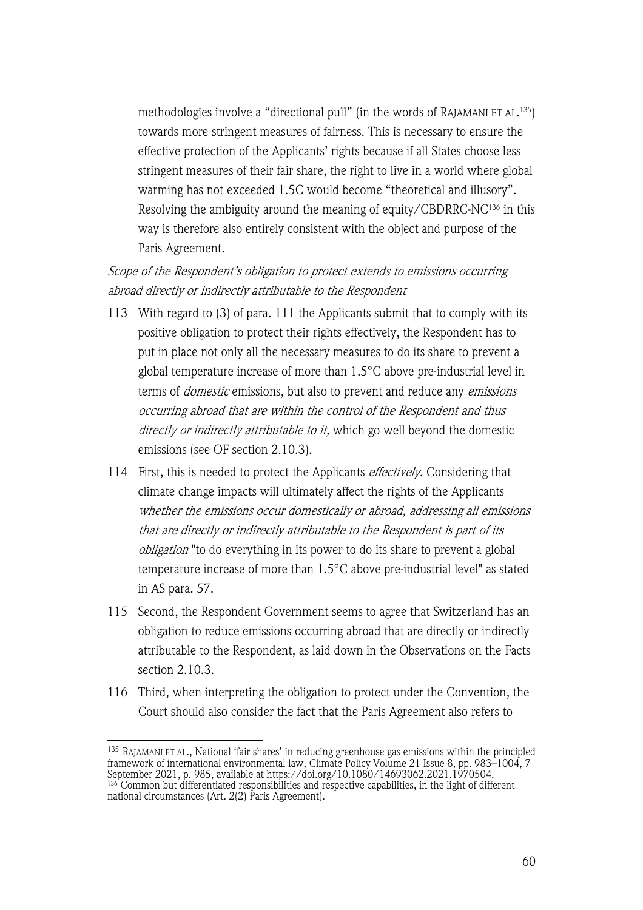methodologies involve a "directional pull" (in the words of RAJAMANI ET AL.[135]) towards more stringent measures of fairness. This is necessary to ensure the effective protection of the Applicants' rights because if all States choose less stringent measures of their fair share, the right to live in a world where global warming has not exceeded 1.5C would become "theoretical and illusory". Resolving the ambiguity around the meaning of equity/CBDRRC-NC[136] in this way is therefore also entirely consistent with the object and purpose of the Paris Agreement.

*Scope of the Respondent's obligation to protect extends to emissions occurring abroad directly or indirectly attributable to the Respondent*

113 With regard to (3) of para. 111 the Applicants submit that to comply with its positive obligation to protect their rights effectively, the Respondent has to put in place not only all the necessary measures to do its share to prevent a global temperature increase of more than 1.5°C above pre-industrial level in terms of *domestic* emissions, but also to prevent and reduce any *emissions occurring abroad that are within the control of the Respondent and thus directly or indirectly attributable to it,* which go well beyond the domestic emissions (see OF section 2.10.3).

114 First, this is needed to protect the Applicants *effectively*. Considering that climate change impacts will ultimately affect the rights of the Applicants *whether the emissions occur domestically or abroad, addressing all emissions that are directly or indirectly attributable to the Respondent is part of its obligation* "to do everything in its power to do its share to prevent a global temperature increase of more than 1.5°C above pre-industrial level" as stated in AS para. 57.

115 Second, the Respondent Government seems to agree that Switzerland has an obligation to reduce emissions occurring abroad that are directly or indirectly attributable to the Respondent, as laid down in the Observations on the Facts section 2.10.3.

116 Third, when interpreting the obligation to protect under the Convention, the Court should also consider the fact that the Paris Agreement also refers to

---

[135] RAJAMANI ET AL., National 'fair shares' in reducing greenhouse gas emissions within the principled framework of international environmental law, Climate Policy Volume 21 Issue 8, pp. 983–1004, 7 September 2021, p. 985, available at https://doi.org/10.1080/14693062.2021.1970504.

[136] Common but differentiated responsibilities and respective capabilities, in the light of different national circumstances (Art. 2(2) Paris Agreement).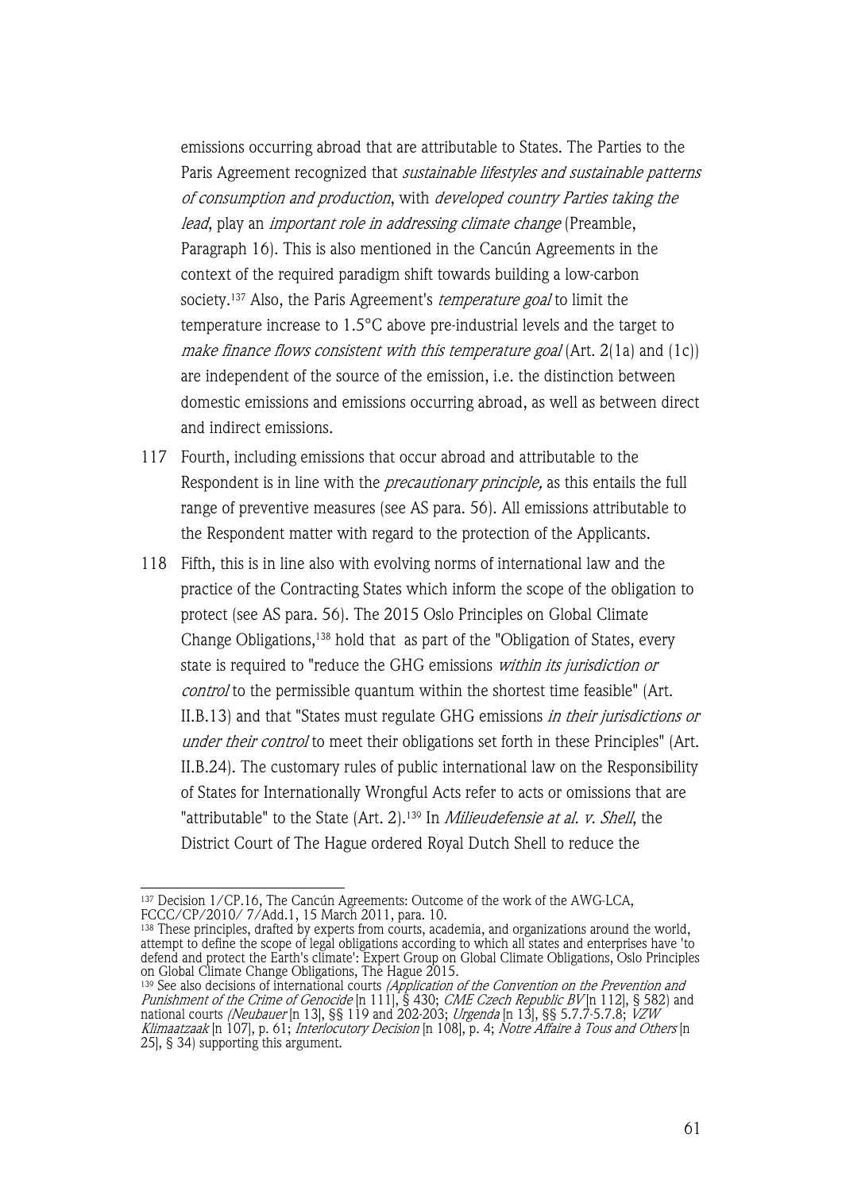emissions occurring abroad that are attributable to States. The Parties to the Paris Agreement recognized that *sustainable lifestyles and sustainable patterns of consumption and production*, with *developed country Parties taking the lead*, play an *important role in addressing climate change* (Preamble, Paragraph 16). This is also mentioned in the Cancún Agreements in the context of the required paradigm shift towards building a low-carbon society.[137] Also, the Paris Agreement's *temperature goal* to limit the temperature increase to 1.5°C above pre-industrial levels and the target to *make finance flows consistent with this temperature goal* (Art. 2(1a) and (1c)) are independent of the source of the emission, i.e. the distinction between domestic emissions and emissions occurring abroad, as well as between direct and indirect emissions.

117 Fourth, including emissions that occur abroad and attributable to the Respondent is in line with the *precautionary principle,* as this entails the full range of preventive measures (see AS para. 56). All emissions attributable to the Respondent matter with regard to the protection of the Applicants.

118 Fifth, this is in line also with evolving norms of international law and the practice of the Contracting States which inform the scope of the obligation to protect (see AS para. 56). The 2015 Oslo Principles on Global Climate Change Obligations,[138] hold that as part of the "Obligation of States, every state is required to "reduce the GHG emissions *within its jurisdiction or control* to the permissible quantum within the shortest time feasible" (Art. II.B.13) and that "States must regulate GHG emissions *in their jurisdictions or under their control* to meet their obligations set forth in these Principles" (Art. II.B.24). The customary rules of public international law on the Responsibility of States for Internationally Wrongful Acts refer to acts or omissions that are "attributable" to the State (Art. 2).[139] In *Milieudefensie at al. v. Shell*, the District Court of The Hague ordered Royal Dutch Shell to reduce the

---

[137] Decision 1/CP.16, The Cancún Agreements: Outcome of the work of the AWG-LCA, FCCC/CP/2010/ 7/Add.1, 15 March 2011, para. 10.

[138] These principles, drafted by experts from courts, academia, and organizations around the world, attempt to define the scope of legal obligations according to which all states and enterprises have 'to defend and protect the Earth's climate': Expert Group on Global Climate Obligations, Oslo Principles on Global Climate Change Obligations, The Hague 2015.

[139] See also decisions of international courts *(Application of the Convention on the Prevention and Punishment of the Crime of Genocide* [n 111], § 430; *CME Czech Republic BV* [n 112], § 582) and national courts *(Neubauer* [n 13], §§ 119 and 202-203; *Urgenda* [n 13], §§ 5.7.7-5.7.8; *VZW Klimaatzaak* [n 107], p. 61; *Interlocutory Decision* [n 108], p. 4; *Notre Affaire à Tous and Others* [n 25], § 34) supporting this argument.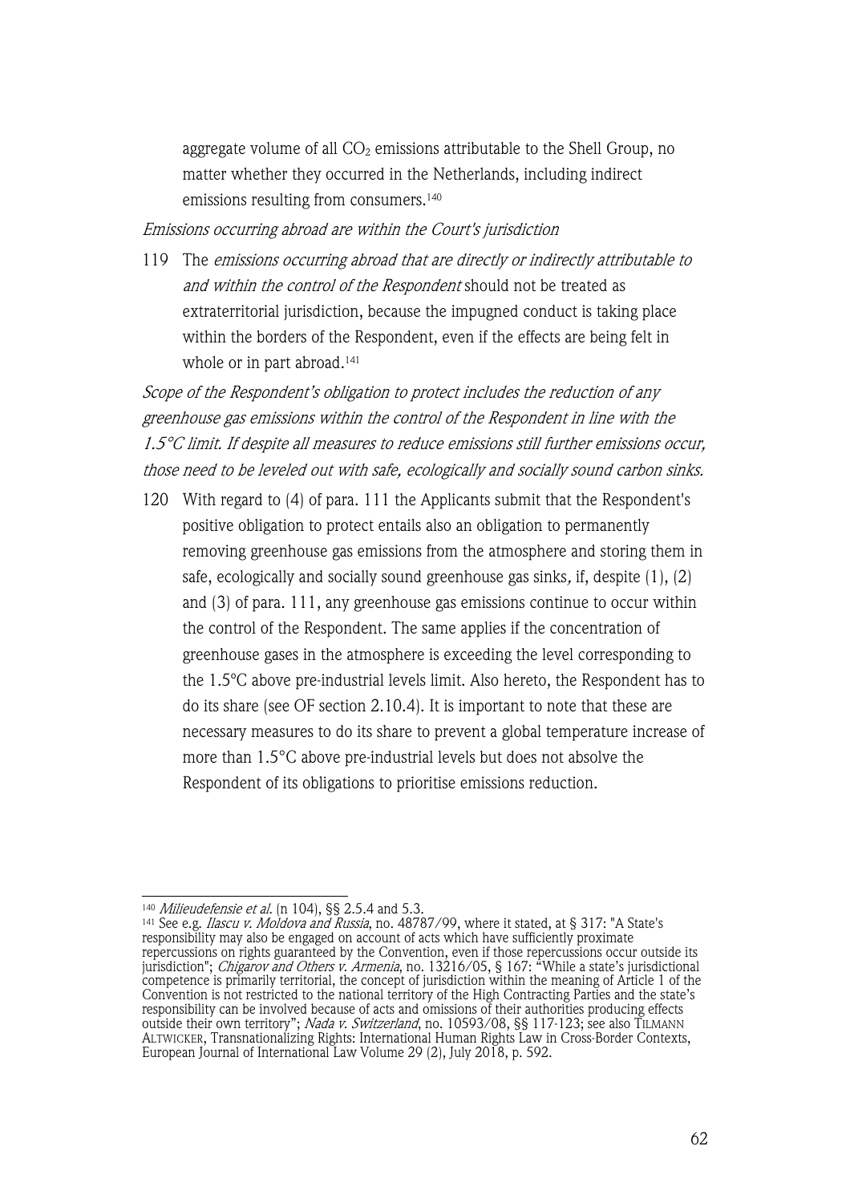aggregate volume of all $CO_2$ emissions attributable to the Shell Group, no matter whether they occurred in the Netherlands, including indirect emissions resulting from consumers.[140]

*Emissions occurring abroad are within the Court's jurisdiction*

119 The *emissions occurring abroad that are directly or indirectly attributable to and within the control of the Respondent* should not be treated as extraterritorial jurisdiction, because the impugned conduct is taking place within the borders of the Respondent, even if the effects are being felt in whole or in part abroad.[141]

*Scope of the Respondent's obligation to protect includes the reduction of any greenhouse gas emissions within the control of the Respondent in line with the 1.5°C limit. If despite all measures to reduce emissions still further emissions occur, those need to be leveled out with safe, ecologically and socially sound carbon sinks.*

120 With regard to (4) of para. 111 the Applicants submit that the Respondent's positive obligation to protect entails also an obligation to permanently removing greenhouse gas emissions from the atmosphere and storing them in safe, ecologically and socially sound greenhouse gas sinks*,* if, despite (1), (2) and (3) of para. 111, any greenhouse gas emissions continue to occur within the control of the Respondent. The same applies if the concentration of greenhouse gases in the atmosphere is exceeding the level corresponding to the 1.5ºC above pre-industrial levels limit. Also hereto, the Respondent has to do its share (see OF section 2.10.4). It is important to note that these are necessary measures to do its share to prevent a global temperature increase of more than 1.5°C above pre-industrial levels but does not absolve the Respondent of its obligations to prioritise emissions reduction.

---

[140] *Milieudefensie et al.* (n 104), §§ 2.5.4 and 5.3.

[141] See e.g. *Ilascu v. Moldova and Russia*, no. 48787/99, where it stated, at § 317: "A State's responsibility may also be engaged on account of acts which have sufficiently proximate repercussions on rights guaranteed by the Convention, even if those repercussions occur outside its jurisdiction"; *Chigarov and Others v. Armenia*, no. 13216/05, § 167: "While a state's jurisdictional competence is primarily territorial, the concept of jurisdiction within the meaning of Article 1 of the Convention is not restricted to the national territory of the High Contracting Parties and the state's responsibility can be involved because of acts and omissions of their authorities producing effects outside their own territory"; *Nada v. Switzerland*, no. 10593/08, §§ 117-123; see also TILMANN ALTWICKER, Transnationalizing Rights: International Human Rights Law in Cross-Border Contexts, European Journal of International Law Volume 29 (2), July 2018, p. 592.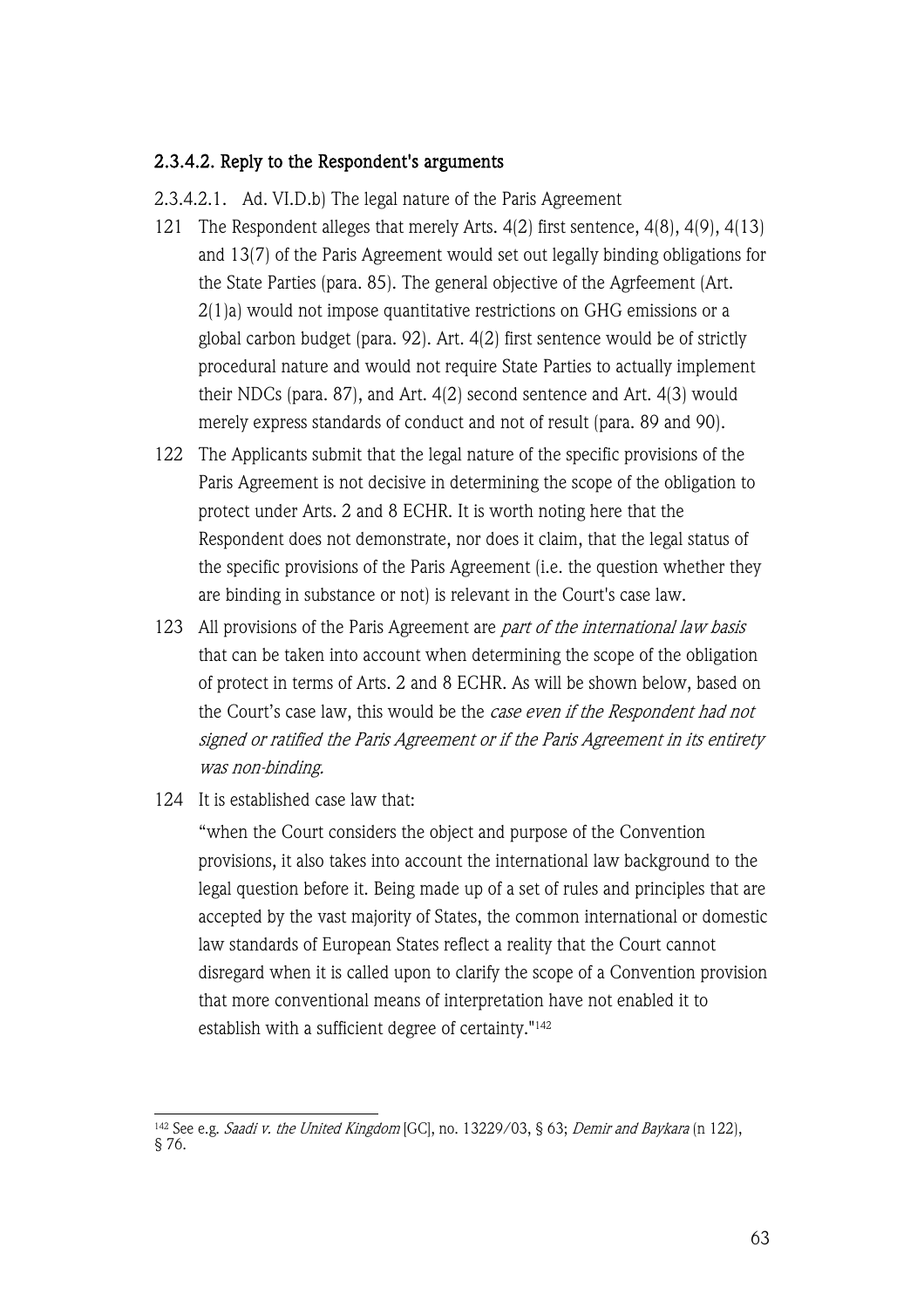#### 2.3.4.2. Reply to the Respondent's arguments

2.3.4.2.1. Ad. VI.D.b) The legal nature of the Paris Agreement

121 The Respondent alleges that merely Arts. 4(2) first sentence, 4(8), 4(9), 4(13) and 13(7) of the Paris Agreement would set out legally binding obligations for the State Parties (para. 85). The general objective of the Agrfeement (Art. 2(1)a) would not impose quantitative restrictions on GHG emissions or a global carbon budget (para. 92). Art. 4(2) first sentence would be of strictly procedural nature and would not require State Parties to actually implement their NDCs (para. 87), and Art. 4(2) second sentence and Art. 4(3) would merely express standards of conduct and not of result (para. 89 and 90).

122 The Applicants submit that the legal nature of the specific provisions of the Paris Agreement is not decisive in determining the scope of the obligation to protect under Arts. 2 and 8 ECHR. It is worth noting here that the Respondent does not demonstrate, nor does it claim, that the legal status of the specific provisions of the Paris Agreement (i.e. the question whether they are binding in substance or not) is relevant in the Court's case law.

123 All provisions of the Paris Agreement are *part of the international law basis* that can be taken into account when determining the scope of the obligation of protect in terms of Arts. 2 and 8 ECHR. As will be shown below, based on the Court's case law, this would be the *case even if the Respondent had not signed or ratified the Paris Agreement or if the Paris Agreement in its entirety was non-binding.*

124 It is established case law that:

"when the Court considers the object and purpose of the Convention provisions, it also takes into account the international law background to the legal question before it. Being made up of a set of rules and principles that are accepted by the vast majority of States, the common international or domestic law standards of European States reflect a reality that the Court cannot disregard when it is called upon to clarify the scope of a Convention provision that more conventional means of interpretation have not enabled it to establish with a sufficient degree of certainty."[142]

---

[142] See e.g. *Saadi v. the United Kingdom* [GC], no. 13229/03, § 63; *Demir and Baykara* (n 122), § 76.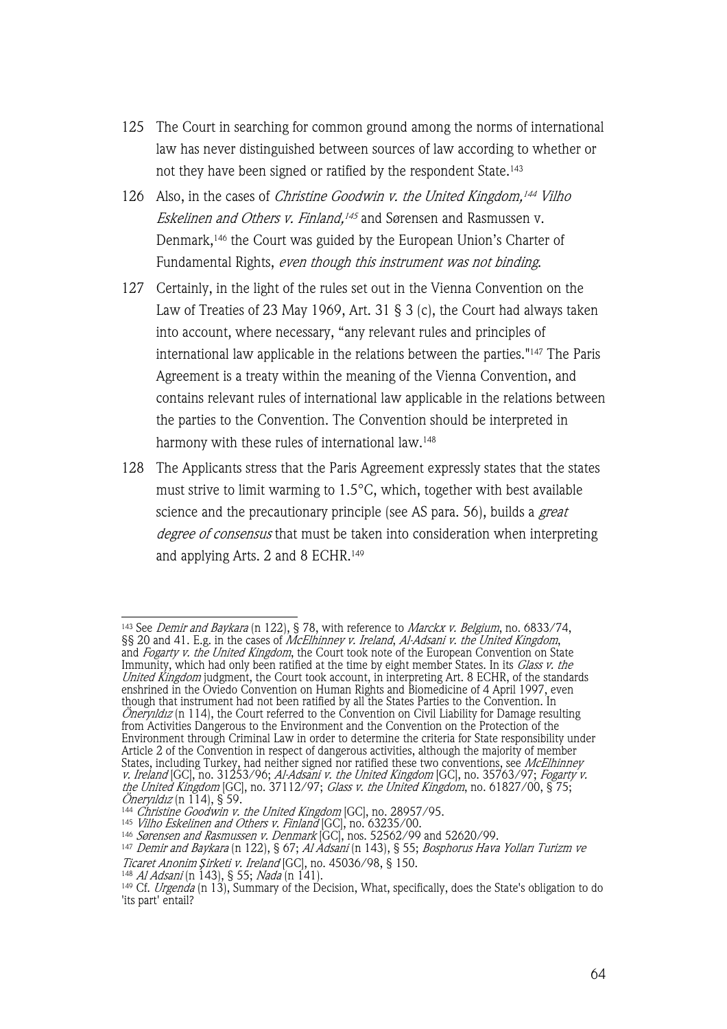125 The Court in searching for common ground among the norms of international law has never distinguished between sources of law according to whether or not they have been signed or ratified by the respondent State.[143]

126 Also, in the cases of *Christine Goodwin v. the United Kingdom,[144] Vilho Eskelinen and Others v. Finland,[145]* and Sørensen and Rasmussen v. Denmark,[146] the Court was guided by the European Union's Charter of Fundamental Rights, *even though this instrument was not binding*.

127 Certainly, in the light of the rules set out in the Vienna Convention on the Law of Treaties of 23 May 1969, Art. 31 § 3 (c), the Court had always taken into account, where necessary, "any relevant rules and principles of international law applicable in the relations between the parties."[147] The Paris Agreement is a treaty within the meaning of the Vienna Convention, and contains relevant rules of international law applicable in the relations between the parties to the Convention. The Convention should be interpreted in harmony with these rules of international law.[148]

128 The Applicants stress that the Paris Agreement expressly states that the states must strive to limit warming to 1.5°C, which, together with best available science and the precautionary principle (see AS para. 56), builds a *great degree of consensus* that must be taken into consideration when interpreting and applying Arts. 2 and 8 ECHR.[149]

---

[143] See *Demir and Baykara* (n 122), § 78, with reference to *Marckx v. Belgium*, no. 6833/74, §§ 20 and 41. E.g. in the cases of *McElhinney v. Ireland*, *Al-Adsani v. the United Kingdom*, and *Fogarty v. the United Kingdom*, the Court took note of the European Convention on State Immunity, which had only been ratified at the time by eight member States. In its *Glass v. the United Kingdom* judgment, the Court took account, in interpreting Art. 8 ECHR, of the standards enshrined in the Oviedo Convention on Human Rights and Biomedicine of 4 April 1997, even though that instrument had not been ratified by all the States Parties to the Convention. In *Öneryıldız* (n 114), the Court referred to the Convention on Civil Liability for Damage resulting from Activities Dangerous to the Environment and the Convention on the Protection of the Environment through Criminal Law in order to determine the criteria for State responsibility under Article 2 of the Convention in respect of dangerous activities, although the majority of member States, including Turkey, had neither signed nor ratified these two conventions, see *McElhinney v. Ireland* [GC], no. 31253/96; *Al-Adsani v. the United Kingdom* [GC], no. 35763/97; *Fogarty v. the United Kingdom* [GC], no. 37112/97; *Glass v. the United Kingdom*, no. 61827/00, § 75; *Öneryıldız* (n 114), § 59.

[144] *Christine Goodwin v. the United Kingdom* [GC], no. 28957/95.

[145] *Vilho Eskelinen and Others v. Finland* [GC], no. 63235/00.

[146] *Sørensen and Rasmussen v. Denmark* [GC], nos. 52562/99 and 52620/99.

[147] *Demir and Baykara* (n 122), § 67; *Al Adsani* (n 143), § 55; *Bosphorus Hava Yolları Turizm ve Ticaret Anonim Şirketi v. Ireland* [GC], no. 45036/98, § 150.

[148] *Al Adsani* (n 143), § 55; *Nada* (n 141).

[149] Cf. *Urgenda* (n 13), Summary of the Decision, What, specifically, does the State's obligation to do 'its part' entail?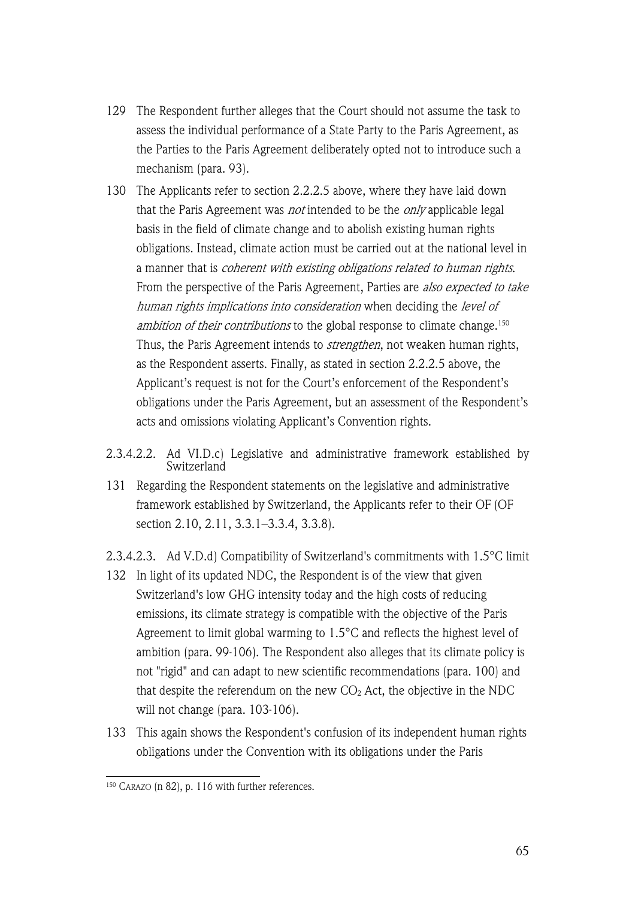129 The Respondent further alleges that the Court should not assume the task to assess the individual performance of a State Party to the Paris Agreement, as the Parties to the Paris Agreement deliberately opted not to introduce such a mechanism (para. 93).

130 The Applicants refer to section 2.2.2.5 above, where they have laid down that the Paris Agreement was *not* intended to be the *only* applicable legal basis in the field of climate change and to abolish existing human rights obligations. Instead, climate action must be carried out at the national level in a manner that is *coherent with existing obligations related to human rights*. From the perspective of the Paris Agreement, Parties are *also expected to take human rights implications into consideration* when deciding the *level of ambition of their contributions* to the global response to climate change.[150] Thus, the Paris Agreement intends to *strengthen*, not weaken human rights, as the Respondent asserts. Finally, as stated in section 2.2.2.5 above, the Applicant's request is not for the Court's enforcement of the Respondent's obligations under the Paris Agreement, but an assessment of the Respondent's acts and omissions violating Applicant's Convention rights.

#### 2.3.4.2.2. Ad VI.D.c) Legislative and administrative framework established by Switzerland

131 Regarding the Respondent statements on the legislative and administrative framework established by Switzerland, the Applicants refer to their OF (OF section 2.10, 2.11, 3.3.1–3.3.4, 3.3.8).

#### 2.3.4.2.3. Ad V.D.d) Compatibility of Switzerland's commitments with 1.5°C limit

132 In light of its updated NDC, the Respondent is of the view that given Switzerland's low GHG intensity today and the high costs of reducing emissions, its climate strategy is compatible with the objective of the Paris Agreement to limit global warming to 1.5°C and reflects the highest level of ambition (para. 99-106). The Respondent also alleges that its climate policy is not "rigid" and can adapt to new scientific recommendations (para. 100) and that despite the referendum on the new $CO_2$ Act, the objective in the NDC will not change (para. 103-106).

133 This again shows the Respondent's confusion of its independent human rights obligations under the Convention with its obligations under the Paris

---

[150] CARAZO (n 82), p. 116 with further references.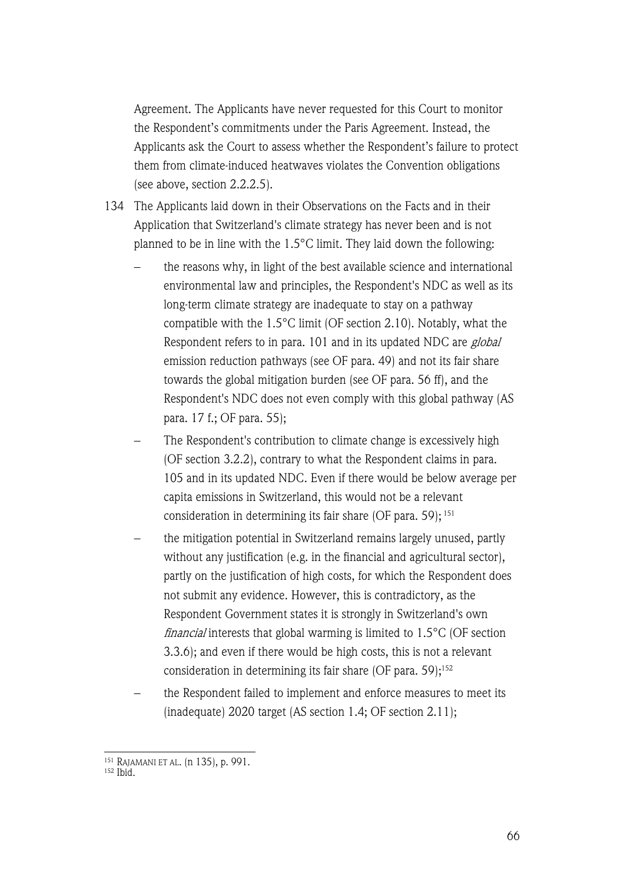Agreement. The Applicants have never requested for this Court to monitor the Respondent's commitments under the Paris Agreement. Instead, the Applicants ask the Court to assess whether the Respondent's failure to protect them from climate-induced heatwaves violates the Convention obligations (see above, section 2.2.2.5).

134 The Applicants laid down in their Observations on the Facts and in their Application that Switzerland's climate strategy has never been and is not planned to be in line with the 1.5°C limit. They laid down the following:

- the reasons why, in light of the best available science and international environmental law and principles, the Respondent's NDC as well as its long-term climate strategy are inadequate to stay on a pathway compatible with the 1.5°C limit (OF section 2.10). Notably, what the Respondent refers to in para. 101 and in its updated NDC are *global* emission reduction pathways (see OF para. 49) and not its fair share towards the global mitigation burden (see OF para. 56 ff), and the Respondent's NDC does not even comply with this global pathway (AS para. 17 f.; OF para. 55);
- The Respondent's contribution to climate change is excessively high (OF section 3.2.2), contrary to what the Respondent claims in para. 105 and in its updated NDC. Even if there would be below average per capita emissions in Switzerland, this would not be a relevant consideration in determining its fair share (OF para. 59);[151]
- the mitigation potential in Switzerland remains largely unused, partly without any justification (e.g. in the financial and agricultural sector), partly on the justification of high costs, for which the Respondent does not submit any evidence. However, this is contradictory, as the Respondent Government states it is strongly in Switzerland's own *financial* interests that global warming is limited to 1.5°C (OF section 3.3.6); and even if there would be high costs, this is not a relevant consideration in determining its fair share (OF para. 59);[152]
- the Respondent failed to implement and enforce measures to meet its (inadequate) 2020 target (AS section 1.4; OF section 2.11);

[151] RAJAMANI ET AL. (n 135), p. 991.

[152] Ibid.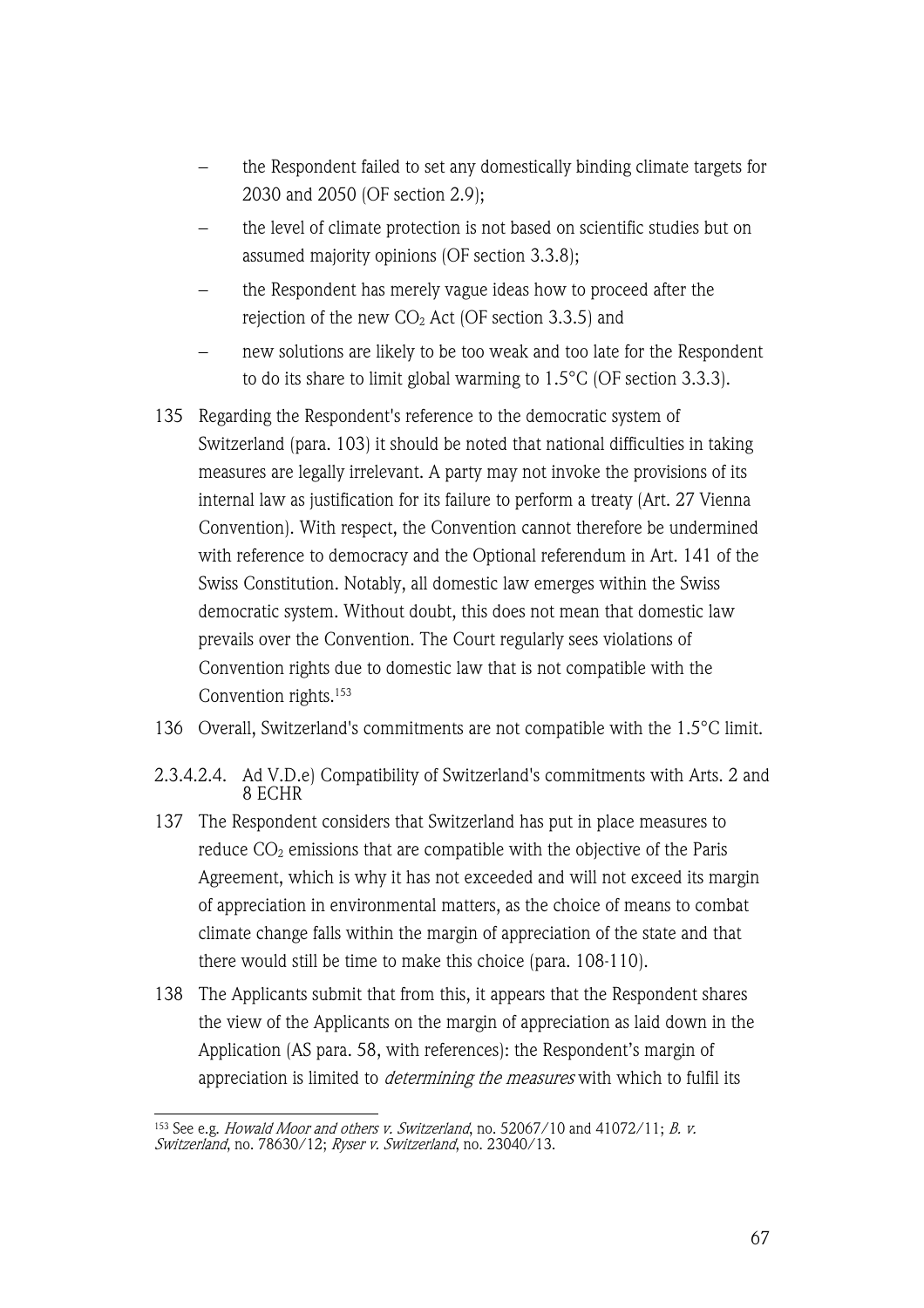- the Respondent failed to set any domestically binding climate targets for 2030 and 2050 (OF section 2.9);
- the level of climate protection is not based on scientific studies but on assumed majority opinions (OF section 3.3.8);
- the Respondent has merely vague ideas how to proceed after the rejection of the new $CO_2$ Act (OF section 3.3.5) and
- new solutions are likely to be too weak and too late for the Respondent to do its share to limit global warming to 1.5°C (OF section 3.3.3).

135 Regarding the Respondent's reference to the democratic system of Switzerland (para. 103) it should be noted that national difficulties in taking measures are legally irrelevant. A party may not invoke the provisions of its internal law as justification for its failure to perform a treaty (Art. 27 Vienna Convention). With respect, the Convention cannot therefore be undermined with reference to democracy and the Optional referendum in Art. 141 of the Swiss Constitution. Notably, all domestic law emerges within the Swiss democratic system. Without doubt, this does not mean that domestic law prevails over the Convention. The Court regularly sees violations of Convention rights due to domestic law that is not compatible with the Convention rights.[153]

136 Overall, Switzerland's commitments are not compatible with the 1.5°C limit.

#### 2.3.4.2.4. Ad V.D.e) Compatibility of Switzerland's commitments with Arts. 2 and 8 ECHR

137 The Respondent considers that Switzerland has put in place measures to reduce $CO_2$ emissions that are compatible with the objective of the Paris Agreement, which is why it has not exceeded and will not exceed its margin of appreciation in environmental matters, as the choice of means to combat climate change falls within the margin of appreciation of the state and that there would still be time to make this choice (para. 108-110).

138 The Applicants submit that from this, it appears that the Respondent shares the view of the Applicants on the margin of appreciation as laid down in the Application (AS para. 58, with references): the Respondent's margin of appreciation is limited to *determining the measures* with which to fulfil its

---

[153] See e.g. *Howald Moor and others v. Switzerland*, no. 52067/10 and 41072/11; *B. v. Switzerland*, no. 78630/12; *Ryser v. Switzerland*, no. 23040/13.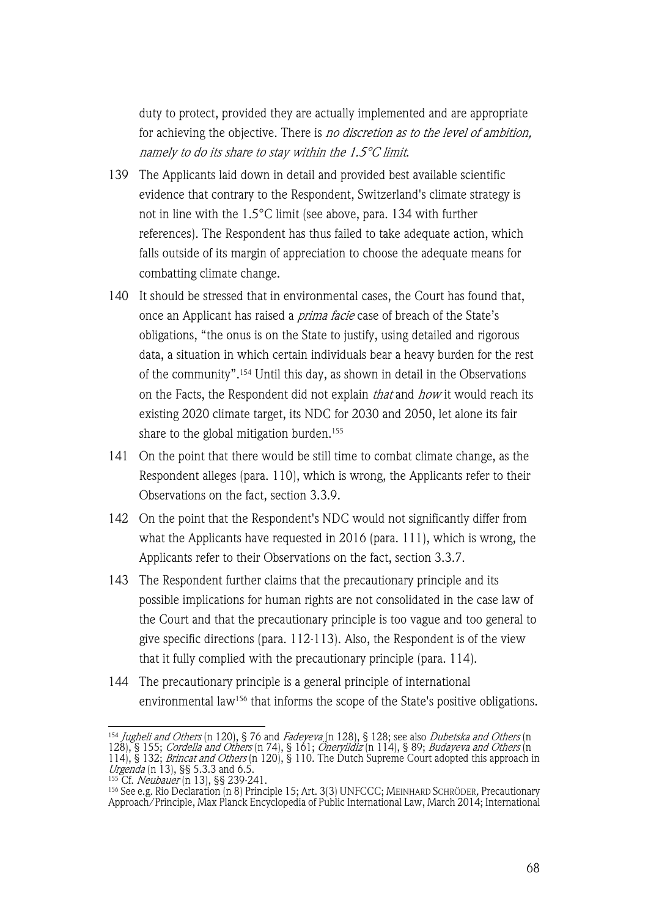duty to protect, provided they are actually implemented and are appropriate for achieving the objective. There is *no discretion as to the level of ambition, namely to do its share to stay within the 1.5°C limit*.

139 The Applicants laid down in detail and provided best available scientific evidence that contrary to the Respondent, Switzerland's climate strategy is not in line with the 1.5°C limit (see above, para. 134 with further references). The Respondent has thus failed to take adequate action, which falls outside of its margin of appreciation to choose the adequate means for combatting climate change.

140 It should be stressed that in environmental cases, the Court has found that, once an Applicant has raised a *prima facie* case of breach of the State's obligations, "the onus is on the State to justify, using detailed and rigorous data, a situation in which certain individuals bear a heavy burden for the rest of the community".[154] Until this day, as shown in detail in the Observations on the Facts, the Respondent did not explain *that* and *how* it would reach its existing 2020 climate target, its NDC for 2030 and 2050, let alone its fair share to the global mitigation burden.[155]

141 On the point that there would be still time to combat climate change, as the Respondent alleges (para. 110), which is wrong, the Applicants refer to their Observations on the fact, section 3.3.9.

142 On the point that the Respondent's NDC would not significantly differ from what the Applicants have requested in 2016 (para. 111), which is wrong, the Applicants refer to their Observations on the fact, section 3.3.7.

143 The Respondent further claims that the precautionary principle and its possible implications for human rights are not consolidated in the case law of the Court and that the precautionary principle is too vague and too general to give specific directions (para. 112-113). Also, the Respondent is of the view that it fully complied with the precautionary principle (para. 114).

144 The precautionary principle is a general principle of international environmental law[156] that informs the scope of the State's positive obligations.

---

[154] *Jugheli and Others* (n 120), § 76 and *Fadeyeva* (n 128), § 128; see also *Dubetska and Others* (n 128), § 155; *Cordella and Others* (n 74), § 161; *Öneryildiz* (n 114), § 89; *Budayeva and Others* (n 114), § 132; *Brincat and Others* (n 120), § 110. The Dutch Supreme Court adopted this approach in *Urgenda* (n 13), §§ 5.3.3 and 6.5.

[155] Cf. *Neubauer* (n 13), §§ 239-241.

[156] See e.g. Rio Declaration (n 8) Principle 15; Art. 3(3) UNFCCC; MEINHARD SCHRÖDER, Precautionary Approach/Principle, Max Planck Encyclopedia of Public International Law, March 2014; International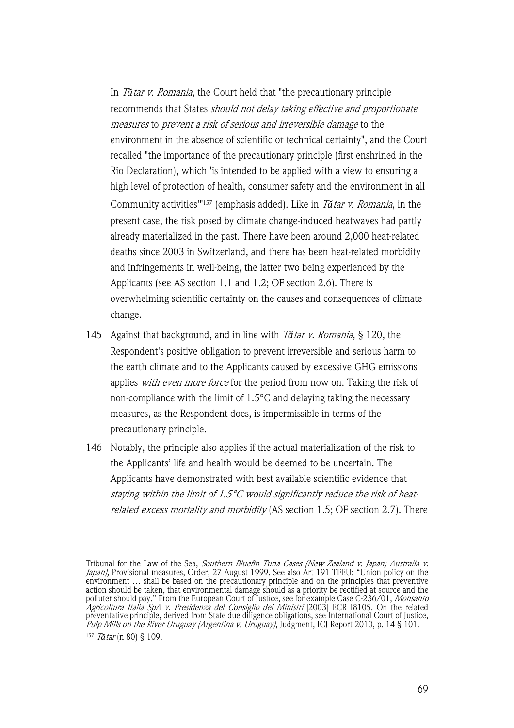In *Tătar v. Romania*, the Court held that "the precautionary principle recommends that States *should not delay taking effective and proportionate measures* to *prevent a risk of serious and irreversible damage* to the environment in the absence of scientific or technical certainty", and the Court recalled "the importance of the precautionary principle (first enshrined in the Rio Declaration), which 'is intended to be applied with a view to ensuring a high level of protection of health, consumer safety and the environment in all Community activities'"[157] (emphasis added). Like in *Tătar v. Romania*, in the present case, the risk posed by climate change-induced heatwaves had partly already materialized in the past. There have been around 2,000 heat-related deaths since 2003 in Switzerland, and there has been heat-related morbidity and infringements in well-being, the latter two being experienced by the Applicants (see AS section 1.1 and 1.2; OF section 2.6). There is overwhelming scientific certainty on the causes and consequences of climate change.

145 Against that background, and in line with *Tătar v. Romania*, § 120, the Respondent's positive obligation to prevent irreversible and serious harm to the earth climate and to the Applicants caused by excessive GHG emissions applies *with even more force* for the period from now on. Taking the risk of non-compliance with the limit of 1.5°C and delaying taking the necessary measures, as the Respondent does, is impermissible in terms of the precautionary principle.

146 Notably, the principle also applies if the actual materialization of the risk to the Applicants' life and health would be deemed to be uncertain. The Applicants have demonstrated with best available scientific evidence that *staying within the limit of 1.5°C would significantly reduce the risk of heat-related excess mortality and morbidity* (AS section 1.5; OF section 2.7). There

---

Tribunal for the Law of the Sea, *Southern Bluefin Tuna Cases (New Zealand v. Japan; Australia v. Japan)*, Provisional measures, Order, 27 August 1999. See also Art 191 TFEU: "Union policy on the environment … shall be based on the precautionary principle and on the principles that preventive action should be taken, that environmental damage should as a priority be rectified at source and the polluter should pay." From the European Court of Justice, see for example Case C-236/01, *Monsanto Agricoltura Italia SpA v. Presidenza del Consiglio dei Ministri* [2003] ECR I8105. On the related preventative principle, derived from State due diligence obligations, see International Court of Justice, *Pulp Mills on the River Uruguay (Argentina v. Uruguay)*, Judgment, ICJ Report 2010, p. 14 § 101.

[157] *Tătar* (n 80) § 109.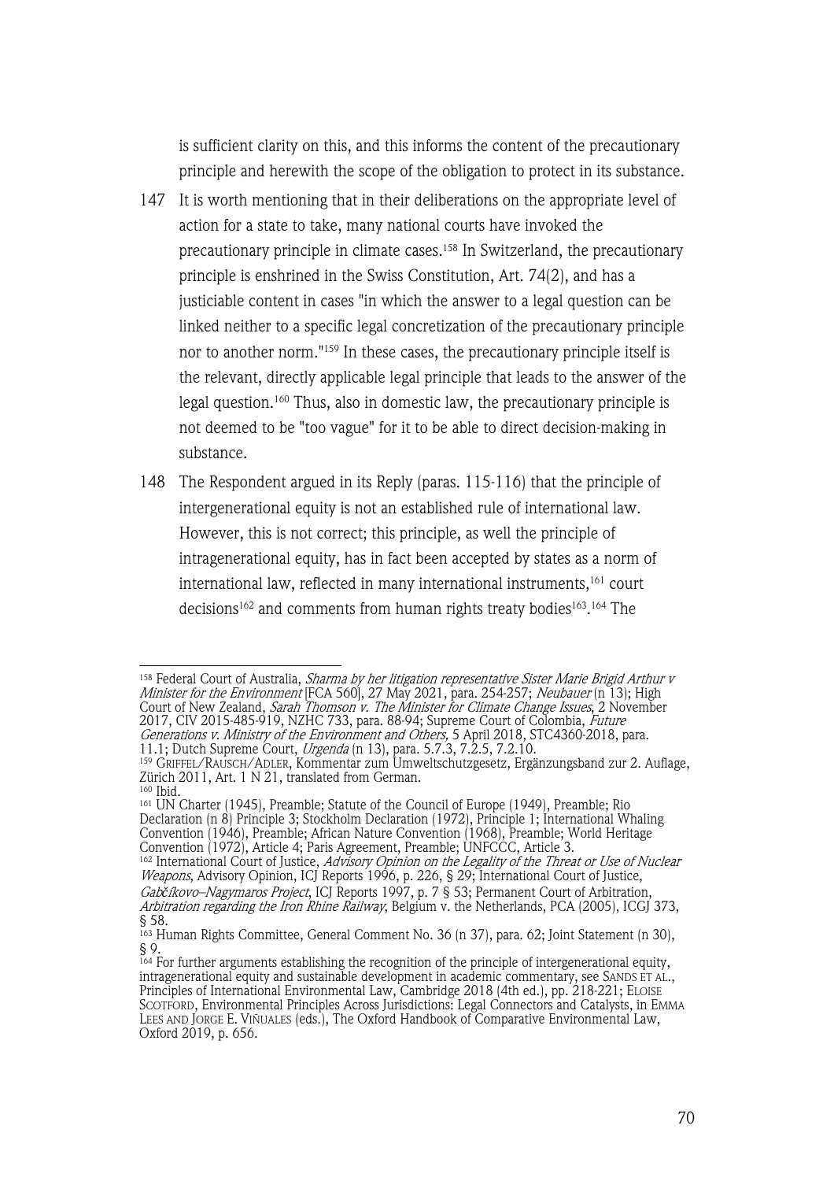is sufficient clarity on this, and this informs the content of the precautionary principle and herewith the scope of the obligation to protect in its substance.

147 It is worth mentioning that in their deliberations on the appropriate level of action for a state to take, many national courts have invoked the precautionary principle in climate cases.[158] In Switzerland, the precautionary principle is enshrined in the Swiss Constitution, Art. 74(2), and has a justiciable content in cases "in which the answer to a legal question can be linked neither to a specific legal concretization of the precautionary principle nor to another norm."[159] In these cases, the precautionary principle itself is the relevant, directly applicable legal principle that leads to the answer of the legal question.[160] Thus, also in domestic law, the precautionary principle is not deemed to be "too vague" for it to be able to direct decision-making in substance.

148 The Respondent argued in its Reply (paras. 115-116) that the principle of intergenerational equity is not an established rule of international law. However, this is not correct; this principle, as well the principle of intragenerational equity, has in fact been accepted by states as a norm of international law, reflected in many international instruments,[161] court decisions[162] and comments from human rights treaty bodies[163].[164] The

---

[158] Federal Court of Australia, *Sharma by her litigation representative Sister Marie Brigid Arthur v Minister for the Environment* [FCA 560], 27 May 2021, para. 254-257; *Neubauer* (n 13); High Court of New Zealand, *Sarah Thomson v. The Minister for Climate Change Issues*, 2 November 2017, CIV 2015-485-919, NZHC 733, para. 88-94; Supreme Court of Colombia, *Future Generations v. Ministry of the Environment and Others,* 5 April 2018, STC4360-2018, para. 11.1; Dutch Supreme Court, *Urgenda* (n 13), para. 5.7.3, 7.2.5, 7.2.10.

[159] GRIFFEL/RAUSCH/ADLER, Kommentar zum Umweltschutzgesetz, Ergänzungsband zur 2. Auflage, Zürich 2011, Art. 1 N 21, translated from German.

[160] Ibid.

[161] UN Charter (1945), Preamble; Statute of the Council of Europe (1949), Preamble; Rio Declaration (n 8) Principle 3; Stockholm Declaration (1972), Principle 1; International Whaling Convention (1946), Preamble; African Nature Convention (1968), Preamble; World Heritage Convention (1972), Article 4; Paris Agreement, Preamble; UNFCCC, Article 3.

[162] International Court of Justice, *Advisory Opinion on the Legality of the Threat or Use of Nuclear Weapons*, Advisory Opinion, ICJ Reports 1996, p. 226, § 29; International Court of Justice, *Gabčíkovo–Nagymaros Project*, ICJ Reports 1997, p. 7 § 53; Permanent Court of Arbitration, *Arbitration regarding the Iron Rhine Railway*, Belgium v. the Netherlands, PCA (2005), ICGJ 373, § 58.

[163] Human Rights Committee, General Comment No. 36 (n 37), para. 62; Joint Statement (n 30), § 9.

[164] For further arguments establishing the recognition of the principle of intergenerational equity, intragenerational equity and sustainable development in academic commentary, see SANDS ET AL., Principles of International Environmental Law, Cambridge 2018 (4th ed.), pp. 218-221; ELOISE SCOTFORD, Environmental Principles Across Jurisdictions: Legal Connectors and Catalysts, in EMMA LEES AND JORGE E. VIÑUALES (eds.), The Oxford Handbook of Comparative Environmental Law, Oxford 2019, p. 656.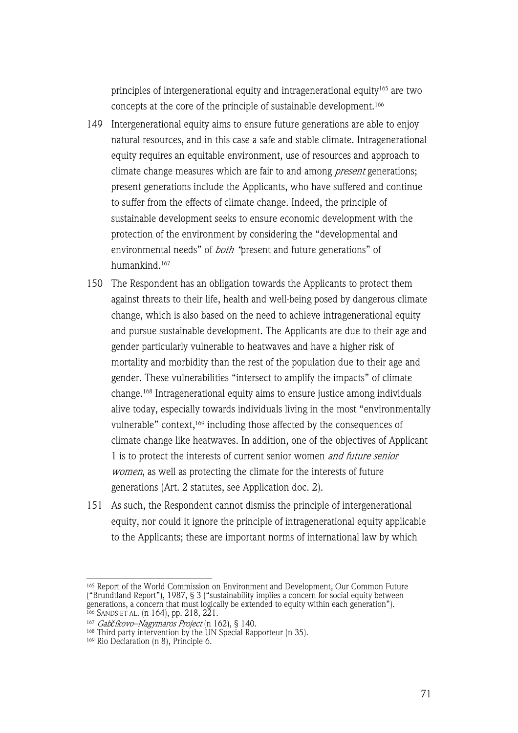principles of intergenerational equity and intragenerational equity[165] are two concepts at the core of the principle of sustainable development.[166]

149 Intergenerational equity aims to ensure future generations are able to enjoy natural resources, and in this case a safe and stable climate. Intragenerational equity requires an equitable environment, use of resources and approach to climate change measures which are fair to and among *present* generations; present generations include the Applicants, who have suffered and continue to suffer from the effects of climate change. Indeed, the principle of sustainable development seeks to ensure economic development with the protection of the environment by considering the "developmental and environmental needs" of *both "*present and future generations" of humankind.[167]

150 The Respondent has an obligation towards the Applicants to protect them against threats to their life, health and well-being posed by dangerous climate change, which is also based on the need to achieve intragenerational equity and pursue sustainable development. The Applicants are due to their age and gender particularly vulnerable to heatwaves and have a higher risk of mortality and morbidity than the rest of the population due to their age and gender. These vulnerabilities "intersect to amplify the impacts" of climate change.[168] Intragenerational equity aims to ensure justice among individuals alive today, especially towards individuals living in the most "environmentally vulnerable" context,[169] including those affected by the consequences of climate change like heatwaves. In addition, one of the objectives of Applicant 1 is to protect the interests of current senior women *and future senior women*, as well as protecting the climate for the interests of future generations (Art. 2 statutes, see Application doc. 2).

151 As such, the Respondent cannot dismiss the principle of intergenerational equity, nor could it ignore the principle of intragenerational equity applicable to the Applicants; these are important norms of international law by which

---

[165] Report of the World Commission on Environment and Development, Our Common Future ("Brundtland Report"), 1987, § 3 ("sustainability implies a concern for social equity between generations, a concern that must logically be extended to equity within each generation").

[166] SANDS ET AL. (n 164), pp. 218, 221.

[167] *Gabčíkovo–Nagymaros Project* (n 162), § 140.

[168] Third party intervention by the UN Special Rapporteur (n 35).

[169] Rio Declaration (n 8), Principle 6.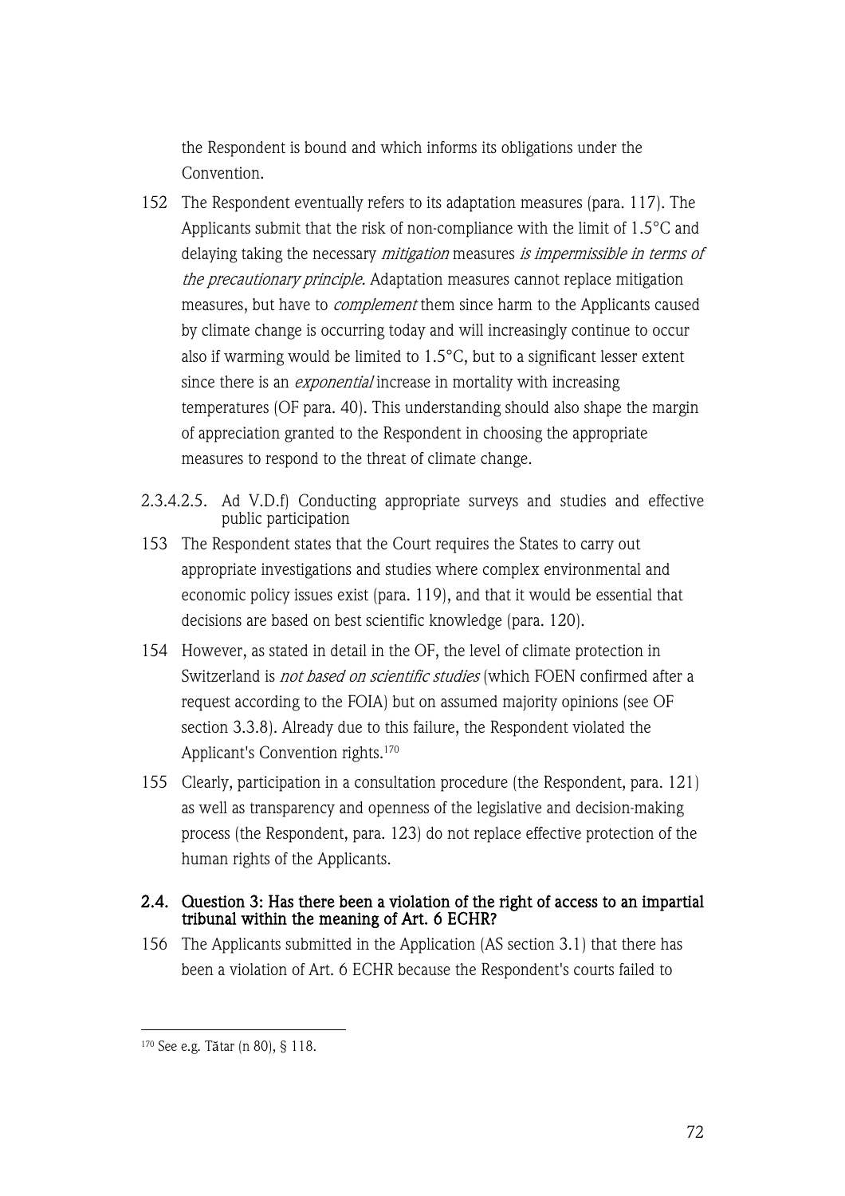the Respondent is bound and which informs its obligations under the Convention.

152 The Respondent eventually refers to its adaptation measures (para. 117). The Applicants submit that the risk of non-compliance with the limit of 1.5°C and delaying taking the necessary *mitigation* measures *is impermissible in terms of the precautionary principle.* Adaptation measures cannot replace mitigation measures, but have to *complement* them since harm to the Applicants caused by climate change is occurring today and will increasingly continue to occur also if warming would be limited to 1.5°C, but to a significant lesser extent since there is an *exponential* increase in mortality with increasing temperatures (OF para. 40). This understanding should also shape the margin of appreciation granted to the Respondent in choosing the appropriate measures to respond to the threat of climate change.

2.3.4.2.5. Ad V.D.f) Conducting appropriate surveys and studies and effective public participation

153 The Respondent states that the Court requires the States to carry out appropriate investigations and studies where complex environmental and economic policy issues exist (para. 119), and that it would be essential that decisions are based on best scientific knowledge (para. 120).

154 However, as stated in detail in the OF, the level of climate protection in Switzerland is *not based on scientific studies* (which FOEN confirmed after a request according to the FOIA) but on assumed majority opinions (see OF section 3.3.8). Already due to this failure, the Respondent violated the Applicant's Convention rights.[170]

155 Clearly, participation in a consultation procedure (the Respondent, para. 121) as well as transparency and openness of the legislative and decision-making process (the Respondent, para. 123) do not replace effective protection of the human rights of the Applicants.

## 2.4. Question 3: Has there been a violation of the right of access to an impartial tribunal within the meaning of Art. 6 ECHR?

156 The Applicants submitted in the Application (AS section 3.1) that there has been a violation of Art. 6 ECHR because the Respondent's courts failed to

[170] See e.g. Tătar (n 80), § 118.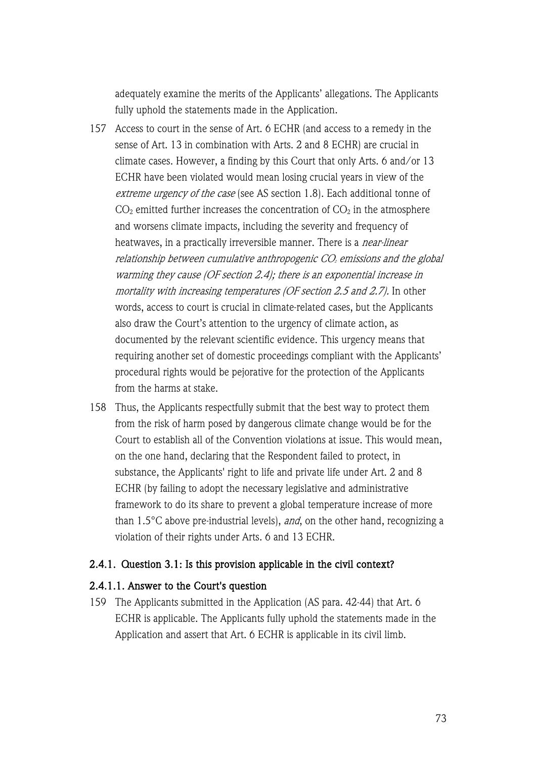adequately examine the merits of the Applicants' allegations. The Applicants fully uphold the statements made in the Application.

157 Access to court in the sense of Art. 6 ECHR (and access to a remedy in the sense of Art. 13 in combination with Arts. 2 and 8 ECHR) are crucial in climate cases. However, a finding by this Court that only Arts. 6 and/or 13 ECHR have been violated would mean losing crucial years in view of the *extreme urgency of the case* (see AS section 1.8). Each additional tonne of $CO_2$ emitted further increases the concentration of $CO_2$ in the atmosphere and worsens climate impacts, including the severity and frequency of heatwaves, in a practically irreversible manner. There is a *near-linear relationship between cumulative anthropogenic $CO_2$ emissions and the global warming they cause (OF section 2.4); there is an exponential increase in mortality with increasing temperatures (OF section 2.5 and 2.7).* In other words, access to court is crucial in climate-related cases, but the Applicants also draw the Court's attention to the urgency of climate action, as documented by the relevant scientific evidence. This urgency means that requiring another set of domestic proceedings compliant with the Applicants' procedural rights would be pejorative for the protection of the Applicants from the harms at stake.

158 Thus, the Applicants respectfully submit that the best way to protect them from the risk of harm posed by dangerous climate change would be for the Court to establish all of the Convention violations at issue. This would mean, on the one hand, declaring that the Respondent failed to protect, in substance, the Applicants' right to life and private life under Art. 2 and 8 ECHR (by failing to adopt the necessary legislative and administrative framework to do its share to prevent a global temperature increase of more than 1.5°C above pre-industrial levels), *and*, on the other hand, recognizing a violation of their rights under Arts. 6 and 13 ECHR.

### 2.4.1. Question 3.1: Is this provision applicable in the civil context?

#### 2.4.1.1. Answer to the Court's question

159 The Applicants submitted in the Application (AS para. 42-44) that Art. 6 ECHR is applicable. The Applicants fully uphold the statements made in the Application and assert that Art. 6 ECHR is applicable in its civil limb.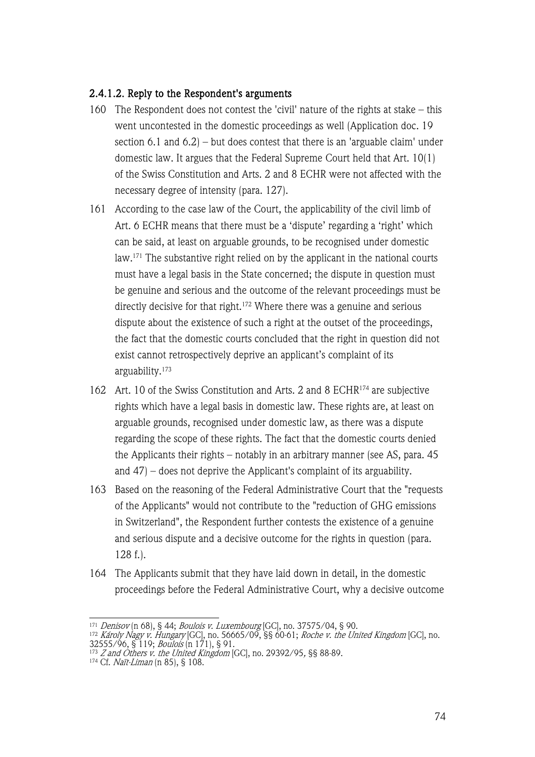#### 2.4.1.2. Reply to the Respondent's arguments

160 The Respondent does not contest the 'civil' nature of the rights at stake – this went uncontested in the domestic proceedings as well (Application doc. 19 section 6.1 and 6.2) – but does contest that there is an 'arguable claim' under domestic law. It argues that the Federal Supreme Court held that Art. 10(1) of the Swiss Constitution and Arts. 2 and 8 ECHR were not affected with the necessary degree of intensity (para. 127).

161 According to the case law of the Court, the applicability of the civil limb of Art. 6 ECHR means that there must be a 'dispute' regarding a 'right' which can be said, at least on arguable grounds, to be recognised under domestic law.[171] The substantive right relied on by the applicant in the national courts must have a legal basis in the State concerned; the dispute in question must be genuine and serious and the outcome of the relevant proceedings must be directly decisive for that right.[172] Where there was a genuine and serious dispute about the existence of such a right at the outset of the proceedings, the fact that the domestic courts concluded that the right in question did not exist cannot retrospectively deprive an applicant's complaint of its arguability.[173]

162 Art. 10 of the Swiss Constitution and Arts. 2 and 8 ECHR[174] are subjective rights which have a legal basis in domestic law. These rights are, at least on arguable grounds, recognised under domestic law, as there was a dispute regarding the scope of these rights. The fact that the domestic courts denied the Applicants their rights – notably in an arbitrary manner (see AS, para. 45 and 47) – does not deprive the Applicant's complaint of its arguability.

163 Based on the reasoning of the Federal Administrative Court that the "requests of the Applicants" would not contribute to the "reduction of GHG emissions in Switzerland", the Respondent further contests the existence of a genuine and serious dispute and a decisive outcome for the rights in question (para. 128 f.).

164 The Applicants submit that they have laid down in detail, in the domestic proceedings before the Federal Administrative Court, why a decisive outcome

---

[171] *Denisov* (n 68), § 44; *Boulois v. Luxembourg* [GC], no. 37575/04, § 90.

[172] *Károly Nagy v. Hungary* [GC], no. 56665/09, §§ 60-61; *Roche v. the United Kingdom* [GC], no. 32555/96, § 119; *Boulois* (n 171), § 91.

[173] *Z and Others v. the United Kingdom* [GC], no. 29392/95, §§ 88-89.

[174] Cf. *Naït-Liman* (n 85), § 108.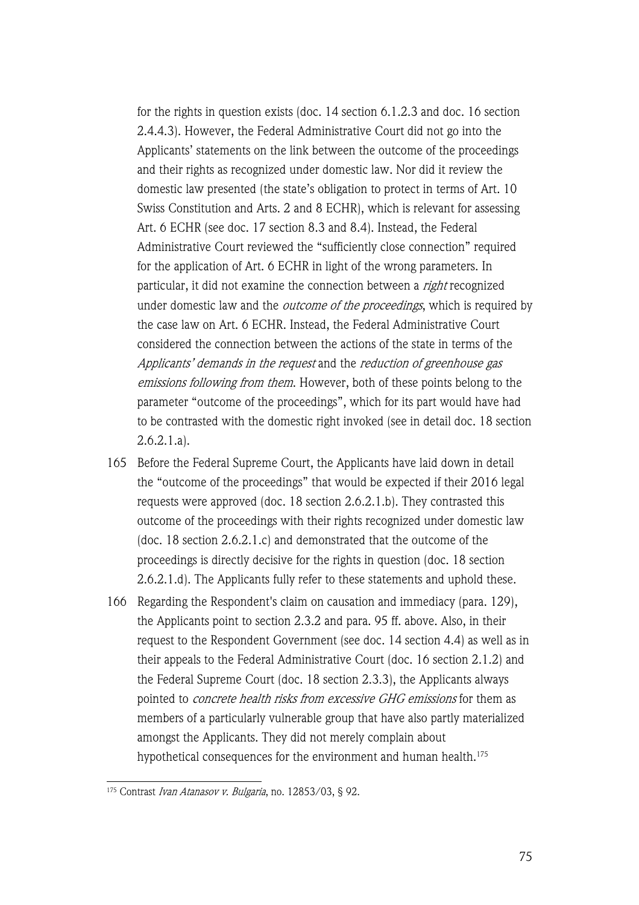for the rights in question exists (doc. 14 section 6.1.2.3 and doc. 16 section 2.4.4.3). However, the Federal Administrative Court did not go into the Applicants' statements on the link between the outcome of the proceedings and their rights as recognized under domestic law. Nor did it review the domestic law presented (the state's obligation to protect in terms of Art. 10 Swiss Constitution and Arts. 2 and 8 ECHR), which is relevant for assessing Art. 6 ECHR (see doc. 17 section 8.3 and 8.4). Instead, the Federal Administrative Court reviewed the "sufficiently close connection" required for the application of Art. 6 ECHR in light of the wrong parameters. In particular, it did not examine the connection between a *right* recognized under domestic law and the *outcome of the proceedings*, which is required by the case law on Art. 6 ECHR. Instead, the Federal Administrative Court considered the connection between the actions of the state in terms of the *Applicants' demands in the request* and the *reduction of greenhouse gas emissions following from them*. However, both of these points belong to the parameter "outcome of the proceedings", which for its part would have had to be contrasted with the domestic right invoked (see in detail doc. 18 section 2.6.2.1.a).

165 Before the Federal Supreme Court, the Applicants have laid down in detail the "outcome of the proceedings" that would be expected if their 2016 legal requests were approved (doc. 18 section 2.6.2.1.b). They contrasted this outcome of the proceedings with their rights recognized under domestic law (doc. 18 section 2.6.2.1.c) and demonstrated that the outcome of the proceedings is directly decisive for the rights in question (doc. 18 section 2.6.2.1.d). The Applicants fully refer to these statements and uphold these.

166 Regarding the Respondent's claim on causation and immediacy (para. 129), the Applicants point to section 2.3.2 and para. 95 ff. above. Also, in their request to the Respondent Government (see doc. 14 section 4.4) as well as in their appeals to the Federal Administrative Court (doc. 16 section 2.1.2) and the Federal Supreme Court (doc. 18 section 2.3.3), the Applicants always pointed to *concrete health risks from excessive GHG emissions* for them as members of a particularly vulnerable group that have also partly materialized amongst the Applicants. They did not merely complain about hypothetical consequences for the environment and human health.[175]

---

[175] Contrast *Ivan Atanasov v. Bulgaria*, no. 12853/03, § 92.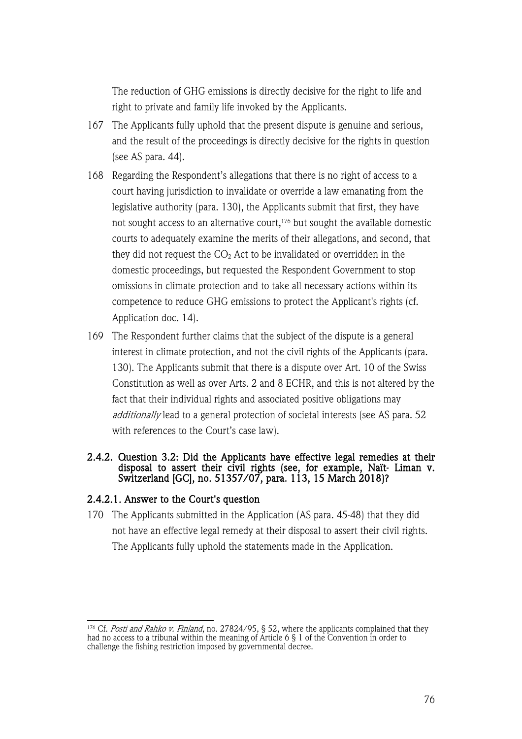The reduction of GHG emissions is directly decisive for the right to life and right to private and family life invoked by the Applicants.

167 The Applicants fully uphold that the present dispute is genuine and serious, and the result of the proceedings is directly decisive for the rights in question (see AS para. 44).

168 Regarding the Respondent's allegations that there is no right of access to a court having jurisdiction to invalidate or override a law emanating from the legislative authority (para. 130), the Applicants submit that first, they have not sought access to an alternative court,[176] but sought the available domestic courts to adequately examine the merits of their allegations, and second, that they did not request the $CO_2$ Act to be invalidated or overridden in the domestic proceedings, but requested the Respondent Government to stop omissions in climate protection and to take all necessary actions within its competence to reduce GHG emissions to protect the Applicant's rights (cf. Application doc. 14).

169 The Respondent further claims that the subject of the dispute is a general interest in climate protection, and not the civil rights of the Applicants (para. 130). The Applicants submit that there is a dispute over Art. 10 of the Swiss Constitution as well as over Arts. 2 and 8 ECHR, and this is not altered by the fact that their individual rights and associated positive obligations may *additionally* lead to a general protection of societal interests (see AS para. 52 with references to the Court's case law).

### 2.4.2. Question 3.2: Did the Applicants have effective legal remedies at their disposal to assert their civil rights (see, for example, Naït- Liman v. Switzerland [GC], no. 51357/07, para. 113, 15 March 2018)?

#### 2.4.2.1. Answer to the Court's question

170 The Applicants submitted in the Application (AS para. 45-48) that they did not have an effective legal remedy at their disposal to assert their civil rights. The Applicants fully uphold the statements made in the Application.

---

[176] Cf. *Posti and Rahko v. Finland*, no. 27824/95, § 52, where the applicants complained that they had no access to a tribunal within the meaning of Article 6 § 1 of the Convention in order to challenge the fishing restriction imposed by governmental decree.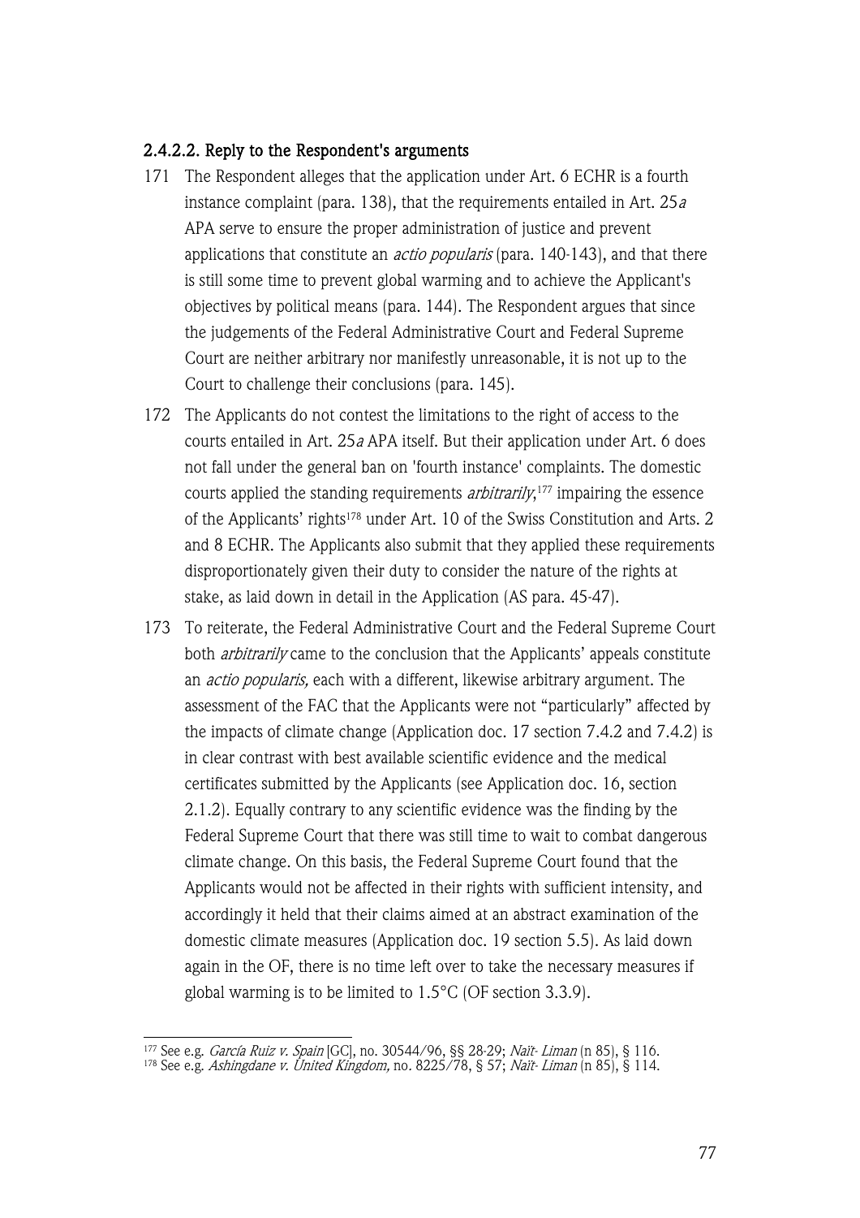#### 2.4.2.2. Reply to the Respondent's arguments

171 The Respondent alleges that the application under Art. 6 ECHR is a fourth instance complaint (para. 138), that the requirements entailed in Art. 25*a* APA serve to ensure the proper administration of justice and prevent applications that constitute an *actio popularis* (para. 140-143), and that there is still some time to prevent global warming and to achieve the Applicant's objectives by political means (para. 144). The Respondent argues that since the judgements of the Federal Administrative Court and Federal Supreme Court are neither arbitrary nor manifestly unreasonable, it is not up to the Court to challenge their conclusions (para. 145).

172 The Applicants do not contest the limitations to the right of access to the courts entailed in Art. 25*a* APA itself. But their application under Art. 6 does not fall under the general ban on 'fourth instance' complaints. The domestic courts applied the standing requirements *arbitrarily*,[177] impairing the essence of the Applicants' rights[178] under Art. 10 of the Swiss Constitution and Arts. 2 and 8 ECHR. The Applicants also submit that they applied these requirements disproportionately given their duty to consider the nature of the rights at stake, as laid down in detail in the Application (AS para. 45-47).

173 To reiterate, the Federal Administrative Court and the Federal Supreme Court both *arbitrarily* came to the conclusion that the Applicants' appeals constitute an *actio popularis,* each with a different, likewise arbitrary argument. The assessment of the FAC that the Applicants were not "particularly" affected by the impacts of climate change (Application doc. 17 section 7.4.2 and 7.4.2) is in clear contrast with best available scientific evidence and the medical certificates submitted by the Applicants (see Application doc. 16, section 2.1.2). Equally contrary to any scientific evidence was the finding by the Federal Supreme Court that there was still time to wait to combat dangerous climate change. On this basis, the Federal Supreme Court found that the Applicants would not be affected in their rights with sufficient intensity, and accordingly it held that their claims aimed at an abstract examination of the domestic climate measures (Application doc. 19 section 5.5). As laid down again in the OF, there is no time left over to take the necessary measures if global warming is to be limited to 1.5°C (OF section 3.3.9).

---

[177] See e.g. *García Ruiz v. Spain* [GC], no. 30544/96, §§ 28-29; *Naït- Liman* (n 85), § 116.

[178] See e.g. *Ashingdane v. United Kingdom,* no. 8225/78, § 57; *Naït- Liman* (n 85), § 114.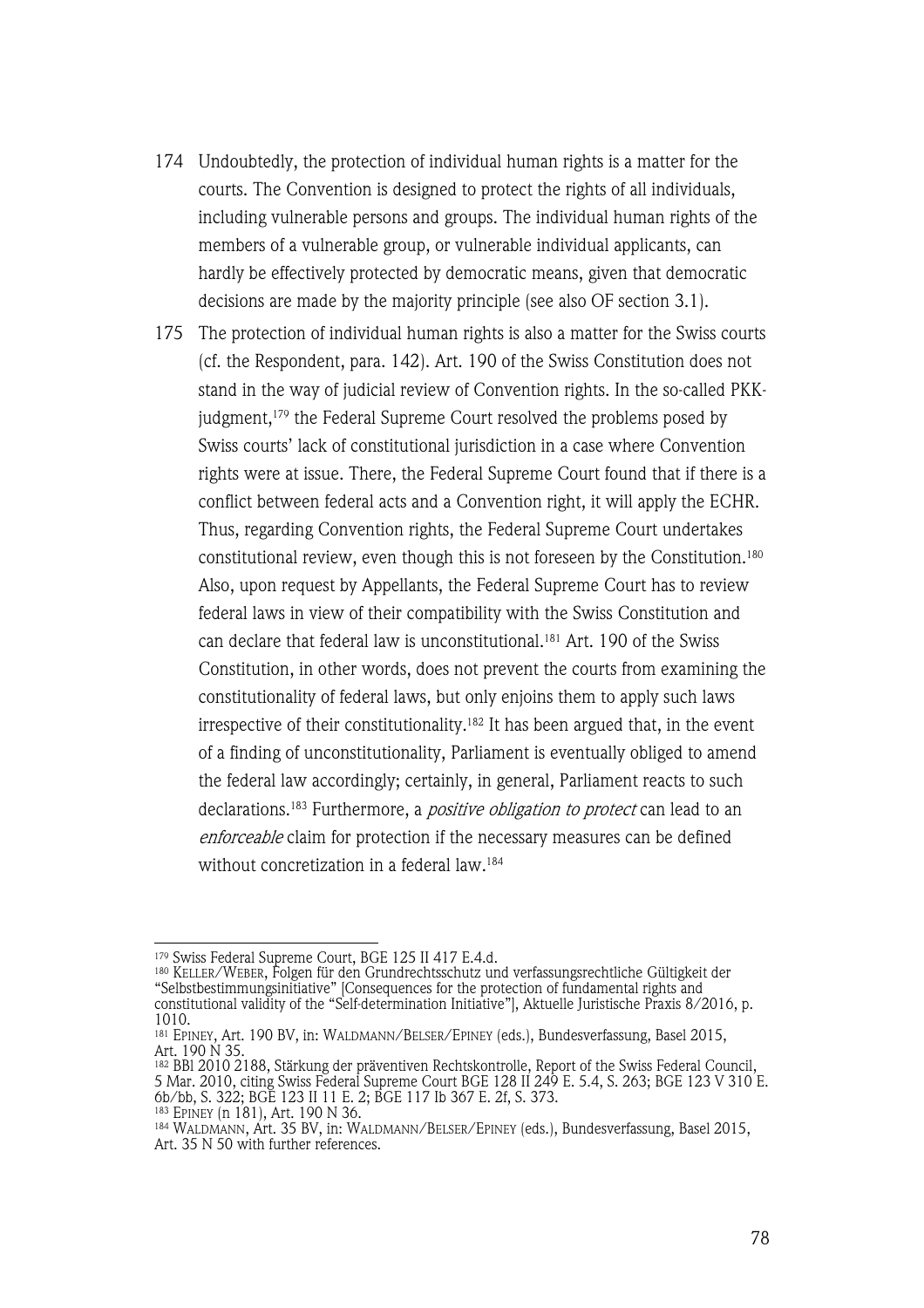174 Undoubtedly, the protection of individual human rights is a matter for the courts. The Convention is designed to protect the rights of all individuals, including vulnerable persons and groups. The individual human rights of the members of a vulnerable group, or vulnerable individual applicants, can hardly be effectively protected by democratic means, given that democratic decisions are made by the majority principle (see also OF section 3.1).

175 The protection of individual human rights is also a matter for the Swiss courts (cf. the Respondent, para. 142). Art. 190 of the Swiss Constitution does not stand in the way of judicial review of Convention rights. In the so-called PKK-judgment,[179] the Federal Supreme Court resolved the problems posed by Swiss courts' lack of constitutional jurisdiction in a case where Convention rights were at issue. There, the Federal Supreme Court found that if there is a conflict between federal acts and a Convention right, it will apply the ECHR. Thus, regarding Convention rights, the Federal Supreme Court undertakes constitutional review, even though this is not foreseen by the Constitution.[180] Also, upon request by Appellants, the Federal Supreme Court has to review federal laws in view of their compatibility with the Swiss Constitution and can declare that federal law is unconstitutional.[181] Art. 190 of the Swiss Constitution, in other words, does not prevent the courts from examining the constitutionality of federal laws, but only enjoins them to apply such laws irrespective of their constitutionality.[182] It has been argued that, in the event of a finding of unconstitutionality, Parliament is eventually obliged to amend the federal law accordingly; certainly, in general, Parliament reacts to such declarations.[183] Furthermore, a *positive obligation to protect* can lead to an *enforceable* claim for protection if the necessary measures can be defined without concretization in a federal law.[184]

---

[179] Swiss Federal Supreme Court, BGE 125 II 417 E.4.d.

[180] KELLER/WEBER, Folgen für den Grundrechtsschutz und verfassungsrechtliche Gültigkeit der "Selbstbestimmungsinitiative" [Consequences for the protection of fundamental rights and constitutional validity of the "Self-determination Initiative"], Aktuelle Juristische Praxis 8/2016, p. 1010.

[181] EPINEY, Art. 190 BV, in: WALDMANN/BELSER/EPINEY (eds.), Bundesverfassung, Basel 2015, Art. 190 N 35.

[182] BBl 2010 2188, Stärkung der präventiven Rechtskontrolle, Report of the Swiss Federal Council, 5 Mar. 2010, citing Swiss Federal Supreme Court BGE 128 II 249 E. 5.4, S. 263; BGE 123 V 310 E. 6b/bb, S. 322; BGE 123 II 11 E. 2; BGE 117 Ib 367 E. 2f, S. 373.

[183] EPINEY (n 181), Art. 190 N 36.

[184] WALDMANN, Art. 35 BV, in: WALDMANN/BELSER/EPINEY (eds.), Bundesverfassung, Basel 2015, Art. 35 N 50 with further references.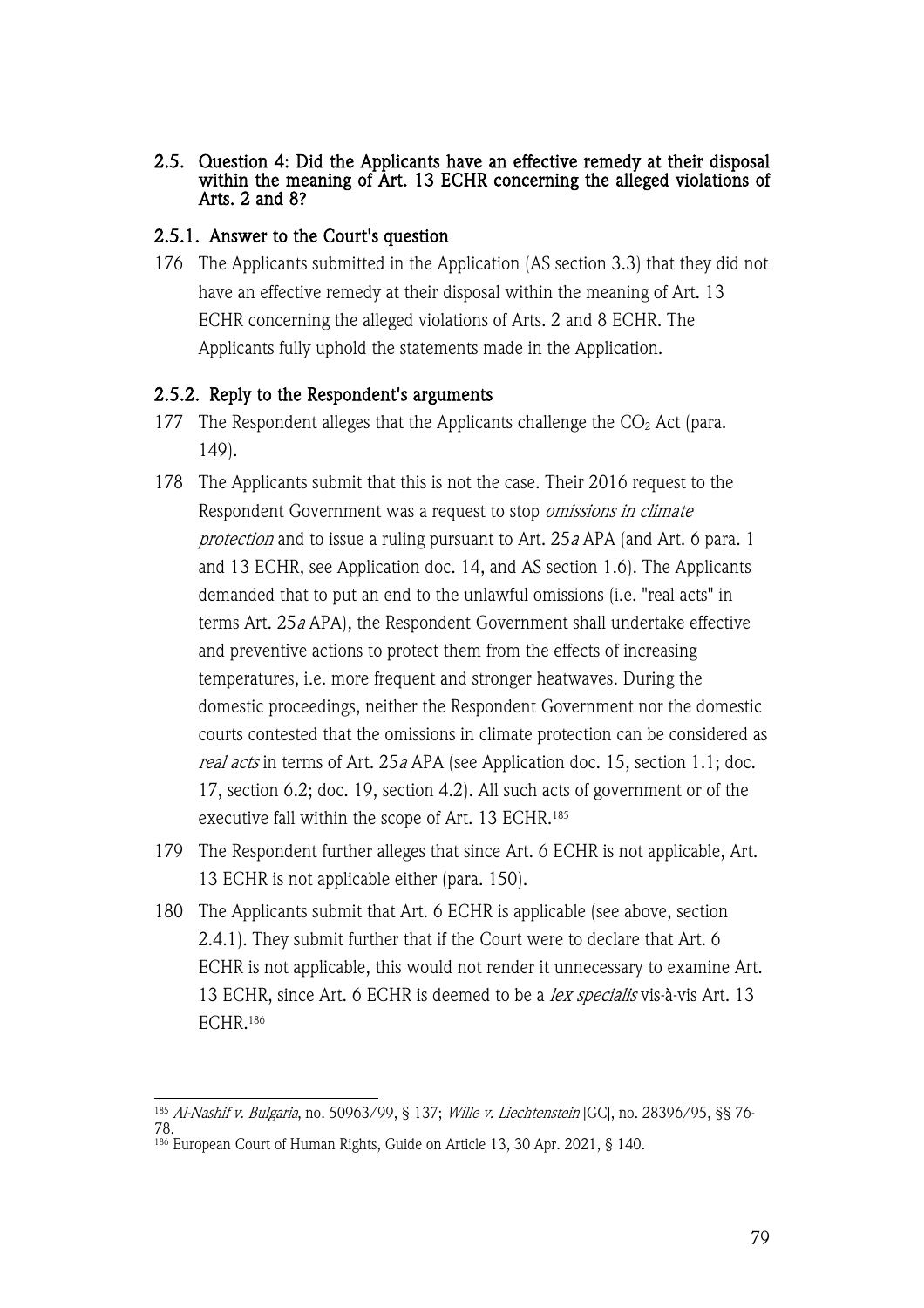### 2.5. Question 4: Did the Applicants have an effective remedy at their disposal within the meaning of Art. 13 ECHR concerning the alleged violations of Arts. 2 and 8?

#### 2.5.1. Answer to the Court's question

176 The Applicants submitted in the Application (AS section 3.3) that they did not have an effective remedy at their disposal within the meaning of Art. 13 ECHR concerning the alleged violations of Arts. 2 and 8 ECHR. The Applicants fully uphold the statements made in the Application.

#### 2.5.2. Reply to the Respondent's arguments

177 The Respondent alleges that the Applicants challenge the $CO_2$ Act (para. 149).

178 The Applicants submit that this is not the case. Their 2016 request to the Respondent Government was a request to stop *omissions in climate protection* and to issue a ruling pursuant to Art. 25*a* APA (and Art. 6 para. 1 and 13 ECHR, see Application doc. 14, and AS section 1.6). The Applicants demanded that to put an end to the unlawful omissions (i.e. "real acts" in terms Art. 25*a* APA), the Respondent Government shall undertake effective and preventive actions to protect them from the effects of increasing temperatures, i.e. more frequent and stronger heatwaves. During the domestic proceedings, neither the Respondent Government nor the domestic courts contested that the omissions in climate protection can be considered as *real acts* in terms of Art. 25*a* APA (see Application doc. 15, section 1.1; doc. 17, section 6.2; doc. 19, section 4.2). All such acts of government or of the executive fall within the scope of Art. 13 ECHR.[185]

179 The Respondent further alleges that since Art. 6 ECHR is not applicable, Art. 13 ECHR is not applicable either (para. 150).

180 The Applicants submit that Art. 6 ECHR is applicable (see above, section 2.4.1). They submit further that if the Court were to declare that Art. 6 ECHR is not applicable, this would not render it unnecessary to examine Art. 13 ECHR, since Art. 6 ECHR is deemed to be a *lex specialis* vis-à-vis Art. 13 ECHR.[186]

---

[185] *Al-Nashif v. Bulgaria*, no. 50963/99, § 137; *Wille v. Liechtenstein* [GC], no. 28396/95, §§ 76-78.

[186] European Court of Human Rights, Guide on Article 13, 30 Apr. 2021, § 140.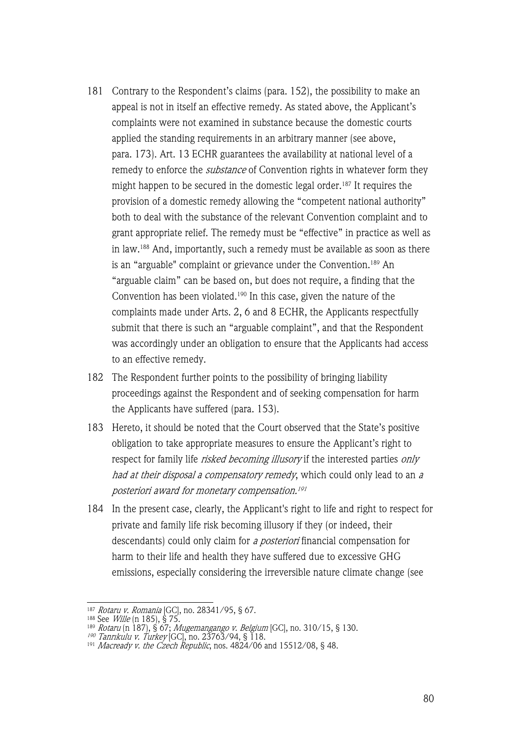181 Contrary to the Respondent's claims (para. 152), the possibility to make an appeal is not in itself an effective remedy. As stated above, the Applicant's complaints were not examined in substance because the domestic courts applied the standing requirements in an arbitrary manner (see above, para. 173). Art. 13 ECHR guarantees the availability at national level of a remedy to enforce the *substance* of Convention rights in whatever form they might happen to be secured in the domestic legal order.[187] It requires the provision of a domestic remedy allowing the "competent national authority" both to deal with the substance of the relevant Convention complaint and to grant appropriate relief. The remedy must be "effective" in practice as well as in law.[188] And, importantly, such a remedy must be available as soon as there is an "arguable" complaint or grievance under the Convention.[189] An "arguable claim" can be based on, but does not require, a finding that the Convention has been violated.[190] In this case, given the nature of the complaints made under Arts. 2, 6 and 8 ECHR, the Applicants respectfully submit that there is such an "arguable complaint", and that the Respondent was accordingly under an obligation to ensure that the Applicants had access to an effective remedy.

182 The Respondent further points to the possibility of bringing liability proceedings against the Respondent and of seeking compensation for harm the Applicants have suffered (para. 153).

183 Hereto, it should be noted that the Court observed that the State's positive obligation to take appropriate measures to ensure the Applicant's right to respect for family life *risked becoming illusory* if the interested parties *only had at their disposal a compensatory remedy*, which could only lead to an *a posteriori award for monetary compensation.*[191]

184 In the present case, clearly, the Applicant's right to life and right to respect for private and family life risk becoming illusory if they (or indeed, their descendants) could only claim for *a posteriori* financial compensation for harm to their life and health they have suffered due to excessive GHG emissions, especially considering the irreversible nature climate change (see

---

[187] *Rotaru v. Romania* [GC], no. 28341/95, § 67.
[188] See *Wille* (n 185), § 75.
[189] *Rotaru* (n 187), § 67; *Mugemangango v. Belgium* [GC], no. 310/15, § 130.
[190] *Tanrıkulu v. Turkey* [GC], no. 23763/94, § 118.
[191] *Macready v. the Czech Republic*, nos. 4824/06 and 15512/08, § 48.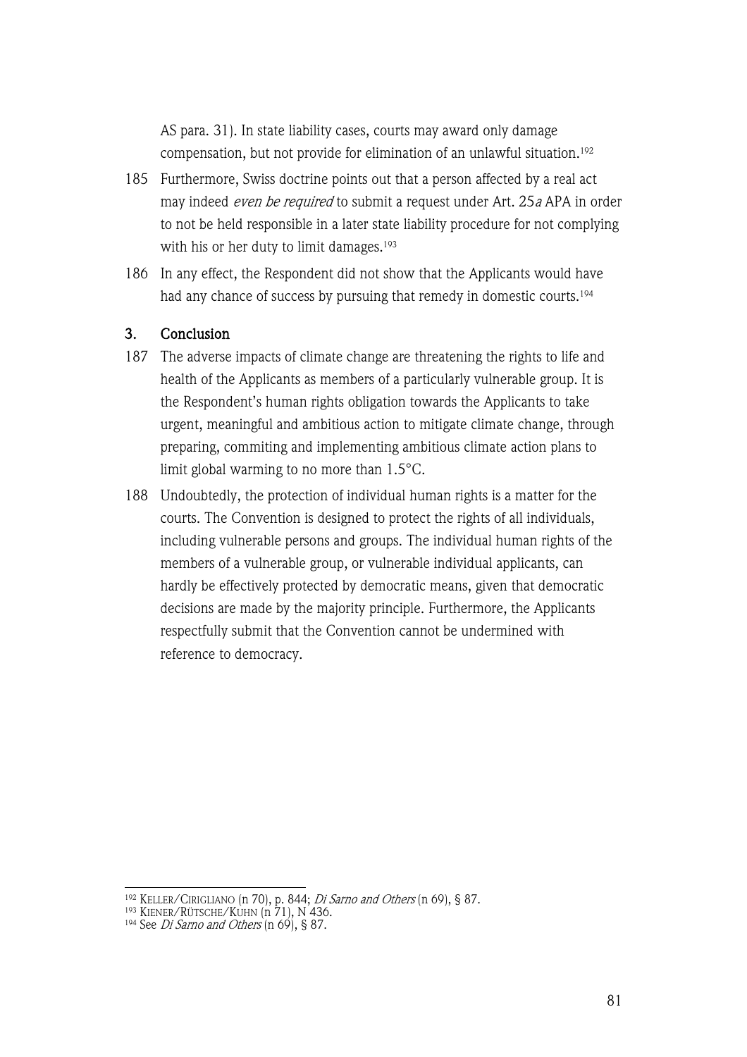AS para. 31). In state liability cases, courts may award only damage compensation, but not provide for elimination of an unlawful situation.[192]

185 Furthermore, Swiss doctrine points out that a person affected by a real act may indeed *even be required* to submit a request under Art. 25*a* APA in order to not be held responsible in a later state liability procedure for not complying with his or her duty to limit damages.[193]

186 In any effect, the Respondent did not show that the Applicants would have had any chance of success by pursuing that remedy in domestic courts.[194]

### 3. Conclusion

187 The adverse impacts of climate change are threatening the rights to life and health of the Applicants as members of a particularly vulnerable group. It is the Respondent's human rights obligation towards the Applicants to take urgent, meaningful and ambitious action to mitigate climate change, through preparing, commiting and implementing ambitious climate action plans to limit global warming to no more than 1.5°C.

188 Undoubtedly, the protection of individual human rights is a matter for the courts. The Convention is designed to protect the rights of all individuals, including vulnerable persons and groups. The individual human rights of the members of a vulnerable group, or vulnerable individual applicants, can hardly be effectively protected by democratic means, given that democratic decisions are made by the majority principle. Furthermore, the Applicants respectfully submit that the Convention cannot be undermined with reference to democracy.

---

[192] KELLER/CIRIGLIANO (n 70), p. 844; *Di Sarno and Others* (n 69), § 87.

[193] KIENER/RÜTSCHE/KUHN (n 71), N 436.

[194] See *Di Sarno and Others* (n 69), § 87.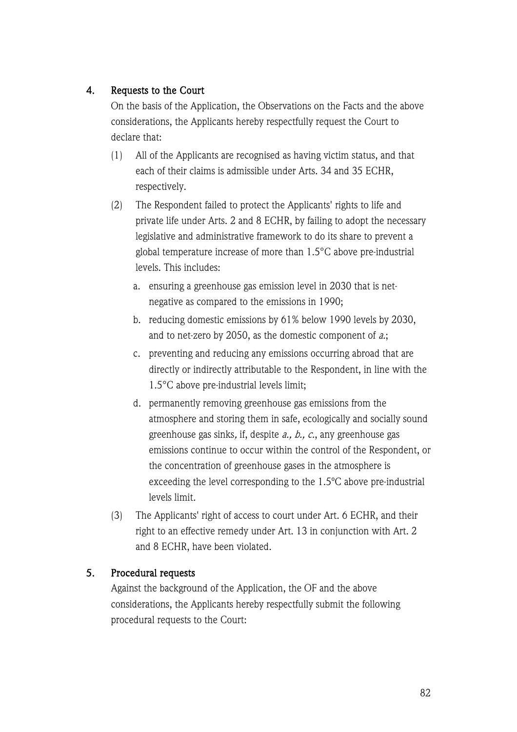## 4. Requests to the Court

On the basis of the Application, the Observations on the Facts and the above considerations, the Applicants hereby respectfully request the Court to declare that:

(1) All of the Applicants are recognised as having victim status, and that each of their claims is admissible under Arts. 34 and 35 ECHR, respectively.

(2) The Respondent failed to protect the Applicants' rights to life and private life under Arts. 2 and 8 ECHR, by failing to adopt the necessary legislative and administrative framework to do its share to prevent a global temperature increase of more than 1.5°C above pre-industrial levels. This includes:

   a. ensuring a greenhouse gas emission level in 2030 that is net-negative as compared to the emissions in 1990;

   b. reducing domestic emissions by 61% below 1990 levels by 2030, and to net-zero by 2050, as the domestic component of *a.*;

   c. preventing and reducing any emissions occurring abroad that are directly or indirectly attributable to the Respondent, in line with the 1.5°C above pre-industrial levels limit;

   d. permanently removing greenhouse gas emissions from the atmosphere and storing them in safe, ecologically and socially sound greenhouse gas sinks, if, despite *a., b., c.*, any greenhouse gas emissions continue to occur within the control of the Respondent, or the concentration of greenhouse gases in the atmosphere is exceeding the level corresponding to the 1.5ºC above pre-industrial levels limit.

(3) The Applicants' right of access to court under Art. 6 ECHR, and their right to an effective remedy under Art. 13 in conjunction with Art. 2 and 8 ECHR, have been violated.

## 5. Procedural requests

Against the background of the Application, the OF and the above considerations, the Applicants hereby respectfully submit the following procedural requests to the Court: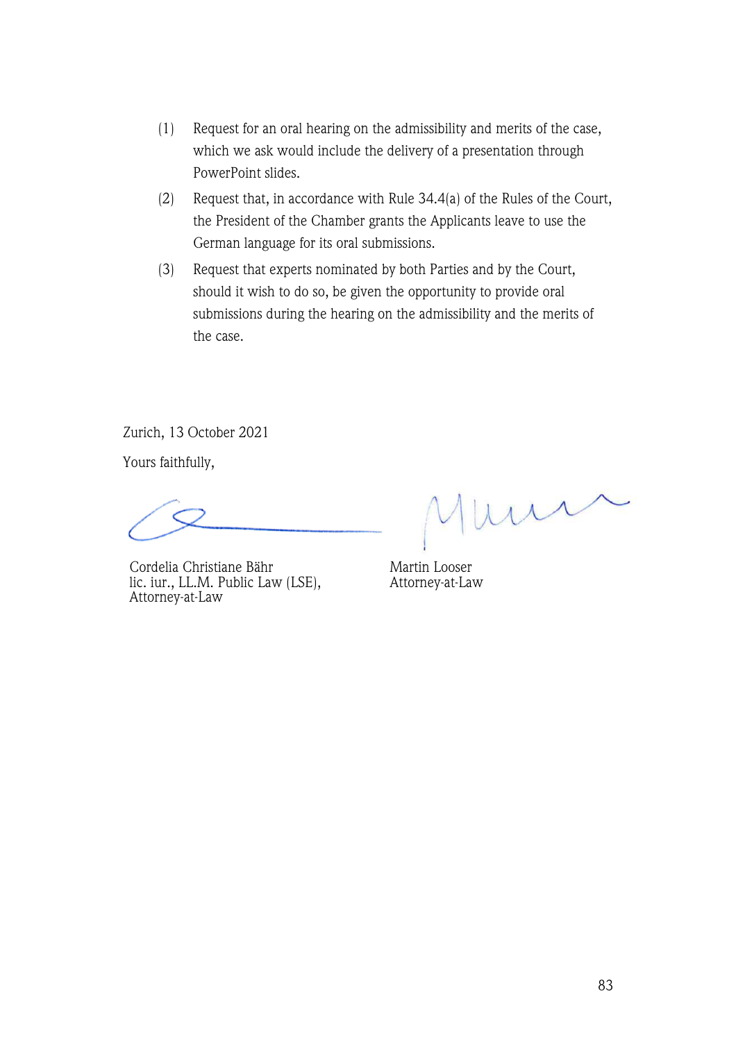(1) Request for an oral hearing on the admissibility and merits of the case, which we ask would include the delivery of a presentation through PowerPoint slides.

(2) Request that, in accordance with Rule 34.4(a) of the Rules of the Court, the President of the Chamber grants the Applicants leave to use the German language for its oral submissions.

(3) Request that experts nominated by both Parties and by the Court, should it wish to do so, be given the opportunity to provide oral submissions during the hearing on the admissibility and the merits of the case.

Zurich, 13 October 2021

Yours faithfully,

Cordelia Christiane Bähr
lic. iur., LL.M. Public Law (LSE),
Attorney-at-Law

Martin Looser
Attorney-at-Law